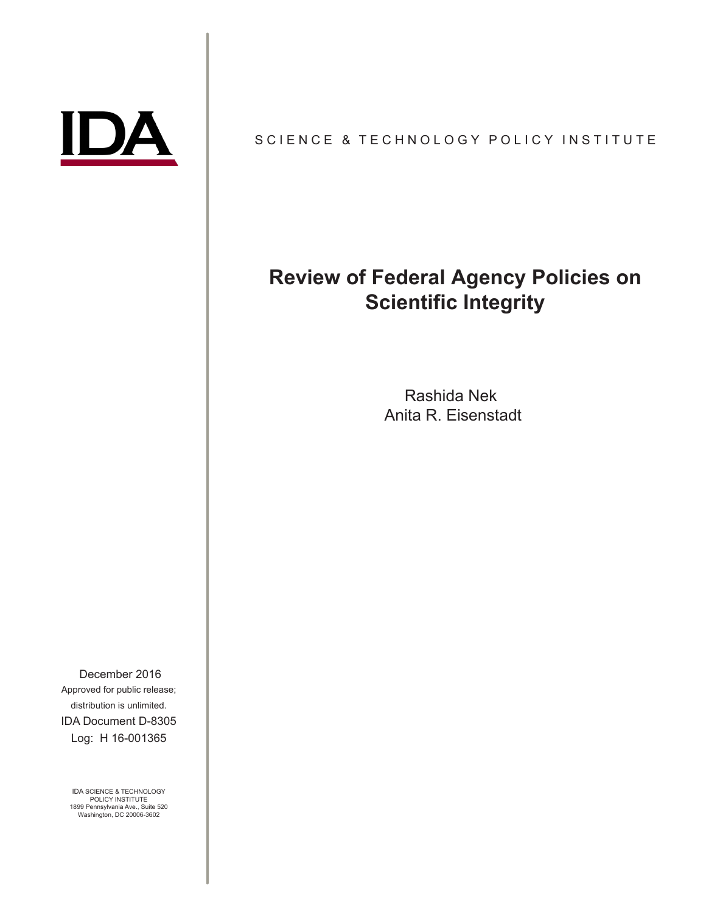IDA

SCIENCE & TECHNOLOGY POLICY INSTITUTE

# Review of Federal Agency Policies on Scientific Integrity

Rashida Nek
Anita R. Eisenstadt

December 2016
Approved for public release;
distribution is unlimited.
IDA Document D-8305
Log: H 16-001365

IDA SCIENCE & TECHNOLOGY
POLICY INSTITUTE
1899 Pennsylvania Ave., Suite 520
Washington, DC 20006-3602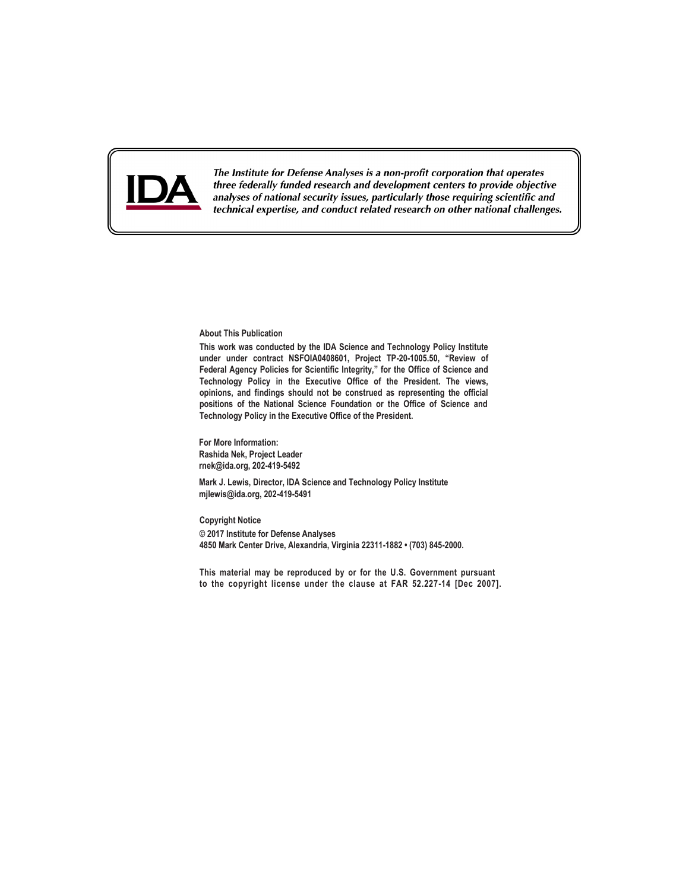IDA

*The Institute for Defense Analyses is a non-profit corporation that operates three federally funded research and development centers to provide objective analyses of national security issues, particularly those requiring scientific and technical expertise, and conduct related research on other national challenges.*

**About This Publication**

**This work was conducted by the IDA Science and Technology Policy Institute under under contract NSFOIA0408601, Project TP-20-1005.50, "Review of Federal Agency Policies for Scientific Integrity," for the Office of Science and Technology Policy in the Executive Office of the President. The views, opinions, and findings should not be construed as representing the official positions of the National Science Foundation or the Office of Science and Technology Policy in the Executive Office of the President.**

**For More Information:**
**Rashida Nek, Project Leader**
**rnek@ida.org, 202-419-5492**

**Mark J. Lewis, Director, IDA Science and Technology Policy Institute**
**mjlewis@ida.org, 202-419-5491**

**Copyright Notice**

**© 2017 Institute for Defense Analyses**
**4850 Mark Center Drive, Alexandria, Virginia 22311-1882 • (703) 845-2000.**

**This material may be reproduced by or for the U.S. Government pursuant to the copyright license under the clause at FAR 52.227-14 [Dec 2007].**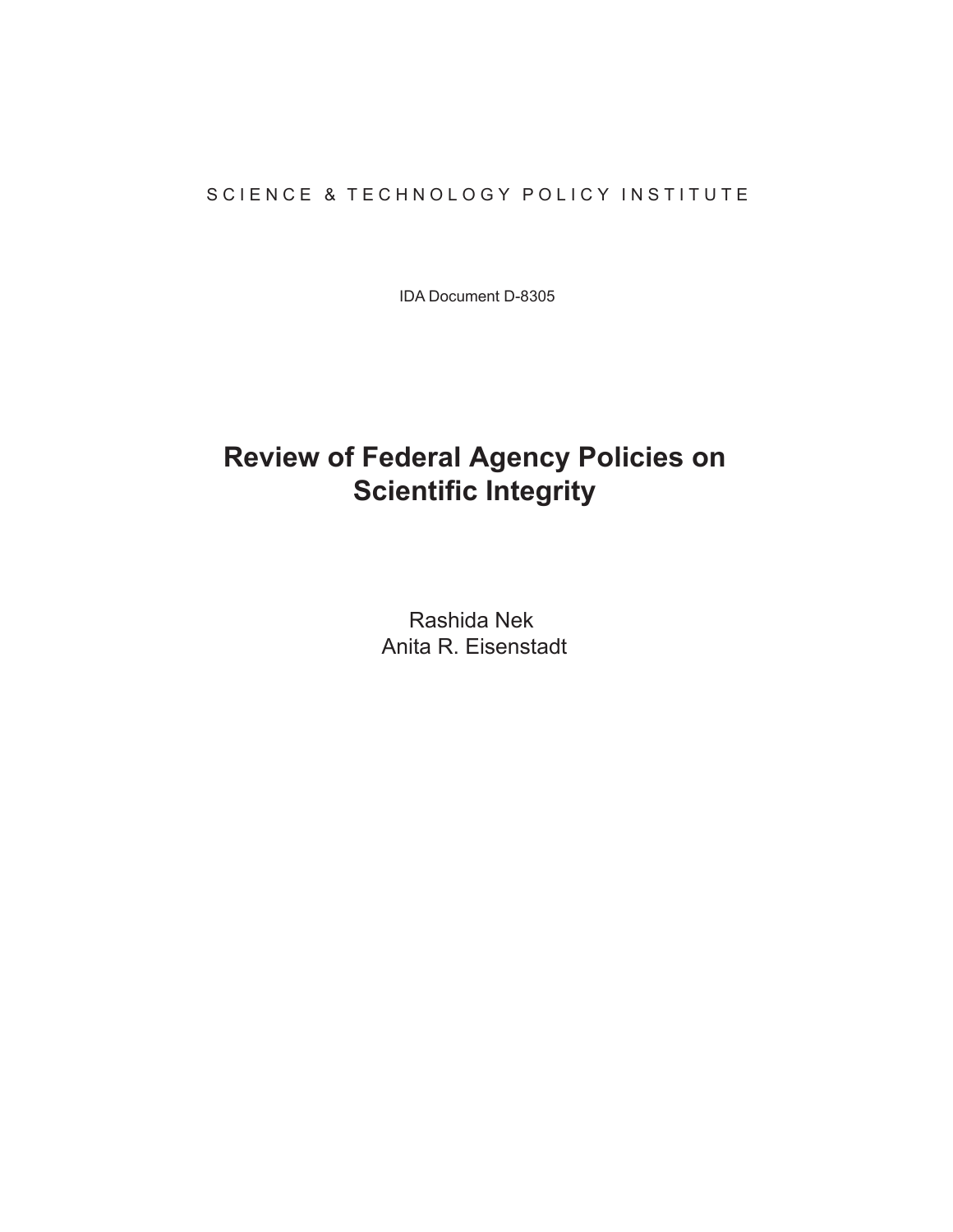SCIENCE & TECHNOLOGY POLICY INSTITUTE

IDA Document D-8305

# Review of Federal Agency Policies on Scientific Integrity

Rashida Nek
Anita R. Eisenstadt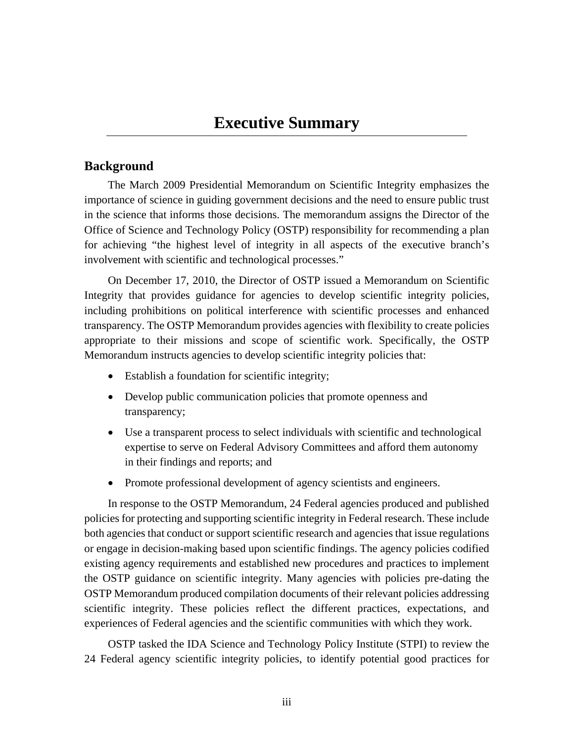# Executive Summary

## Background

The March 2009 Presidential Memorandum on Scientific Integrity emphasizes the importance of science in guiding government decisions and the need to ensure public trust in the science that informs those decisions. The memorandum assigns the Director of the Office of Science and Technology Policy (OSTP) responsibility for recommending a plan for achieving "the highest level of integrity in all aspects of the executive branch's involvement with scientific and technological processes."

On December 17, 2010, the Director of OSTP issued a Memorandum on Scientific Integrity that provides guidance for agencies to develop scientific integrity policies, including prohibitions on political interference with scientific processes and enhanced transparency. The OSTP Memorandum provides agencies with flexibility to create policies appropriate to their missions and scope of scientific work. Specifically, the OSTP Memorandum instructs agencies to develop scientific integrity policies that:

- Establish a foundation for scientific integrity;
- Develop public communication policies that promote openness and transparency;
- Use a transparent process to select individuals with scientific and technological expertise to serve on Federal Advisory Committees and afford them autonomy in their findings and reports; and
- Promote professional development of agency scientists and engineers.

In response to the OSTP Memorandum, 24 Federal agencies produced and published policies for protecting and supporting scientific integrity in Federal research. These include both agencies that conduct or support scientific research and agencies that issue regulations or engage in decision-making based upon scientific findings. The agency policies codified existing agency requirements and established new procedures and practices to implement the OSTP guidance on scientific integrity. Many agencies with policies pre-dating the OSTP Memorandum produced compilation documents of their relevant policies addressing scientific integrity. These policies reflect the different practices, expectations, and experiences of Federal agencies and the scientific communities with which they work.

OSTP tasked the IDA Science and Technology Policy Institute (STPI) to review the 24 Federal agency scientific integrity policies, to identify potential good practices for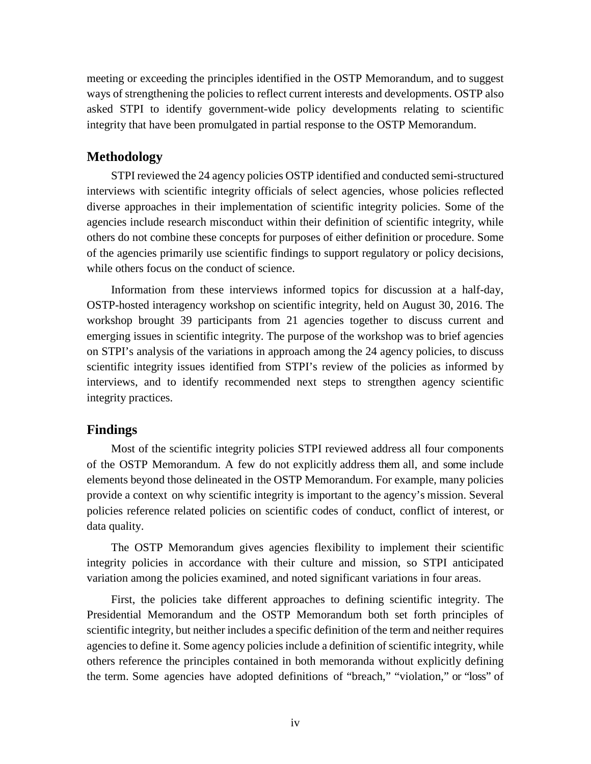meeting or exceeding the principles identified in the OSTP Memorandum, and to suggest ways of strengthening the policies to reflect current interests and developments. OSTP also asked STPI to identify government-wide policy developments relating to scientific integrity that have been promulgated in partial response to the OSTP Memorandum.

## Methodology

STPI reviewed the 24 agency policies OSTP identified and conducted semi-structured interviews with scientific integrity officials of select agencies, whose policies reflected diverse approaches in their implementation of scientific integrity policies. Some of the agencies include research misconduct within their definition of scientific integrity, while others do not combine these concepts for purposes of either definition or procedure. Some of the agencies primarily use scientific findings to support regulatory or policy decisions, while others focus on the conduct of science.

Information from these interviews informed topics for discussion at a half-day, OSTP-hosted interagency workshop on scientific integrity, held on August 30, 2016. The workshop brought 39 participants from 21 agencies together to discuss current and emerging issues in scientific integrity. The purpose of the workshop was to brief agencies on STPI's analysis of the variations in approach among the 24 agency policies, to discuss scientific integrity issues identified from STPI's review of the policies as informed by interviews, and to identify recommended next steps to strengthen agency scientific integrity practices.

## Findings

Most of the scientific integrity policies STPI reviewed address all four components of the OSTP Memorandum. A few do not explicitly address them all, and some include elements beyond those delineated in the OSTP Memorandum. For example, many policies provide a context on why scientific integrity is important to the agency's mission. Several policies reference related policies on scientific codes of conduct, conflict of interest, or data quality.

The OSTP Memorandum gives agencies flexibility to implement their scientific integrity policies in accordance with their culture and mission, so STPI anticipated variation among the policies examined, and noted significant variations in four areas.

First, the policies take different approaches to defining scientific integrity. The Presidential Memorandum and the OSTP Memorandum both set forth principles of scientific integrity, but neither includes a specific definition of the term and neither requires agencies to define it. Some agency policies include a definition of scientific integrity, while others reference the principles contained in both memoranda without explicitly defining the term. Some agencies have adopted definitions of "breach," "violation," or "loss" of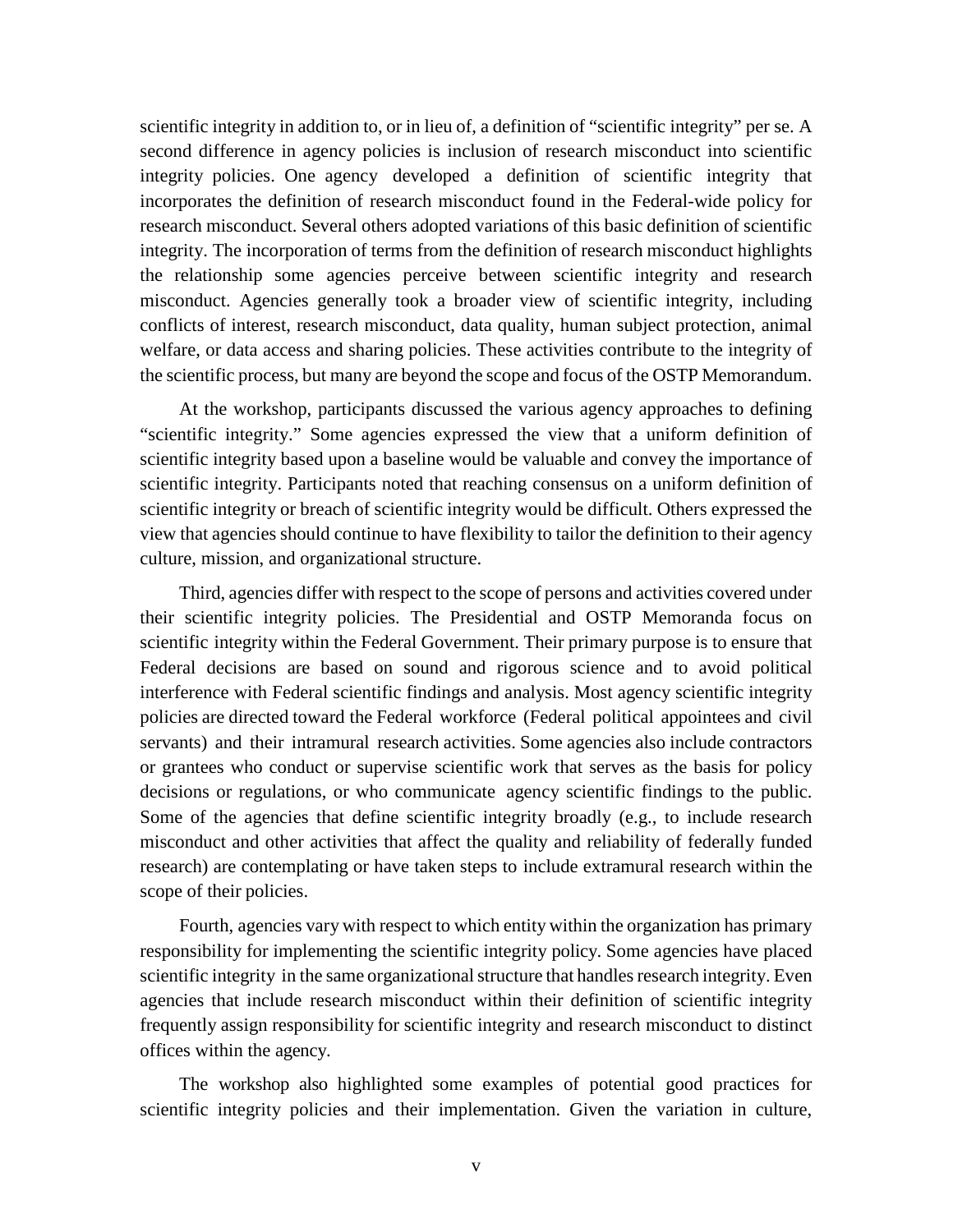scientific integrity in addition to, or in lieu of, a definition of "scientific integrity" per se. A second difference in agency policies is inclusion of research misconduct into scientific integrity policies. One agency developed a definition of scientific integrity that incorporates the definition of research misconduct found in the Federal-wide policy for research misconduct. Several others adopted variations of this basic definition of scientific integrity. The incorporation of terms from the definition of research misconduct highlights the relationship some agencies perceive between scientific integrity and research misconduct. Agencies generally took a broader view of scientific integrity, including conflicts of interest, research misconduct, data quality, human subject protection, animal welfare, or data access and sharing policies. These activities contribute to the integrity of the scientific process, but many are beyond the scope and focus of the OSTP Memorandum.

At the workshop, participants discussed the various agency approaches to defining "scientific integrity." Some agencies expressed the view that a uniform definition of scientific integrity based upon a baseline would be valuable and convey the importance of scientific integrity. Participants noted that reaching consensus on a uniform definition of scientific integrity or breach of scientific integrity would be difficult. Others expressed the view that agencies should continue to have flexibility to tailor the definition to their agency culture, mission, and organizational structure.

Third, agencies differ with respect to the scope of persons and activities covered under their scientific integrity policies. The Presidential and OSTP Memoranda focus on scientific integrity within the Federal Government. Their primary purpose is to ensure that Federal decisions are based on sound and rigorous science and to avoid political interference with Federal scientific findings and analysis. Most agency scientific integrity policies are directed toward the Federal workforce (Federal political appointees and civil servants) and their intramural research activities. Some agencies also include contractors or grantees who conduct or supervise scientific work that serves as the basis for policy decisions or regulations, or who communicate agency scientific findings to the public. Some of the agencies that define scientific integrity broadly (e.g., to include research misconduct and other activities that affect the quality and reliability of federally funded research) are contemplating or have taken steps to include extramural research within the scope of their policies.

Fourth, agencies vary with respect to which entity within the organization has primary responsibility for implementing the scientific integrity policy. Some agencies have placed scientific integrity in the same organizational structure that handles research integrity. Even agencies that include research misconduct within their definition of scientific integrity frequently assign responsibility for scientific integrity and research misconduct to distinct offices within the agency.

The workshop also highlighted some examples of potential good practices for scientific integrity policies and their implementation. Given the variation in culture,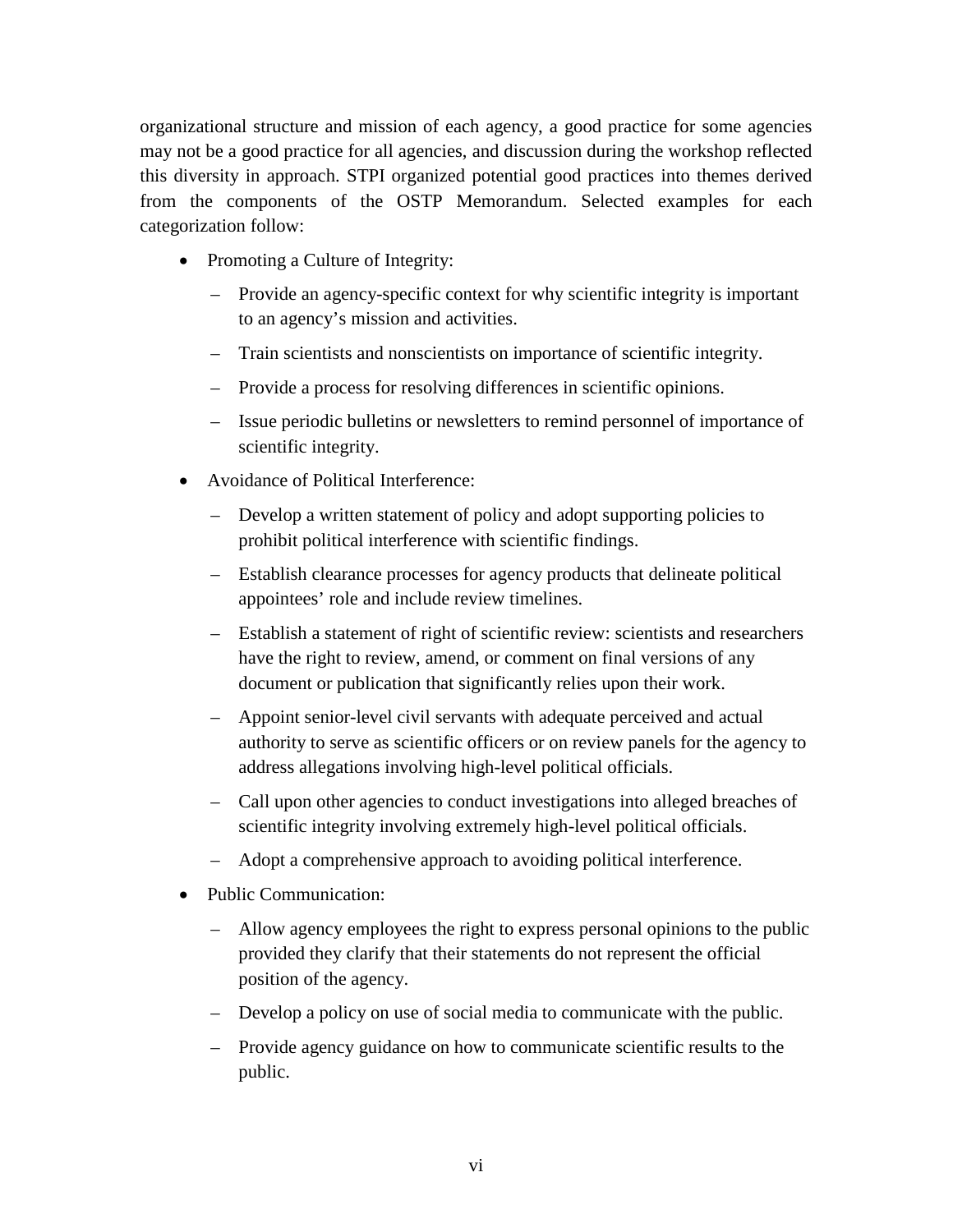organizational structure and mission of each agency, a good practice for some agencies may not be a good practice for all agencies, and discussion during the workshop reflected this diversity in approach. STPI organized potential good practices into themes derived from the components of the OSTP Memorandum. Selected examples for each categorization follow:

- Promoting a Culture of Integrity:
  - Provide an agency-specific context for why scientific integrity is important to an agency's mission and activities.
  - Train scientists and nonscientists on importance of scientific integrity.
  - Provide a process for resolving differences in scientific opinions.
  - Issue periodic bulletins or newsletters to remind personnel of importance of scientific integrity.
- Avoidance of Political Interference:
  - Develop a written statement of policy and adopt supporting policies to prohibit political interference with scientific findings.
  - Establish clearance processes for agency products that delineate political appointees' role and include review timelines.
  - Establish a statement of right of scientific review: scientists and researchers have the right to review, amend, or comment on final versions of any document or publication that significantly relies upon their work.
  - Appoint senior-level civil servants with adequate perceived and actual authority to serve as scientific officers or on review panels for the agency to address allegations involving high-level political officials.
  - Call upon other agencies to conduct investigations into alleged breaches of scientific integrity involving extremely high-level political officials.
  - Adopt a comprehensive approach to avoiding political interference.
- Public Communication:
  - Allow agency employees the right to express personal opinions to the public provided they clarify that their statements do not represent the official position of the agency.
  - Develop a policy on use of social media to communicate with the public.
  - Provide agency guidance on how to communicate scientific results to the public.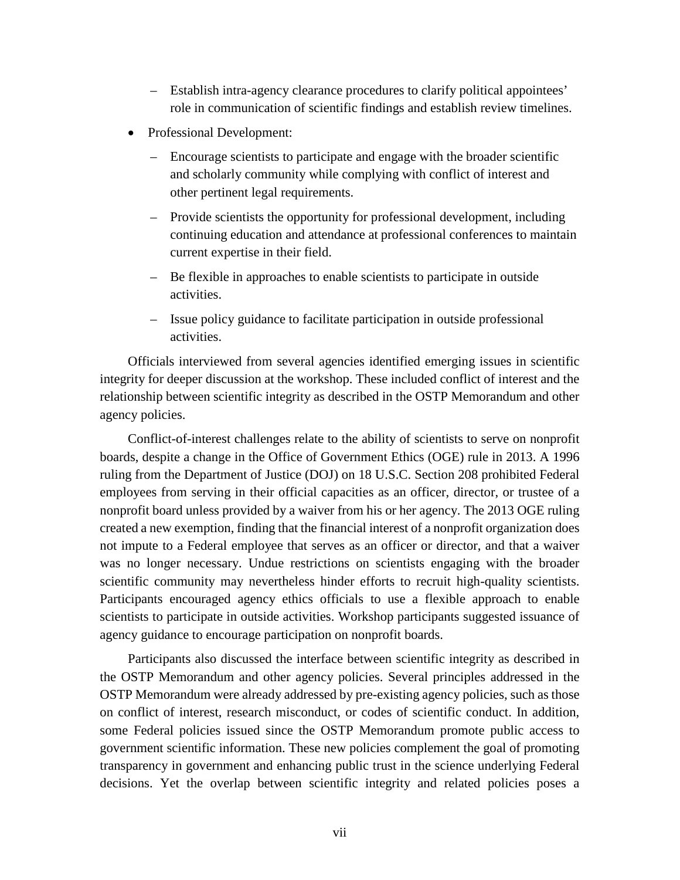- Establish intra-agency clearance procedures to clarify political appointees' role in communication of scientific findings and establish review timelines.

- Professional Development:
  - Encourage scientists to participate and engage with the broader scientific and scholarly community while complying with conflict of interest and other pertinent legal requirements.
  - Provide scientists the opportunity for professional development, including continuing education and attendance at professional conferences to maintain current expertise in their field.
  - Be flexible in approaches to enable scientists to participate in outside activities.
  - Issue policy guidance to facilitate participation in outside professional activities.

Officials interviewed from several agencies identified emerging issues in scientific integrity for deeper discussion at the workshop. These included conflict of interest and the relationship between scientific integrity as described in the OSTP Memorandum and other agency policies.

Conflict-of-interest challenges relate to the ability of scientists to serve on nonprofit boards, despite a change in the Office of Government Ethics (OGE) rule in 2013. A 1996 ruling from the Department of Justice (DOJ) on 18 U.S.C. Section 208 prohibited Federal employees from serving in their official capacities as an officer, director, or trustee of a nonprofit board unless provided by a waiver from his or her agency. The 2013 OGE ruling created a new exemption, finding that the financial interest of a nonprofit organization does not impute to a Federal employee that serves as an officer or director, and that a waiver was no longer necessary. Undue restrictions on scientists engaging with the broader scientific community may nevertheless hinder efforts to recruit high-quality scientists. Participants encouraged agency ethics officials to use a flexible approach to enable scientists to participate in outside activities. Workshop participants suggested issuance of agency guidance to encourage participation on nonprofit boards.

Participants also discussed the interface between scientific integrity as described in the OSTP Memorandum and other agency policies. Several principles addressed in the OSTP Memorandum were already addressed by pre-existing agency policies, such as those on conflict of interest, research misconduct, or codes of scientific conduct. In addition, some Federal policies issued since the OSTP Memorandum promote public access to government scientific information. These new policies complement the goal of promoting transparency in government and enhancing public trust in the science underlying Federal decisions. Yet the overlap between scientific integrity and related policies poses a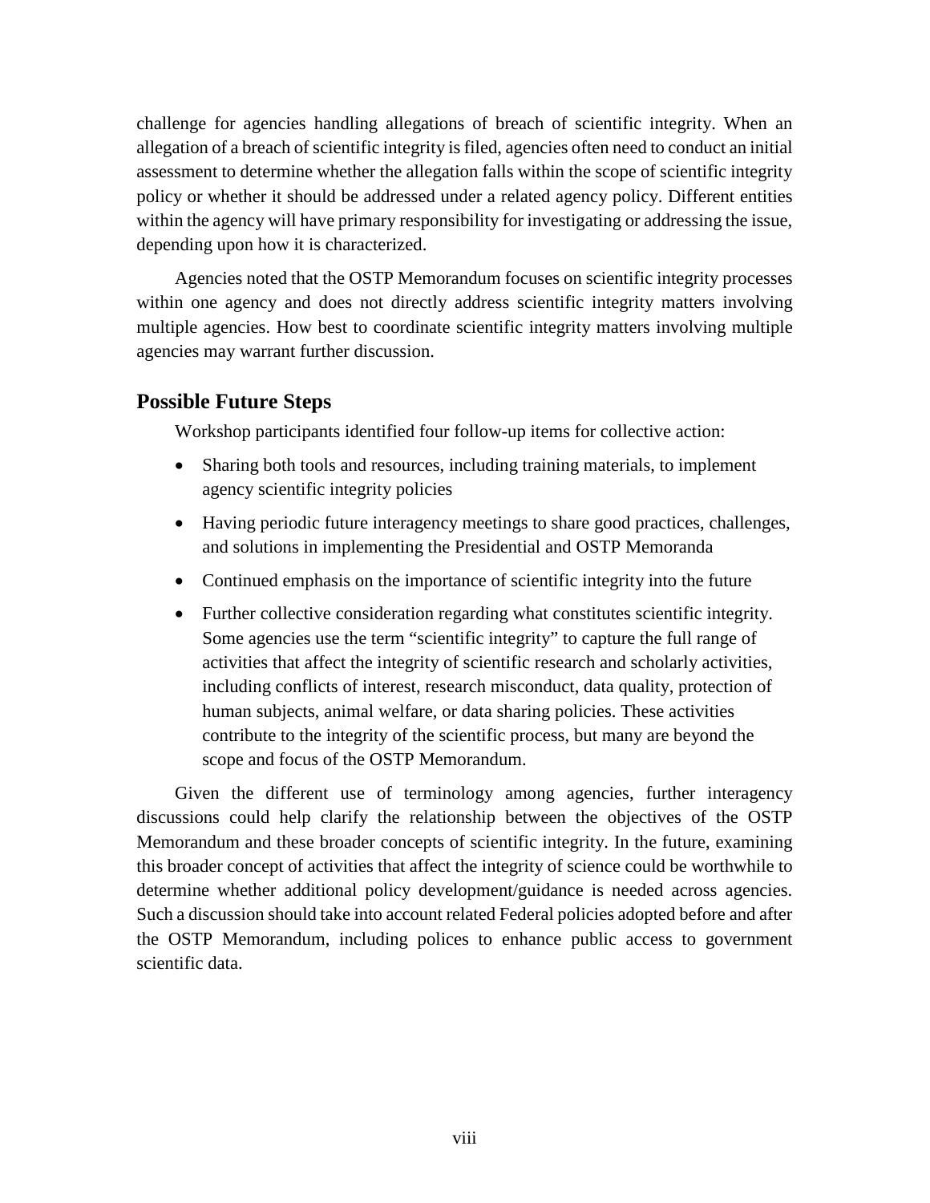challenge for agencies handling allegations of breach of scientific integrity. When an allegation of a breach of scientific integrity is filed, agencies often need to conduct an initial assessment to determine whether the allegation falls within the scope of scientific integrity policy or whether it should be addressed under a related agency policy. Different entities within the agency will have primary responsibility for investigating or addressing the issue, depending upon how it is characterized.

Agencies noted that the OSTP Memorandum focuses on scientific integrity processes within one agency and does not directly address scientific integrity matters involving multiple agencies. How best to coordinate scientific integrity matters involving multiple agencies may warrant further discussion.

## Possible Future Steps

Workshop participants identified four follow-up items for collective action:

- Sharing both tools and resources, including training materials, to implement agency scientific integrity policies
- Having periodic future interagency meetings to share good practices, challenges, and solutions in implementing the Presidential and OSTP Memoranda
- Continued emphasis on the importance of scientific integrity into the future
- Further collective consideration regarding what constitutes scientific integrity. Some agencies use the term "scientific integrity" to capture the full range of activities that affect the integrity of scientific research and scholarly activities, including conflicts of interest, research misconduct, data quality, protection of human subjects, animal welfare, or data sharing policies. These activities contribute to the integrity of the scientific process, but many are beyond the scope and focus of the OSTP Memorandum.

Given the different use of terminology among agencies, further interagency discussions could help clarify the relationship between the objectives of the OSTP Memorandum and these broader concepts of scientific integrity. In the future, examining this broader concept of activities that affect the integrity of science could be worthwhile to determine whether additional policy development/guidance is needed across agencies. Such a discussion should take into account related Federal policies adopted before and after the OSTP Memorandum, including polices to enhance public access to government scientific data.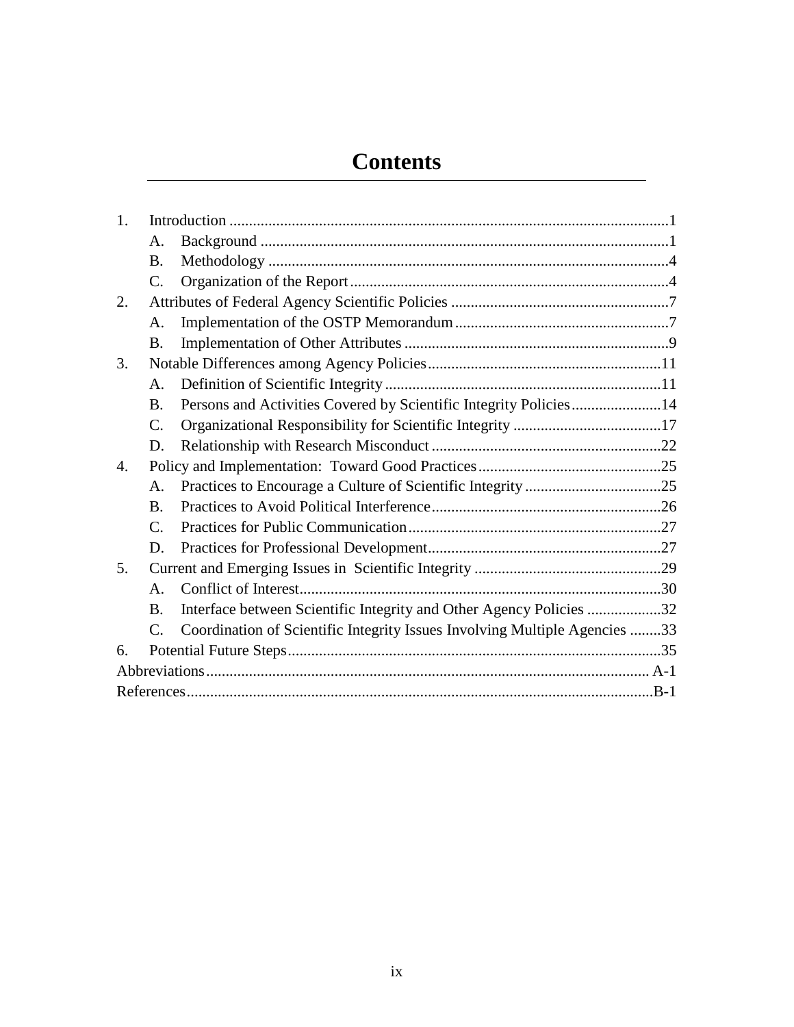# Contents

1. Introduction ....................................................................................................1
   - A. Background ...........................................................................................1
   - B. Methodology ..........................................................................................4
   - C. Organization of the Report ....................................................................4
2. Attributes of Federal Agency Scientific Policies ..........................................7
   - A. Implementation of the OSTP Memorandum ..........................................7
   - B. Implementation of Other Attributes ......................................................9
3. Notable Differences among Agency Policies ...............................................11
   - A. Definition of Scientific Integrity ..........................................................11
   - B. Persons and Activities Covered by Scientific Integrity Policies ..........14
   - C. Organizational Responsibility for Scientific Integrity .........................17
   - D. Relationship with Research Misconduct ..............................................22
4. Policy and Implementation: Toward Good Practices ..................................25
   - A. Practices to Encourage a Culture of Scientific Integrity ......................25
   - B. Practices to Avoid Political Interference ..............................................26
   - C. Practices for Public Communication ....................................................27
   - D. Practices for Professional Development ...............................................27
5. Current and Emerging Issues in Scientific Integrity ...................................29
   - A. Conflict of Interest ................................................................................30
   - B. Interface between Scientific Integrity and Other Agency Policies .......32
   - C. Coordination of Scientific Integrity Issues Involving Multiple Agencies ........33
6. Potential Future Steps ...................................................................................35

Abbreviations ..................................................................................................A-1

References .......................................................................................................B-1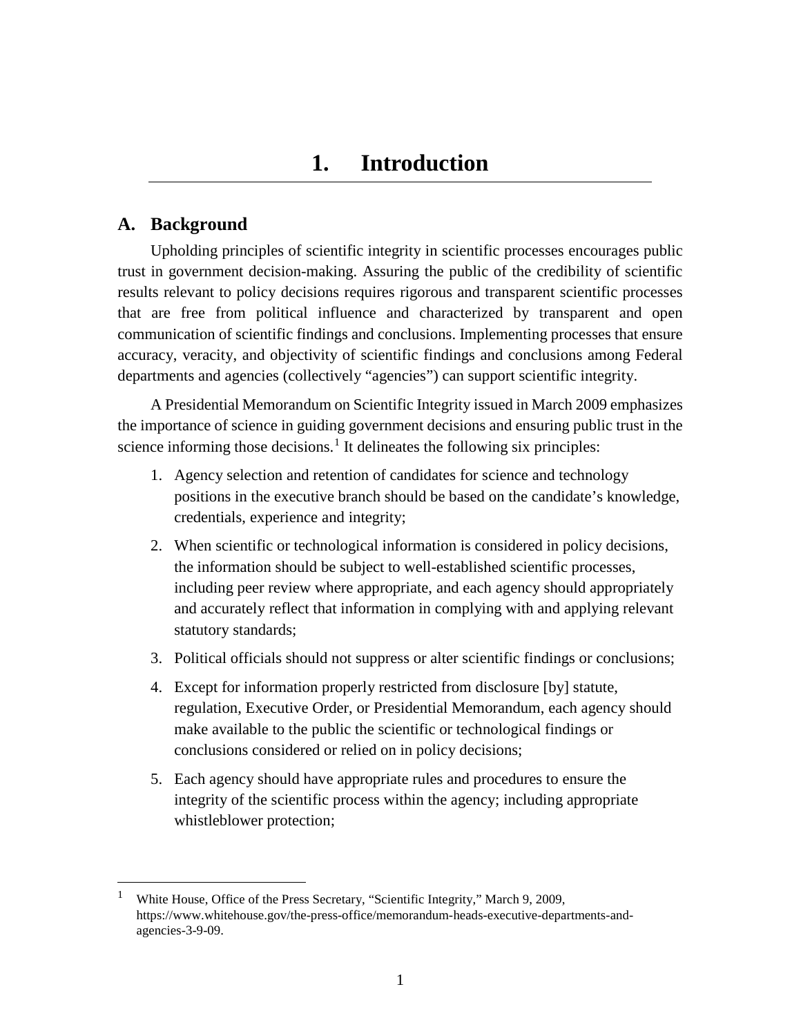# 1. Introduction

## A. Background

Upholding principles of scientific integrity in scientific processes encourages public trust in government decision-making. Assuring the public of the credibility of scientific results relevant to policy decisions requires rigorous and transparent scientific processes that are free from political influence and characterized by transparent and open communication of scientific findings and conclusions. Implementing processes that ensure accuracy, veracity, and objectivity of scientific findings and conclusions among Federal departments and agencies (collectively "agencies") can support scientific integrity.

A Presidential Memorandum on Scientific Integrity issued in March 2009 emphasizes the importance of science in guiding government decisions and ensuring public trust in the science informing those decisions.[1] It delineates the following six principles:

1. Agency selection and retention of candidates for science and technology positions in the executive branch should be based on the candidate's knowledge, credentials, experience and integrity;
2. When scientific or technological information is considered in policy decisions, the information should be subject to well-established scientific processes, including peer review where appropriate, and each agency should appropriately and accurately reflect that information in complying with and applying relevant statutory standards;
3. Political officials should not suppress or alter scientific findings or conclusions;
4. Except for information properly restricted from disclosure [by] statute, regulation, Executive Order, or Presidential Memorandum, each agency should make available to the public the scientific or technological findings or conclusions considered or relied on in policy decisions;
5. Each agency should have appropriate rules and procedures to ensure the integrity of the scientific process within the agency; including appropriate whistleblower protection;

[1] White House, Office of the Press Secretary, "Scientific Integrity," March 9, 2009, https://www.whitehouse.gov/the-press-office/memorandum-heads-executive-departments-and-agencies-3-9-09.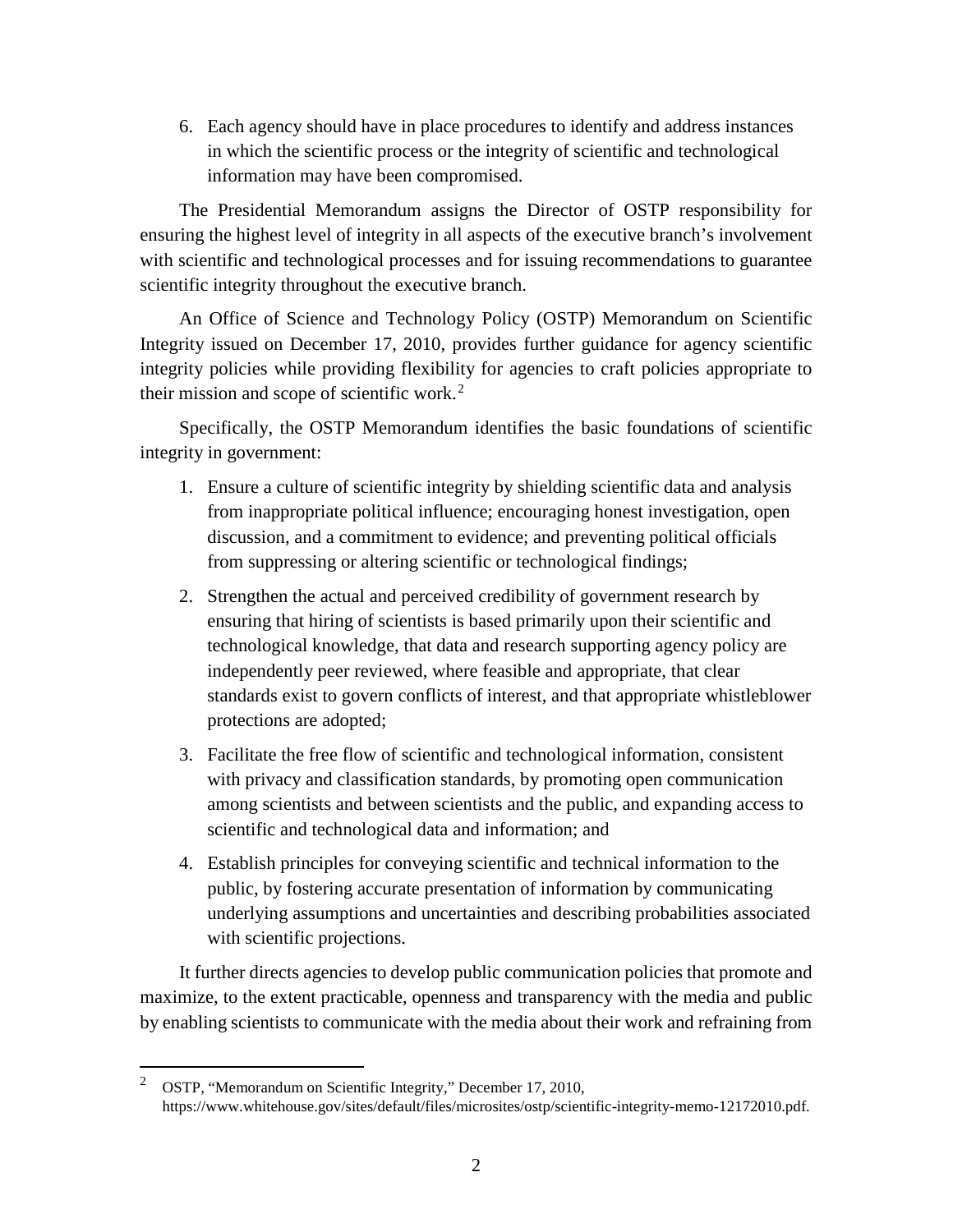6. Each agency should have in place procedures to identify and address instances in which the scientific process or the integrity of scientific and technological information may have been compromised.

The Presidential Memorandum assigns the Director of OSTP responsibility for ensuring the highest level of integrity in all aspects of the executive branch's involvement with scientific and technological processes and for issuing recommendations to guarantee scientific integrity throughout the executive branch.

An Office of Science and Technology Policy (OSTP) Memorandum on Scientific Integrity issued on December 17, 2010, provides further guidance for agency scientific integrity policies while providing flexibility for agencies to craft policies appropriate to their mission and scope of scientific work.[2]

Specifically, the OSTP Memorandum identifies the basic foundations of scientific integrity in government:

1. Ensure a culture of scientific integrity by shielding scientific data and analysis from inappropriate political influence; encouraging honest investigation, open discussion, and a commitment to evidence; and preventing political officials from suppressing or altering scientific or technological findings;
2. Strengthen the actual and perceived credibility of government research by ensuring that hiring of scientists is based primarily upon their scientific and technological knowledge, that data and research supporting agency policy are independently peer reviewed, where feasible and appropriate, that clear standards exist to govern conflicts of interest, and that appropriate whistleblower protections are adopted;
3. Facilitate the free flow of scientific and technological information, consistent with privacy and classification standards, by promoting open communication among scientists and between scientists and the public, and expanding access to scientific and technological data and information; and
4. Establish principles for conveying scientific and technical information to the public, by fostering accurate presentation of information by communicating underlying assumptions and uncertainties and describing probabilities associated with scientific projections.

It further directs agencies to develop public communication policies that promote and maximize, to the extent practicable, openness and transparency with the media and public by enabling scientists to communicate with the media about their work and refraining from

[2] OSTP, "Memorandum on Scientific Integrity," December 17, 2010, https://www.whitehouse.gov/sites/default/files/microsites/ostp/scientific-integrity-memo-12172010.pdf.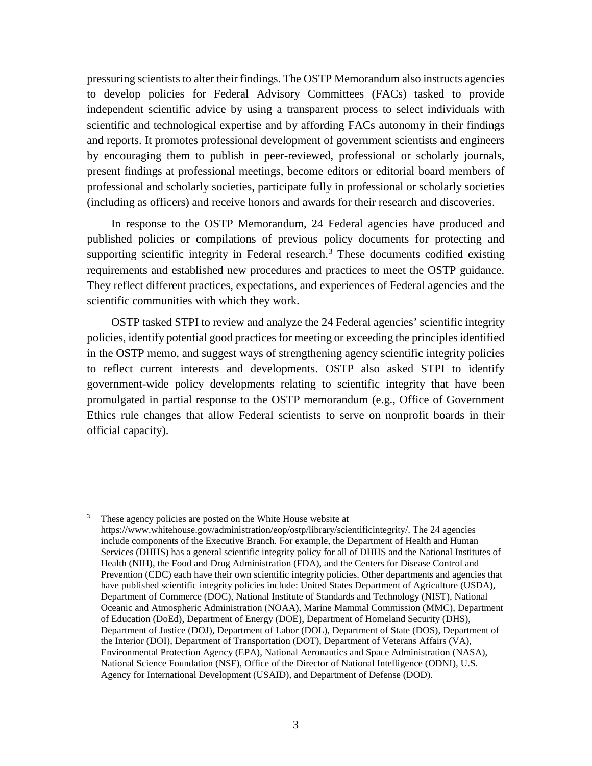pressuring scientists to alter their findings. The OSTP Memorandum also instructs agencies to develop policies for Federal Advisory Committees (FACs) tasked to provide independent scientific advice by using a transparent process to select individuals with scientific and technological expertise and by affording FACs autonomy in their findings and reports. It promotes professional development of government scientists and engineers by encouraging them to publish in peer-reviewed, professional or scholarly journals, present findings at professional meetings, become editors or editorial board members of professional and scholarly societies, participate fully in professional or scholarly societies (including as officers) and receive honors and awards for their research and discoveries.

In response to the OSTP Memorandum, 24 Federal agencies have produced and published policies or compilations of previous policy documents for protecting and supporting scientific integrity in Federal research.[3] These documents codified existing requirements and established new procedures and practices to meet the OSTP guidance. They reflect different practices, expectations, and experiences of Federal agencies and the scientific communities with which they work.

OSTP tasked STPI to review and analyze the 24 Federal agencies' scientific integrity policies, identify potential good practices for meeting or exceeding the principles identified in the OSTP memo, and suggest ways of strengthening agency scientific integrity policies to reflect current interests and developments. OSTP also asked STPI to identify government-wide policy developments relating to scientific integrity that have been promulgated in partial response to the OSTP memorandum (e.g., Office of Government Ethics rule changes that allow Federal scientists to serve on nonprofit boards in their official capacity).

---

[3] These agency policies are posted on the White House website at https://www.whitehouse.gov/administration/eop/ostp/library/scientificintegrity/. The 24 agencies include components of the Executive Branch. For example, the Department of Health and Human Services (DHHS) has a general scientific integrity policy for all of DHHS and the National Institutes of Health (NIH), the Food and Drug Administration (FDA), and the Centers for Disease Control and Prevention (CDC) each have their own scientific integrity policies. Other departments and agencies that have published scientific integrity policies include: United States Department of Agriculture (USDA), Department of Commerce (DOC), National Institute of Standards and Technology (NIST), National Oceanic and Atmospheric Administration (NOAA), Marine Mammal Commission (MMC), Department of Education (DoEd), Department of Energy (DOE), Department of Homeland Security (DHS), Department of Justice (DOJ), Department of Labor (DOL), Department of State (DOS), Department of the Interior (DOI), Department of Transportation (DOT), Department of Veterans Affairs (VA), Environmental Protection Agency (EPA), National Aeronautics and Space Administration (NASA), National Science Foundation (NSF), Office of the Director of National Intelligence (ODNI), U.S. Agency for International Development (USAID), and Department of Defense (DOD).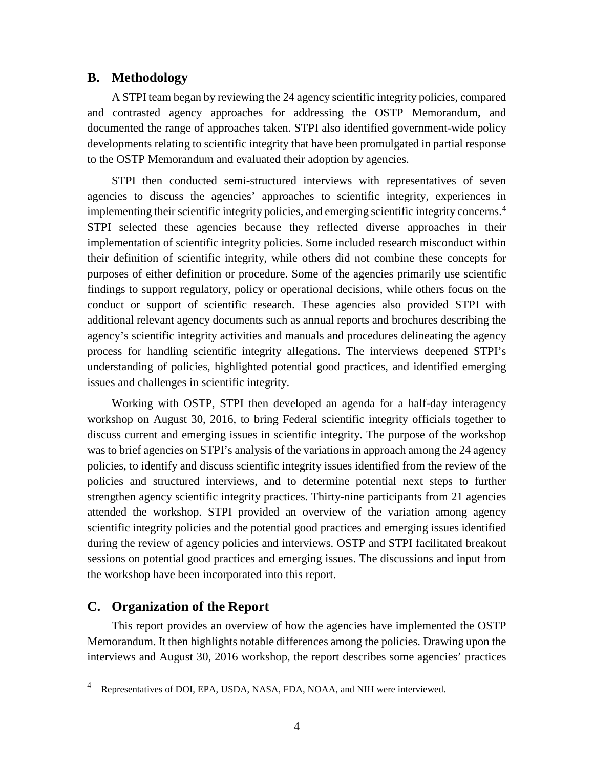## B. Methodology

A STPI team began by reviewing the 24 agency scientific integrity policies, compared and contrasted agency approaches for addressing the OSTP Memorandum, and documented the range of approaches taken. STPI also identified government-wide policy developments relating to scientific integrity that have been promulgated in partial response to the OSTP Memorandum and evaluated their adoption by agencies.

STPI then conducted semi-structured interviews with representatives of seven agencies to discuss the agencies' approaches to scientific integrity, experiences in implementing their scientific integrity policies, and emerging scientific integrity concerns.[4] STPI selected these agencies because they reflected diverse approaches in their implementation of scientific integrity policies. Some included research misconduct within their definition of scientific integrity, while others did not combine these concepts for purposes of either definition or procedure. Some of the agencies primarily use scientific findings to support regulatory, policy or operational decisions, while others focus on the conduct or support of scientific research. These agencies also provided STPI with additional relevant agency documents such as annual reports and brochures describing the agency's scientific integrity activities and manuals and procedures delineating the agency process for handling scientific integrity allegations. The interviews deepened STPI's understanding of policies, highlighted potential good practices, and identified emerging issues and challenges in scientific integrity.

Working with OSTP, STPI then developed an agenda for a half-day interagency workshop on August 30, 2016, to bring Federal scientific integrity officials together to discuss current and emerging issues in scientific integrity. The purpose of the workshop was to brief agencies on STPI's analysis of the variations in approach among the 24 agency policies, to identify and discuss scientific integrity issues identified from the review of the policies and structured interviews, and to determine potential next steps to further strengthen agency scientific integrity practices. Thirty-nine participants from 21 agencies attended the workshop. STPI provided an overview of the variation among agency scientific integrity policies and the potential good practices and emerging issues identified during the review of agency policies and interviews. OSTP and STPI facilitated breakout sessions on potential good practices and emerging issues. The discussions and input from the workshop have been incorporated into this report.

## C. Organization of the Report

This report provides an overview of how the agencies have implemented the OSTP Memorandum. It then highlights notable differences among the policies. Drawing upon the interviews and August 30, 2016 workshop, the report describes some agencies' practices

---

[4] Representatives of DOI, EPA, USDA, NASA, FDA, NOAA, and NIH were interviewed.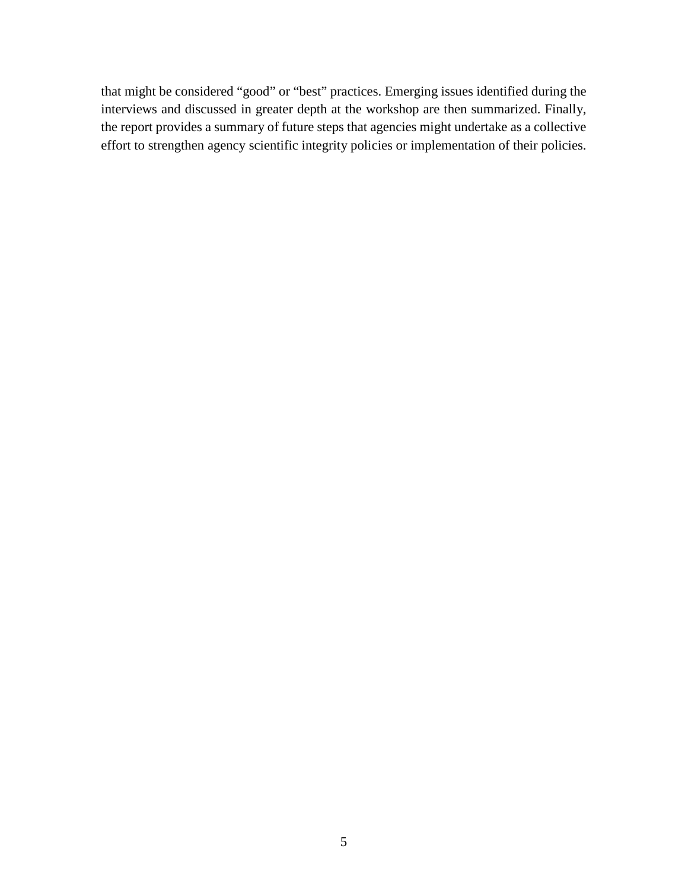that might be considered “good” or “best” practices. Emerging issues identified during the interviews and discussed in greater depth at the workshop are then summarized. Finally, the report provides a summary of future steps that agencies might undertake as a collective effort to strengthen agency scientific integrity policies or implementation of their policies.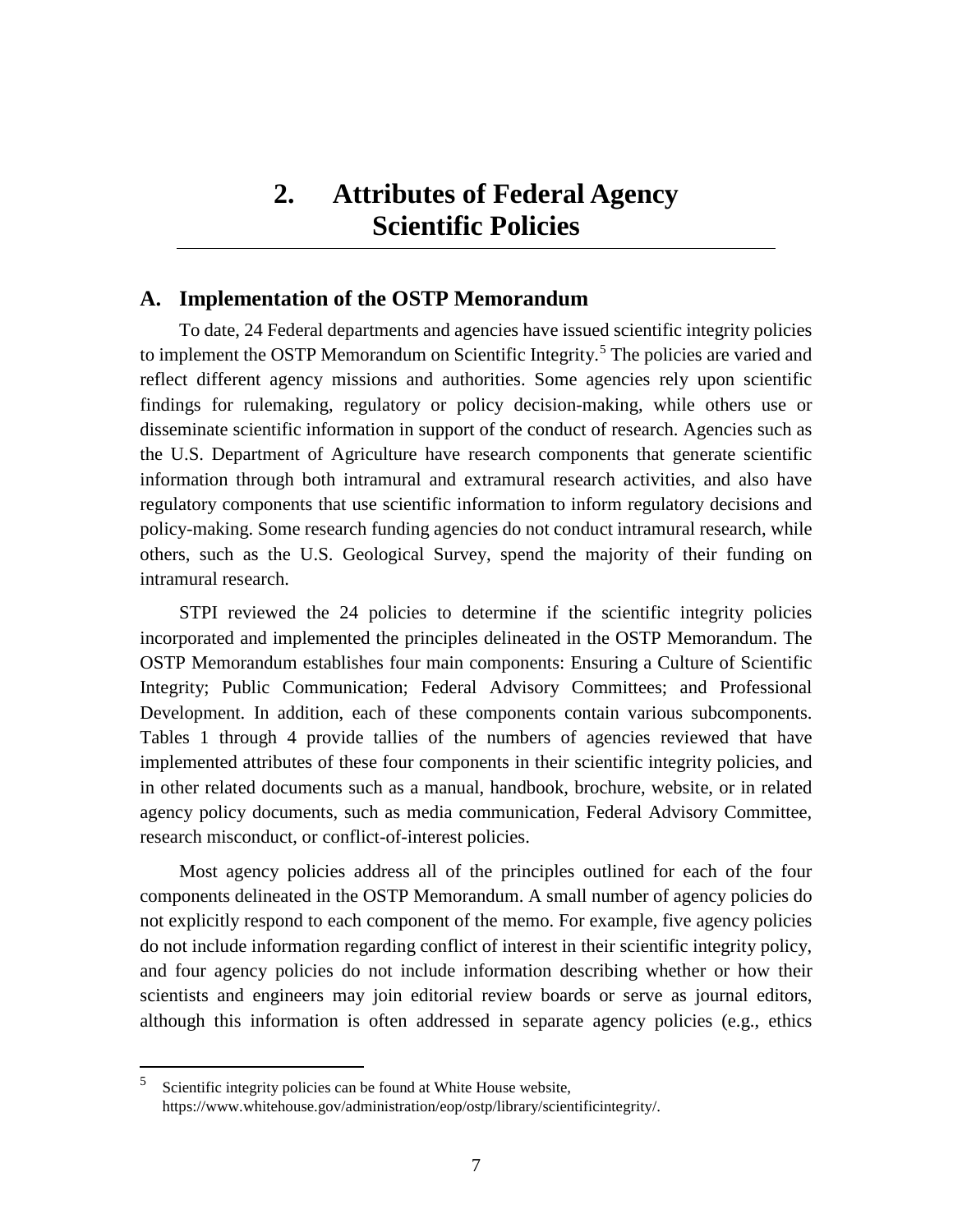# 2. Attributes of Federal Agency Scientific Policies

## A. Implementation of the OSTP Memorandum

To date, 24 Federal departments and agencies have issued scientific integrity policies to implement the OSTP Memorandum on Scientific Integrity.[5] The policies are varied and reflect different agency missions and authorities. Some agencies rely upon scientific findings for rulemaking, regulatory or policy decision-making, while others use or disseminate scientific information in support of the conduct of research. Agencies such as the U.S. Department of Agriculture have research components that generate scientific information through both intramural and extramural research activities, and also have regulatory components that use scientific information to inform regulatory decisions and policy-making. Some research funding agencies do not conduct intramural research, while others, such as the U.S. Geological Survey, spend the majority of their funding on intramural research.

STPI reviewed the 24 policies to determine if the scientific integrity policies incorporated and implemented the principles delineated in the OSTP Memorandum. The OSTP Memorandum establishes four main components: Ensuring a Culture of Scientific Integrity; Public Communication; Federal Advisory Committees; and Professional Development. In addition, each of these components contain various subcomponents. Tables 1 through 4 provide tallies of the numbers of agencies reviewed that have implemented attributes of these four components in their scientific integrity policies, and in other related documents such as a manual, handbook, brochure, website, or in related agency policy documents, such as media communication, Federal Advisory Committee, research misconduct, or conflict-of-interest policies.

Most agency policies address all of the principles outlined for each of the four components delineated in the OSTP Memorandum. A small number of agency policies do not explicitly respond to each component of the memo. For example, five agency policies do not include information regarding conflict of interest in their scientific integrity policy, and four agency policies do not include information describing whether or how their scientists and engineers may join editorial review boards or serve as journal editors, although this information is often addressed in separate agency policies (e.g., ethics

[5] Scientific integrity policies can be found at White House website, https://www.whitehouse.gov/administration/eop/ostp/library/scientificintegrity/.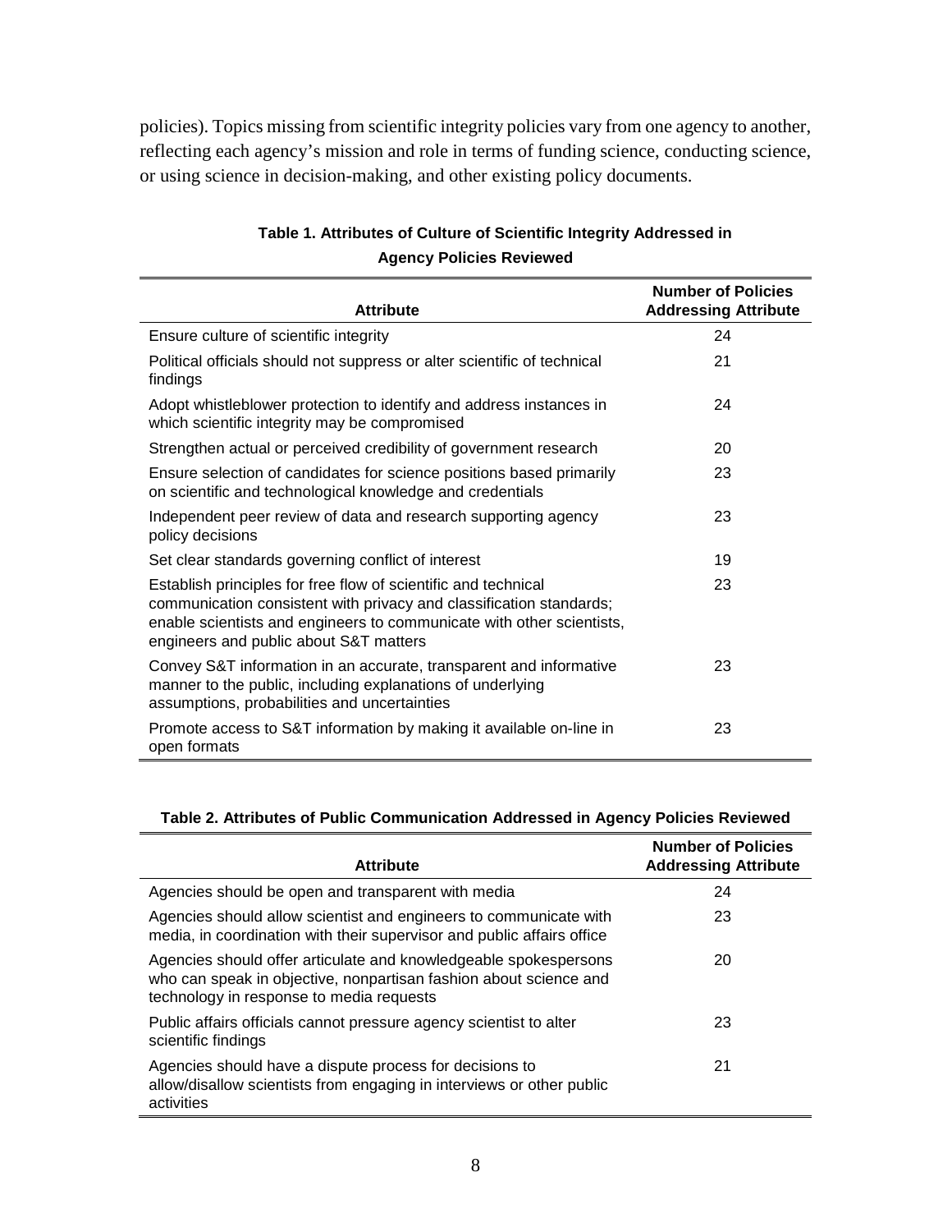policies). Topics missing from scientific integrity policies vary from one agency to another, reflecting each agency's mission and role in terms of funding science, conducting science, or using science in decision-making, and other existing policy documents.

**Table 1. Attributes of Culture of Scientific Integrity Addressed in Agency Policies Reviewed**

| Attribute | Number of Policies Addressing Attribute |
|---|---|
| Ensure culture of scientific integrity | 24 |
| Political officials should not suppress or alter scientific of technical findings | 21 |
| Adopt whistleblower protection to identify and address instances in which scientific integrity may be compromised | 24 |
| Strengthen actual or perceived credibility of government research | 20 |
| Ensure selection of candidates for science positions based primarily on scientific and technological knowledge and credentials | 23 |
| Independent peer review of data and research supporting agency policy decisions | 23 |
| Set clear standards governing conflict of interest | 19 |
| Establish principles for free flow of scientific and technical communication consistent with privacy and classification standards; enable scientists and engineers to communicate with other scientists, engineers and public about S&T matters | 23 |
| Convey S&T information in an accurate, transparent and informative manner to the public, including explanations of underlying assumptions, probabilities and uncertainties | 23 |
| Promote access to S&T information by making it available on-line in open formats | 23 |

**Table 2. Attributes of Public Communication Addressed in Agency Policies Reviewed**

| Attribute | Number of Policies Addressing Attribute |
|---|---|
| Agencies should be open and transparent with media | 24 |
| Agencies should allow scientist and engineers to communicate with media, in coordination with their supervisor and public affairs office | 23 |
| Agencies should offer articulate and knowledgeable spokespersons who can speak in objective, nonpartisan fashion about science and technology in response to media requests | 20 |
| Public affairs officials cannot pressure agency scientist to alter scientific findings | 23 |
| Agencies should have a dispute process for decisions to allow/disallow scientists from engaging in interviews or other public activities | 21 |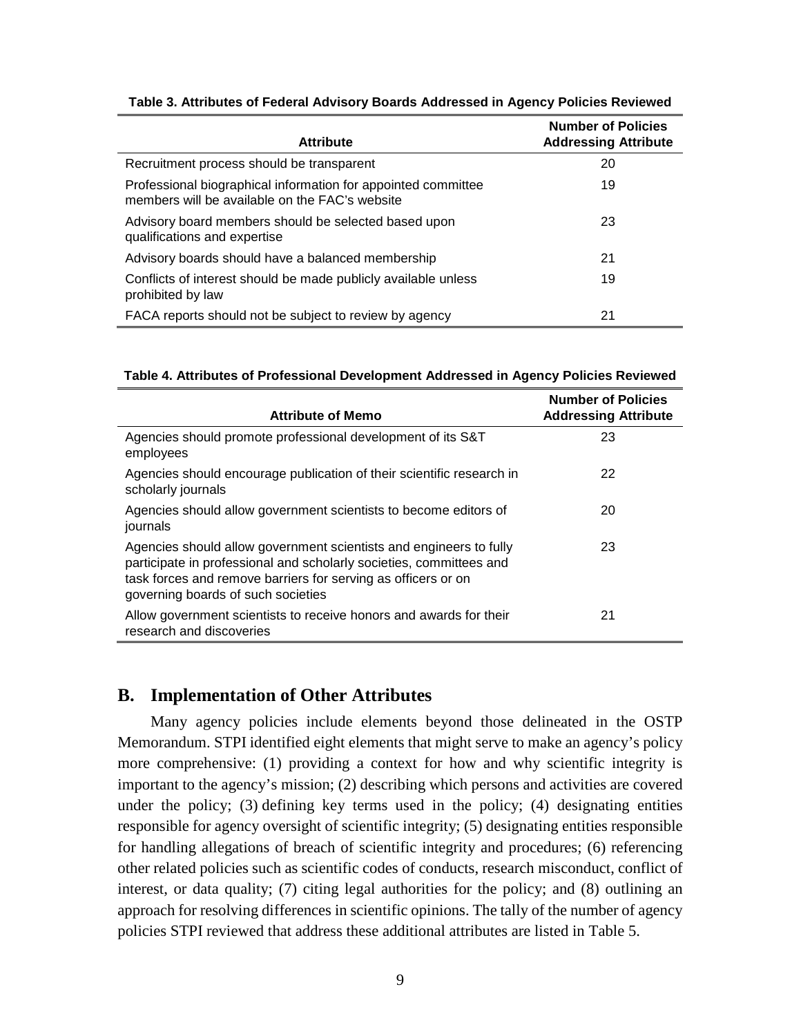**Table 3. Attributes of Federal Advisory Boards Addressed in Agency Policies Reviewed**

| Attribute | Number of Policies Addressing Attribute |
|---|---|
| Recruitment process should be transparent | 20 |
| Professional biographical information for appointed committee members will be available on the FAC's website | 19 |
| Advisory board members should be selected based upon qualifications and expertise | 23 |
| Advisory boards should have a balanced membership | 21 |
| Conflicts of interest should be made publicly available unless prohibited by law | 19 |
| FACA reports should not be subject to review by agency | 21 |

**Table 4. Attributes of Professional Development Addressed in Agency Policies Reviewed**

| Attribute of Memo | Number of Policies Addressing Attribute |
|---|---|
| Agencies should promote professional development of its S&T employees | 23 |
| Agencies should encourage publication of their scientific research in scholarly journals | 22 |
| Agencies should allow government scientists to become editors of journals | 20 |
| Agencies should allow government scientists and engineers to fully participate in professional and scholarly societies, committees and task forces and remove barriers for serving as officers or on governing boards of such societies | 23 |
| Allow government scientists to receive honors and awards for their research and discoveries | 21 |

## B. Implementation of Other Attributes

Many agency policies include elements beyond those delineated in the OSTP Memorandum. STPI identified eight elements that might serve to make an agency's policy more comprehensive: (1) providing a context for how and why scientific integrity is important to the agency's mission; (2) describing which persons and activities are covered under the policy; (3) defining key terms used in the policy; (4) designating entities responsible for agency oversight of scientific integrity; (5) designating entities responsible for handling allegations of breach of scientific integrity and procedures; (6) referencing other related policies such as scientific codes of conducts, research misconduct, conflict of interest, or data quality; (7) citing legal authorities for the policy; and (8) outlining an approach for resolving differences in scientific opinions. The tally of the number of agency policies STPI reviewed that address these additional attributes are listed in Table 5.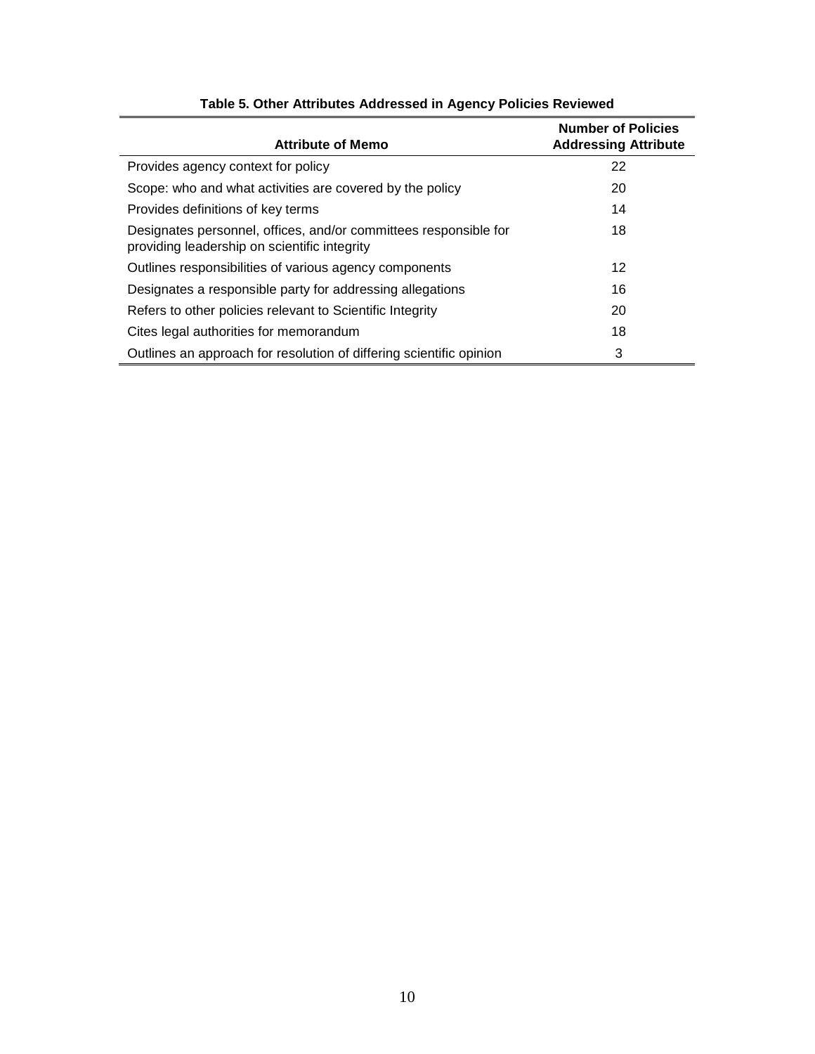**Table 5. Other Attributes Addressed in Agency Policies Reviewed**

| Attribute of Memo | Number of Policies Addressing Attribute |
|---|---|
| Provides agency context for policy | 22 |
| Scope: who and what activities are covered by the policy | 20 |
| Provides definitions of key terms | 14 |
| Designates personnel, offices, and/or committees responsible for providing leadership on scientific integrity | 18 |
| Outlines responsibilities of various agency components | 12 |
| Designates a responsible party for addressing allegations | 16 |
| Refers to other policies relevant to Scientific Integrity | 20 |
| Cites legal authorities for memorandum | 18 |
| Outlines an approach for resolution of differing scientific opinion | 3 |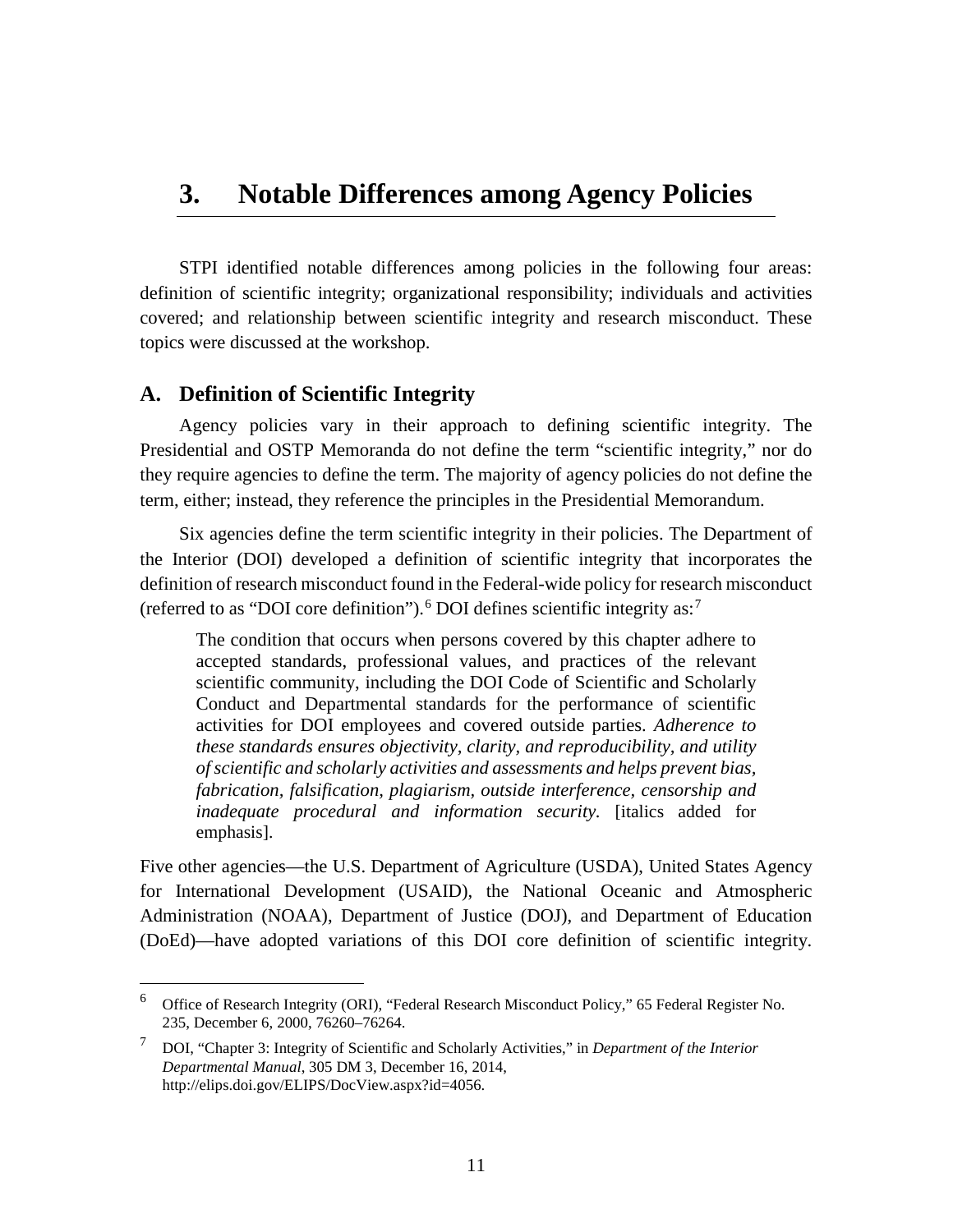# 3. Notable Differences among Agency Policies

STPI identified notable differences among policies in the following four areas: definition of scientific integrity; organizational responsibility; individuals and activities covered; and relationship between scientific integrity and research misconduct. These topics were discussed at the workshop.

## A. Definition of Scientific Integrity

Agency policies vary in their approach to defining scientific integrity. The Presidential and OSTP Memoranda do not define the term "scientific integrity," nor do they require agencies to define the term. The majority of agency policies do not define the term, either; instead, they reference the principles in the Presidential Memorandum.

Six agencies define the term scientific integrity in their policies. The Department of the Interior (DOI) developed a definition of scientific integrity that incorporates the definition of research misconduct found in the Federal-wide policy for research misconduct (referred to as "DOI core definition").[6] DOI defines scientific integrity as:[7]

> The condition that occurs when persons covered by this chapter adhere to accepted standards, professional values, and practices of the relevant scientific community, including the DOI Code of Scientific and Scholarly Conduct and Departmental standards for the performance of scientific activities for DOI employees and covered outside parties. *Adherence to these standards ensures objectivity, clarity, and reproducibility, and utility of scientific and scholarly activities and assessments and helps prevent bias, fabrication, falsification, plagiarism, outside interference, censorship and inadequate procedural and information security.* [italics added for emphasis].

Five other agencies—the U.S. Department of Agriculture (USDA), United States Agency for International Development (USAID), the National Oceanic and Atmospheric Administration (NOAA), Department of Justice (DOJ), and Department of Education (DoEd)—have adopted variations of this DOI core definition of scientific integrity.

---

[6] Office of Research Integrity (ORI), "Federal Research Misconduct Policy," 65 Federal Register No. 235, December 6, 2000, 76260–76264.

[7] DOI, "Chapter 3: Integrity of Scientific and Scholarly Activities," in *Department of the Interior Departmental Manual*, 305 DM 3, December 16, 2014, http://elips.doi.gov/ELIPS/DocView.aspx?id=4056.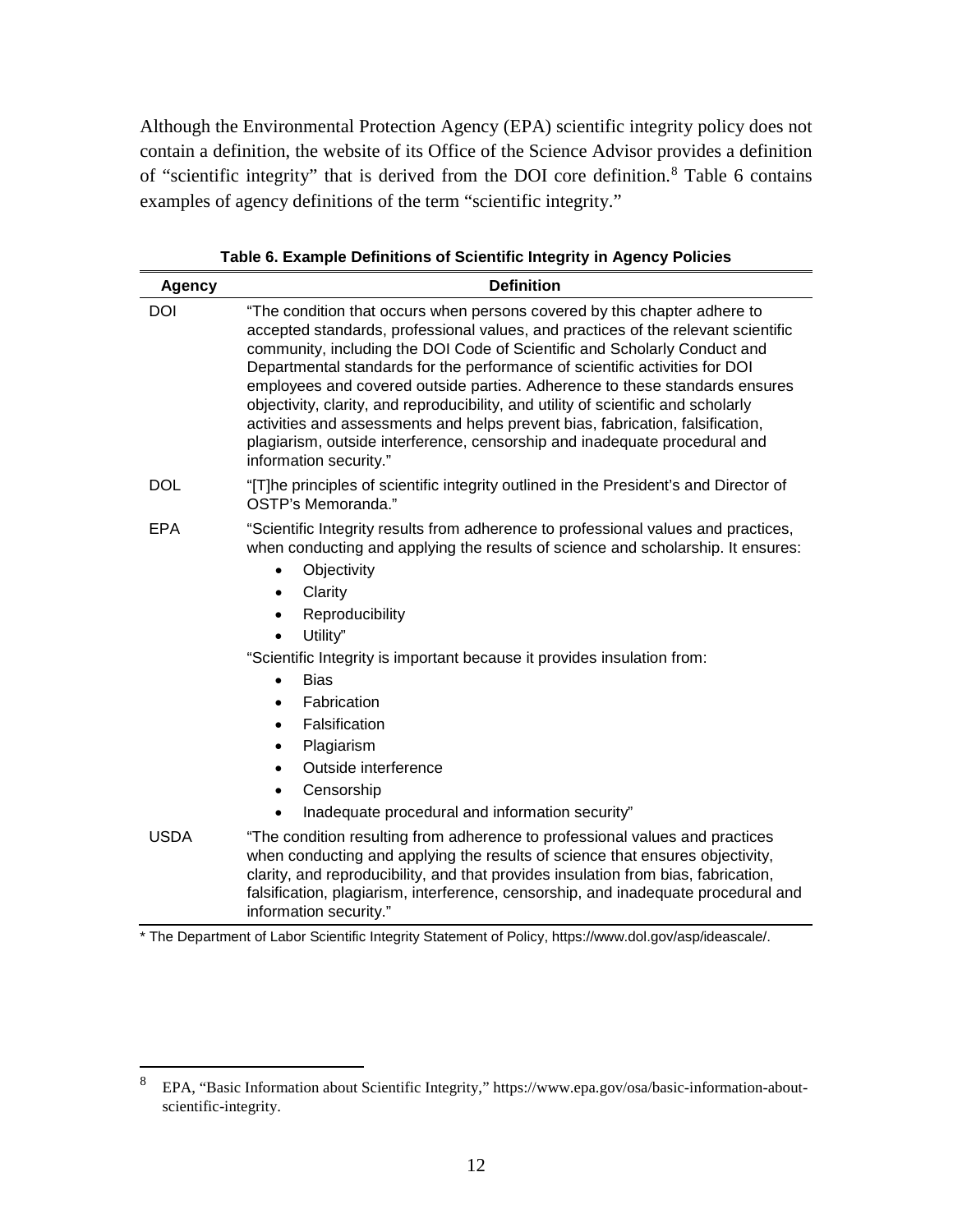Although the Environmental Protection Agency (EPA) scientific integrity policy does not contain a definition, the website of its Office of the Science Advisor provides a definition of "scientific integrity" that is derived from the DOI core definition.[8] Table 6 contains examples of agency definitions of the term "scientific integrity."

**Table 6. Example Definitions of Scientific Integrity in Agency Policies**

| Agency | Definition |
|---|---|
| DOI | "The condition that occurs when persons covered by this chapter adhere to accepted standards, professional values, and practices of the relevant scientific community, including the DOI Code of Scientific and Scholarly Conduct and Departmental standards for the performance of scientific activities for DOI employees and covered outside parties. Adherence to these standards ensures objectivity, clarity, and reproducibility, and utility of scientific and scholarly activities and assessments and helps prevent bias, fabrication, falsification, plagiarism, outside interference, censorship and inadequate procedural and information security." |
| DOL | "[T]he principles of scientific integrity outlined in the President's and Director of OSTP's Memoranda." |
| EPA | "Scientific Integrity results from adherence to professional values and practices, when conducting and applying the results of science and scholarship. It ensures: <br>• Objectivity<br>• Clarity<br>• Reproducibility<br>• Utility"<br>"Scientific Integrity is important because it provides insulation from:<br>• Bias<br>• Fabrication<br>• Falsification<br>• Plagiarism<br>• Outside interference<br>• Censorship<br>• Inadequate procedural and information security" |
| USDA | "The condition resulting from adherence to professional values and practices when conducting and applying the results of science that ensures objectivity, clarity, and reproducibility, and that provides insulation from bias, fabrication, falsification, plagiarism, interference, censorship, and inadequate procedural and information security." |

* The Department of Labor Scientific Integrity Statement of Policy, https://www.dol.gov/asp/ideascale/.

[8] EPA, "Basic Information about Scientific Integrity," https://www.epa.gov/osa/basic-information-about-scientific-integrity.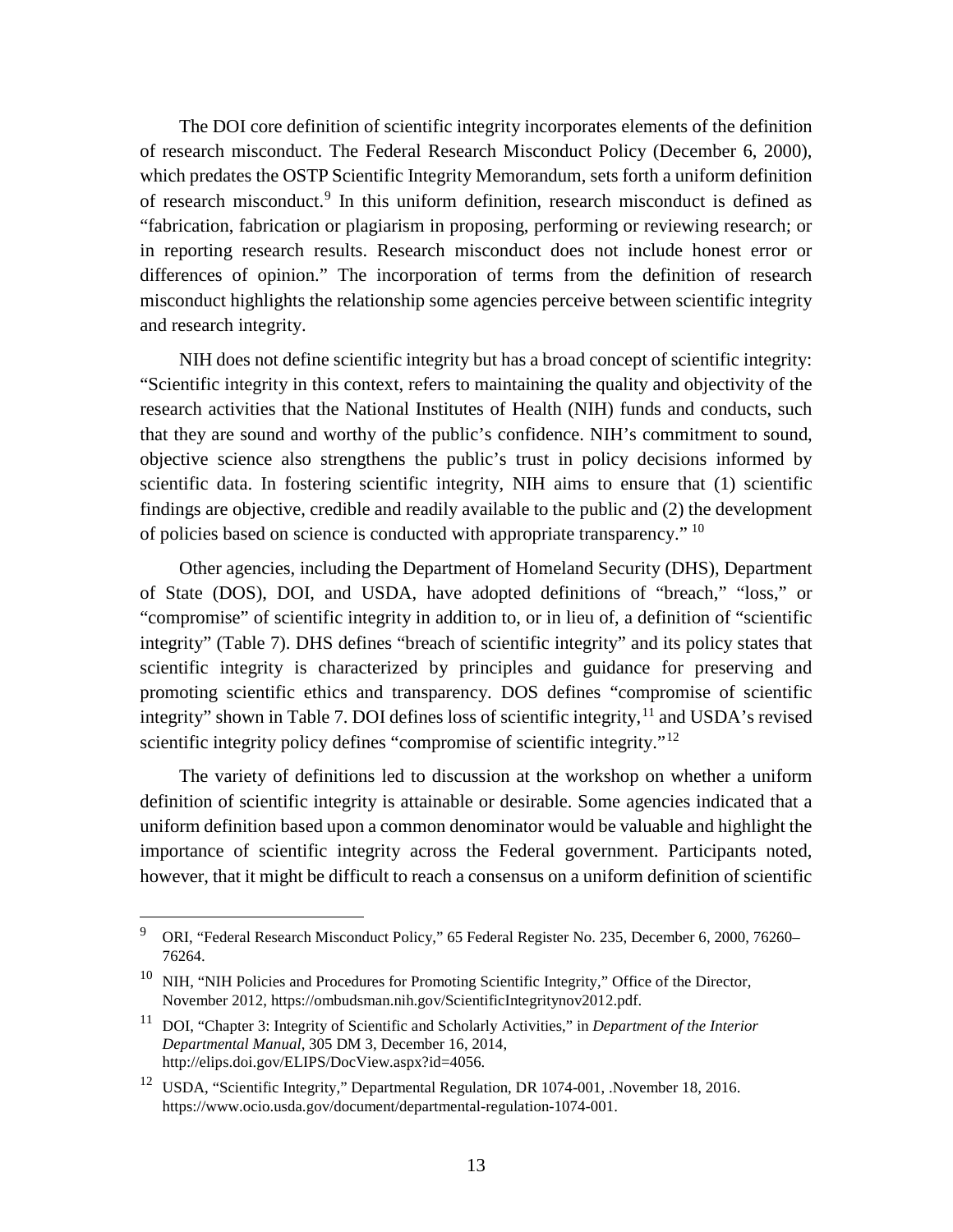The DOI core definition of scientific integrity incorporates elements of the definition of research misconduct. The Federal Research Misconduct Policy (December 6, 2000), which predates the OSTP Scientific Integrity Memorandum, sets forth a uniform definition of research misconduct.[9] In this uniform definition, research misconduct is defined as "fabrication, fabrication or plagiarism in proposing, performing or reviewing research; or in reporting research results. Research misconduct does not include honest error or differences of opinion." The incorporation of terms from the definition of research misconduct highlights the relationship some agencies perceive between scientific integrity and research integrity.

NIH does not define scientific integrity but has a broad concept of scientific integrity: "Scientific integrity in this context, refers to maintaining the quality and objectivity of the research activities that the National Institutes of Health (NIH) funds and conducts, such that they are sound and worthy of the public's confidence. NIH's commitment to sound, objective science also strengthens the public's trust in policy decisions informed by scientific data. In fostering scientific integrity, NIH aims to ensure that (1) scientific findings are objective, credible and readily available to the public and (2) the development of policies based on science is conducted with appropriate transparency." [10]

Other agencies, including the Department of Homeland Security (DHS), Department of State (DOS), DOI, and USDA, have adopted definitions of "breach," "loss," or "compromise" of scientific integrity in addition to, or in lieu of, a definition of "scientific integrity" (Table 7). DHS defines "breach of scientific integrity" and its policy states that scientific integrity is characterized by principles and guidance for preserving and promoting scientific ethics and transparency. DOS defines "compromise of scientific integrity" shown in Table 7. DOI defines loss of scientific integrity,[11] and USDA's revised scientific integrity policy defines "compromise of scientific integrity."[12]

The variety of definitions led to discussion at the workshop on whether a uniform definition of scientific integrity is attainable or desirable. Some agencies indicated that a uniform definition based upon a common denominator would be valuable and highlight the importance of scientific integrity across the Federal government. Participants noted, however, that it might be difficult to reach a consensus on a uniform definition of scientific

---

[9] ORI, "Federal Research Misconduct Policy," 65 Federal Register No. 235, December 6, 2000, 76260–76264.

[10] NIH, "NIH Policies and Procedures for Promoting Scientific Integrity," Office of the Director, November 2012, https://ombudsman.nih.gov/ScientificIntegritynov2012.pdf.

[11] DOI, "Chapter 3: Integrity of Scientific and Scholarly Activities," in *Department of the Interior Departmental Manual*, 305 DM 3, December 16, 2014, http://elips.doi.gov/ELIPS/DocView.aspx?id=4056.

[12] USDA, "Scientific Integrity," Departmental Regulation, DR 1074-001, .November 18, 2016. https://www.ocio.usda.gov/document/departmental-regulation-1074-001.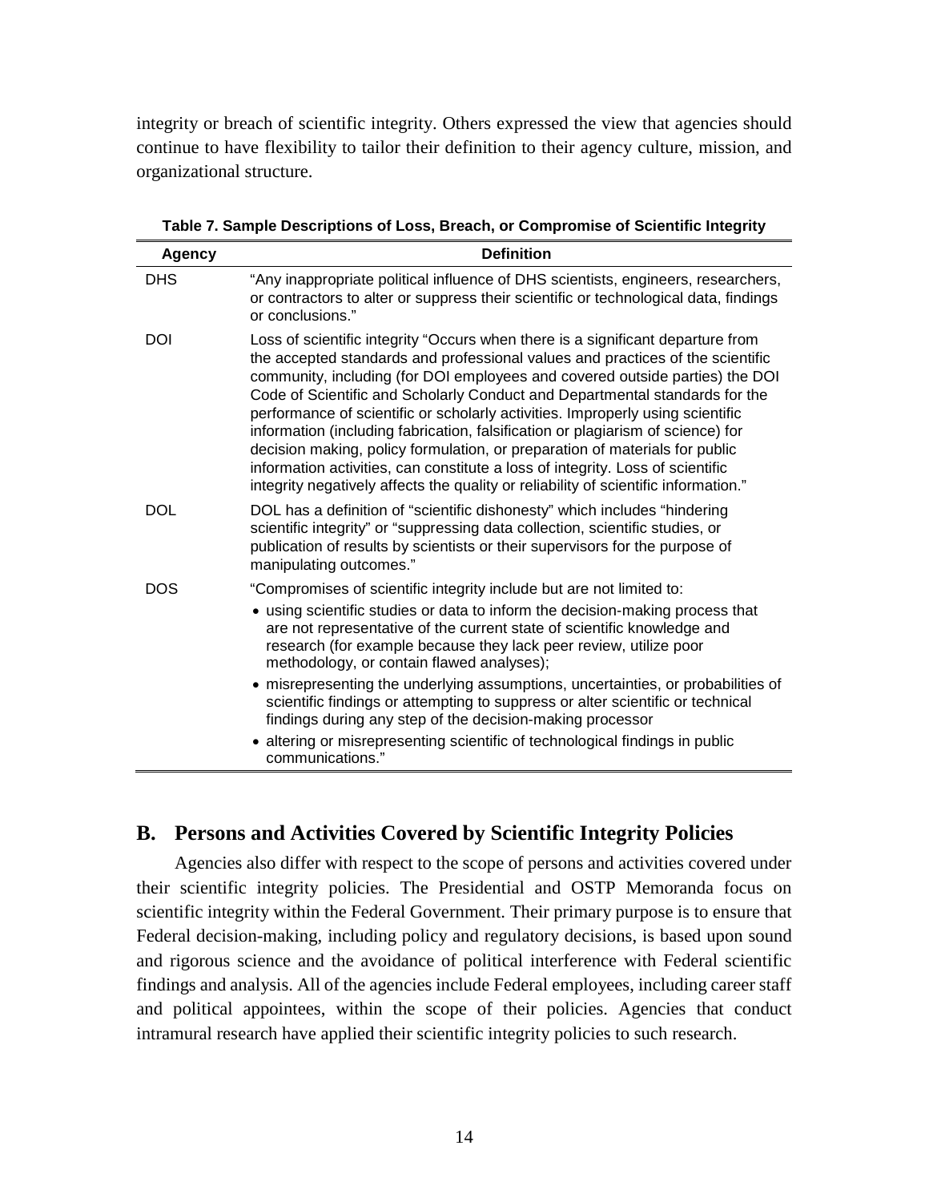integrity or breach of scientific integrity. Others expressed the view that agencies should continue to have flexibility to tailor their definition to their agency culture, mission, and organizational structure.

**Table 7. Sample Descriptions of Loss, Breach, or Compromise of Scientific Integrity**

| Agency | Definition |
|---|---|
| DHS | "Any inappropriate political influence of DHS scientists, engineers, researchers, or contractors to alter or suppress their scientific or technological data, findings or conclusions." |
| DOI | Loss of scientific integrity "Occurs when there is a significant departure from the accepted standards and professional values and practices of the scientific community, including (for DOI employees and covered outside parties) the DOI Code of Scientific and Scholarly Conduct and Departmental standards for the performance of scientific or scholarly activities. Improperly using scientific information (including fabrication, falsification or plagiarism of science) for decision making, policy formulation, or preparation of materials for public information activities, can constitute a loss of integrity. Loss of scientific integrity negatively affects the quality or reliability of scientific information." |
| DOL | DOL has a definition of "scientific dishonesty" which includes "hindering scientific integrity" or "suppressing data collection, scientific studies, or publication of results by scientists or their supervisors for the purpose of manipulating outcomes." |
| DOS | "Compromises of scientific integrity include but are not limited to: <br>• using scientific studies or data to inform the decision-making process that are not representative of the current state of scientific knowledge and research (for example because they lack peer review, utilize poor methodology, or contain flawed analyses); <br>• misrepresenting the underlying assumptions, uncertainties, or probabilities of scientific findings or attempting to suppress or alter scientific or technical findings during any step of the decision-making processor <br>• altering or misrepresenting scientific of technological findings in public communications." |

## B. Persons and Activities Covered by Scientific Integrity Policies

Agencies also differ with respect to the scope of persons and activities covered under their scientific integrity policies. The Presidential and OSTP Memoranda focus on scientific integrity within the Federal Government. Their primary purpose is to ensure that Federal decision-making, including policy and regulatory decisions, is based upon sound and rigorous science and the avoidance of political interference with Federal scientific findings and analysis. All of the agencies include Federal employees, including career staff and political appointees, within the scope of their policies. Agencies that conduct intramural research have applied their scientific integrity policies to such research.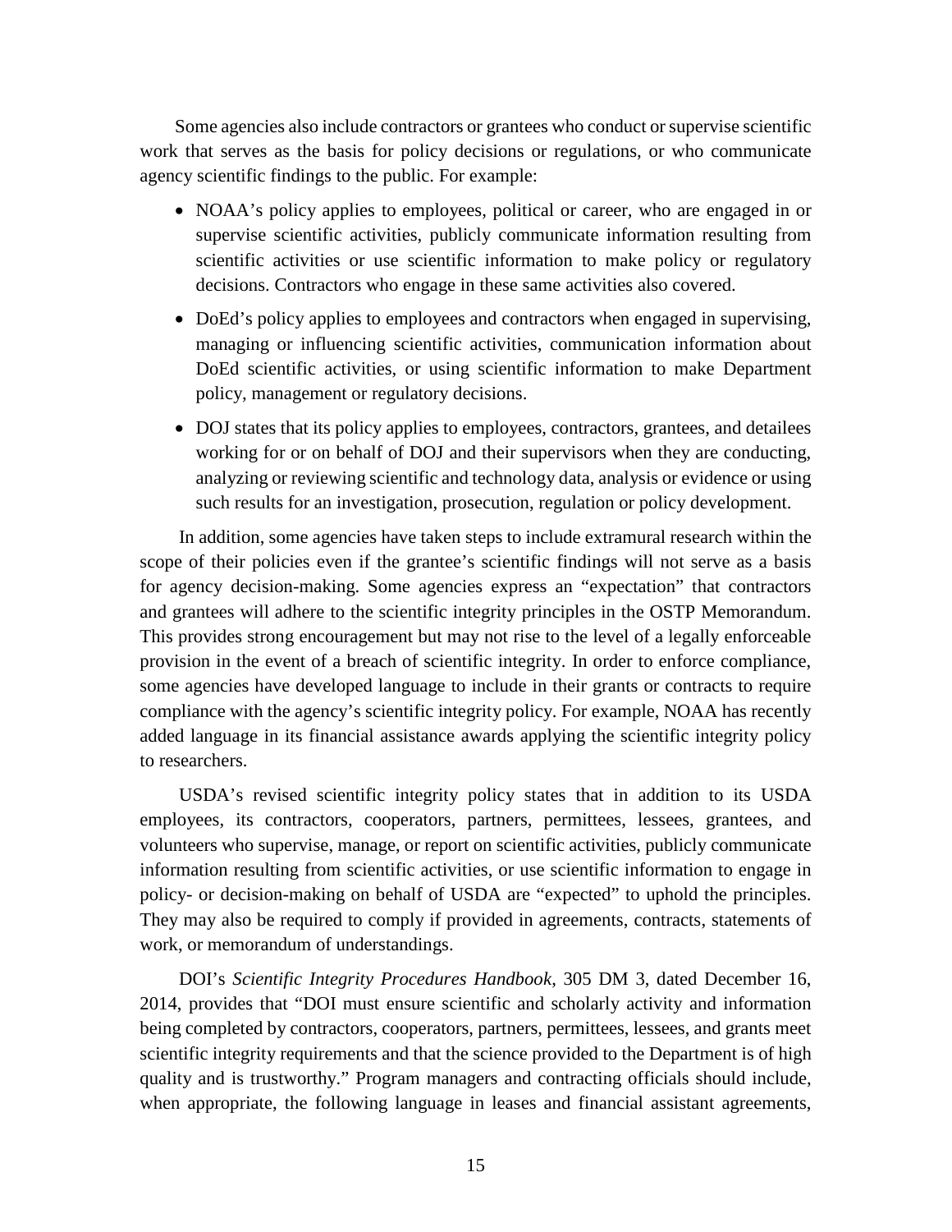Some agencies also include contractors or grantees who conduct or supervise scientific work that serves as the basis for policy decisions or regulations, or who communicate agency scientific findings to the public. For example:

- NOAA's policy applies to employees, political or career, who are engaged in or supervise scientific activities, publicly communicate information resulting from scientific activities or use scientific information to make policy or regulatory decisions. Contractors who engage in these same activities also covered.
- DoEd's policy applies to employees and contractors when engaged in supervising, managing or influencing scientific activities, communication information about DoEd scientific activities, or using scientific information to make Department policy, management or regulatory decisions.
- DOJ states that its policy applies to employees, contractors, grantees, and detailees working for or on behalf of DOJ and their supervisors when they are conducting, analyzing or reviewing scientific and technology data, analysis or evidence or using such results for an investigation, prosecution, regulation or policy development.

In addition, some agencies have taken steps to include extramural research within the scope of their policies even if the grantee's scientific findings will not serve as a basis for agency decision-making. Some agencies express an "expectation" that contractors and grantees will adhere to the scientific integrity principles in the OSTP Memorandum. This provides strong encouragement but may not rise to the level of a legally enforceable provision in the event of a breach of scientific integrity. In order to enforce compliance, some agencies have developed language to include in their grants or contracts to require compliance with the agency's scientific integrity policy. For example, NOAA has recently added language in its financial assistance awards applying the scientific integrity policy to researchers.

USDA's revised scientific integrity policy states that in addition to its USDA employees, its contractors, cooperators, partners, permittees, lessees, grantees, and volunteers who supervise, manage, or report on scientific activities, publicly communicate information resulting from scientific activities, or use scientific information to engage in policy- or decision-making on behalf of USDA are "expected" to uphold the principles. They may also be required to comply if provided in agreements, contracts, statements of work, or memorandum of understandings.

DOI's *Scientific Integrity Procedures Handbook*, 305 DM 3, dated December 16, 2014, provides that "DOI must ensure scientific and scholarly activity and information being completed by contractors, cooperators, partners, permittees, lessees, and grants meet scientific integrity requirements and that the science provided to the Department is of high quality and is trustworthy." Program managers and contracting officials should include, when appropriate, the following language in leases and financial assistant agreements,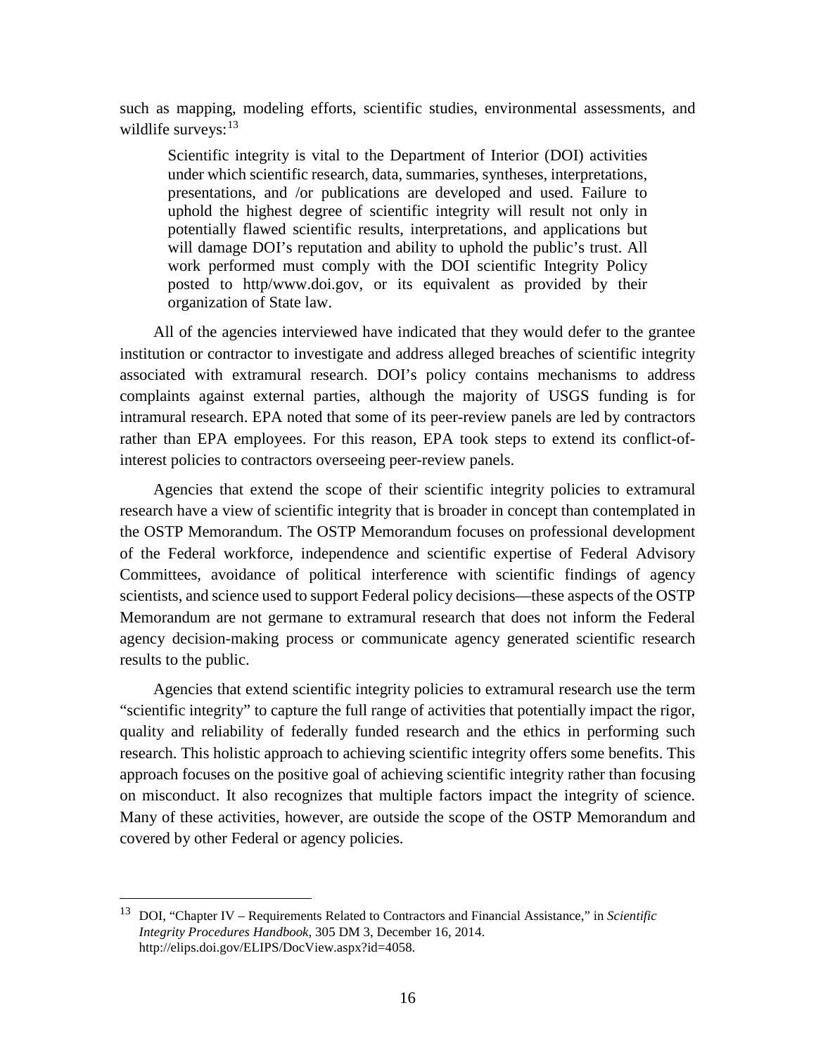such as mapping, modeling efforts, scientific studies, environmental assessments, and wildlife surveys:[13]

> Scientific integrity is vital to the Department of Interior (DOI) activities under which scientific research, data, summaries, syntheses, interpretations, presentations, and /or publications are developed and used. Failure to uphold the highest degree of scientific integrity will result not only in potentially flawed scientific results, interpretations, and applications but will damage DOI's reputation and ability to uphold the public's trust. All work performed must comply with the DOI scientific Integrity Policy posted to http/www.doi.gov, or its equivalent as provided by their organization of State law.

All of the agencies interviewed have indicated that they would defer to the grantee institution or contractor to investigate and address alleged breaches of scientific integrity associated with extramural research. DOI's policy contains mechanisms to address complaints against external parties, although the majority of USGS funding is for intramural research. EPA noted that some of its peer-review panels are led by contractors rather than EPA employees. For this reason, EPA took steps to extend its conflict-of-interest policies to contractors overseeing peer-review panels.

Agencies that extend the scope of their scientific integrity policies to extramural research have a view of scientific integrity that is broader in concept than contemplated in the OSTP Memorandum. The OSTP Memorandum focuses on professional development of the Federal workforce, independence and scientific expertise of Federal Advisory Committees, avoidance of political interference with scientific findings of agency scientists, and science used to support Federal policy decisions—these aspects of the OSTP Memorandum are not germane to extramural research that does not inform the Federal agency decision-making process or communicate agency generated scientific research results to the public.

Agencies that extend scientific integrity policies to extramural research use the term "scientific integrity" to capture the full range of activities that potentially impact the rigor, quality and reliability of federally funded research and the ethics in performing such research. This holistic approach to achieving scientific integrity offers some benefits. This approach focuses on the positive goal of achieving scientific integrity rather than focusing on misconduct. It also recognizes that multiple factors impact the integrity of science. Many of these activities, however, are outside the scope of the OSTP Memorandum and covered by other Federal or agency policies.

---

[13] DOI, "Chapter IV – Requirements Related to Contractors and Financial Assistance," in *Scientific Integrity Procedures Handbook*, 305 DM 3, December 16, 2014. http://elips.doi.gov/ELIPS/DocView.aspx?id=4058.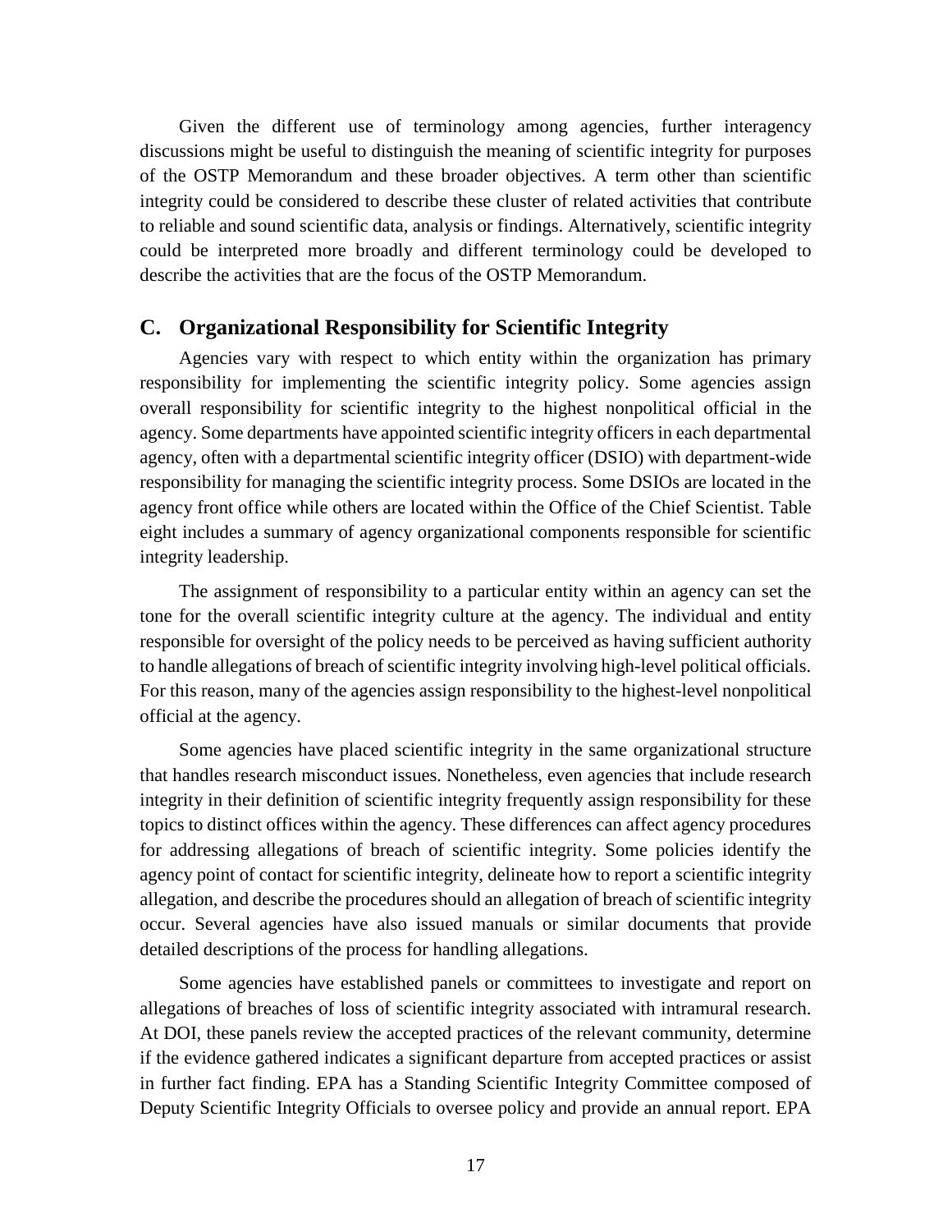Given the different use of terminology among agencies, further interagency discussions might be useful to distinguish the meaning of scientific integrity for purposes of the OSTP Memorandum and these broader objectives. A term other than scientific integrity could be considered to describe these cluster of related activities that contribute to reliable and sound scientific data, analysis or findings. Alternatively, scientific integrity could be interpreted more broadly and different terminology could be developed to describe the activities that are the focus of the OSTP Memorandum.

## C. Organizational Responsibility for Scientific Integrity

Agencies vary with respect to which entity within the organization has primary responsibility for implementing the scientific integrity policy. Some agencies assign overall responsibility for scientific integrity to the highest nonpolitical official in the agency. Some departments have appointed scientific integrity officers in each departmental agency, often with a departmental scientific integrity officer (DSIO) with department-wide responsibility for managing the scientific integrity process. Some DSIOs are located in the agency front office while others are located within the Office of the Chief Scientist. Table eight includes a summary of agency organizational components responsible for scientific integrity leadership.

The assignment of responsibility to a particular entity within an agency can set the tone for the overall scientific integrity culture at the agency. The individual and entity responsible for oversight of the policy needs to be perceived as having sufficient authority to handle allegations of breach of scientific integrity involving high-level political officials. For this reason, many of the agencies assign responsibility to the highest-level nonpolitical official at the agency.

Some agencies have placed scientific integrity in the same organizational structure that handles research misconduct issues. Nonetheless, even agencies that include research integrity in their definition of scientific integrity frequently assign responsibility for these topics to distinct offices within the agency. These differences can affect agency procedures for addressing allegations of breach of scientific integrity. Some policies identify the agency point of contact for scientific integrity, delineate how to report a scientific integrity allegation, and describe the procedures should an allegation of breach of scientific integrity occur. Several agencies have also issued manuals or similar documents that provide detailed descriptions of the process for handling allegations.

Some agencies have established panels or committees to investigate and report on allegations of breaches of loss of scientific integrity associated with intramural research. At DOI, these panels review the accepted practices of the relevant community, determine if the evidence gathered indicates a significant departure from accepted practices or assist in further fact finding. EPA has a Standing Scientific Integrity Committee composed of Deputy Scientific Integrity Officials to oversee policy and provide an annual report. EPA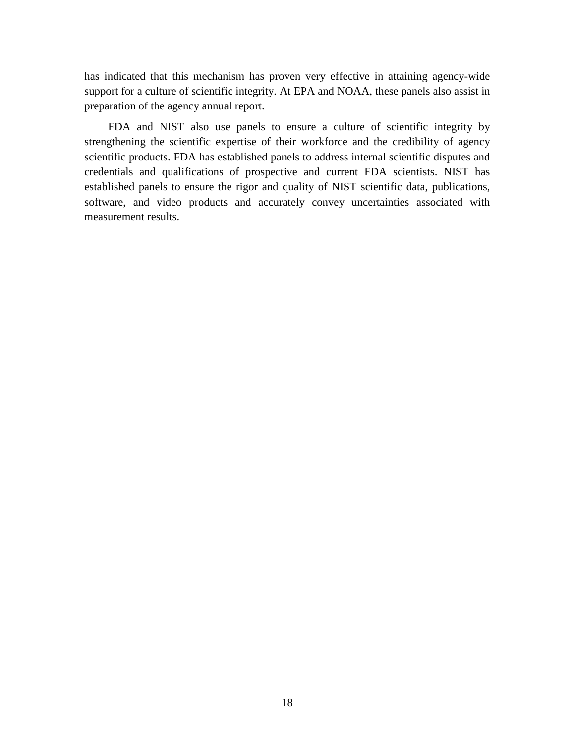has indicated that this mechanism has proven very effective in attaining agency-wide support for a culture of scientific integrity. At EPA and NOAA, these panels also assist in preparation of the agency annual report.

FDA and NIST also use panels to ensure a culture of scientific integrity by strengthening the scientific expertise of their workforce and the credibility of agency scientific products. FDA has established panels to address internal scientific disputes and credentials and qualifications of prospective and current FDA scientists. NIST has established panels to ensure the rigor and quality of NIST scientific data, publications, software, and video products and accurately convey uncertainties associated with measurement results.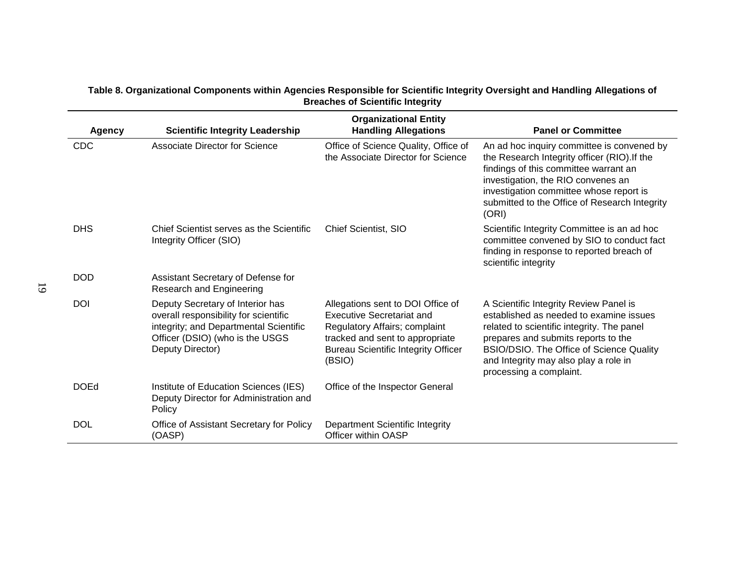**Table 8. Organizational Components within Agencies Responsible for Scientific Integrity Oversight and Handling Allegations of Breaches of Scientific Integrity**

| Agency | Scientific Integrity Leadership | Organizational Entity Handling Allegations | Panel or Committee |
|---|---|---|---|
| CDC | Associate Director for Science | Office of Science Quality, Office of the Associate Director for Science | An ad hoc inquiry committee is convened by the Research Integrity officer (RIO).If the findings of this committee warrant an investigation, the RIO convenes an investigation committee whose report is submitted to the Office of Research Integrity (ORI) |
| DHS | Chief Scientist serves as the Scientific Integrity Officer (SIO) | Chief Scientist, SIO | Scientific Integrity Committee is an ad hoc committee convened by SIO to conduct fact finding in response to reported breach of scientific integrity |
| DOD | Assistant Secretary of Defense for Research and Engineering | | |
| DOI | Deputy Secretary of Interior has overall responsibility for scientific integrity; and Departmental Scientific Officer (DSIO) (who is the USGS Deputy Director) | Allegations sent to DOI Office of Executive Secretariat and Regulatory Affairs; complaint tracked and sent to appropriate Bureau Scientific Integrity Officer (BSIO) | A Scientific Integrity Review Panel is established as needed to examine issues related to scientific integrity. The panel prepares and submits reports to the BSIO/DSIO. The Office of Science Quality and Integrity may also play a role in processing a complaint. |
| DOEd | Institute of Education Sciences (IES) Deputy Director for Administration and Policy | Office of the Inspector General | |
| DOL | Office of Assistant Secretary for Policy (OASP) | Department Scientific Integrity Officer within OASP | |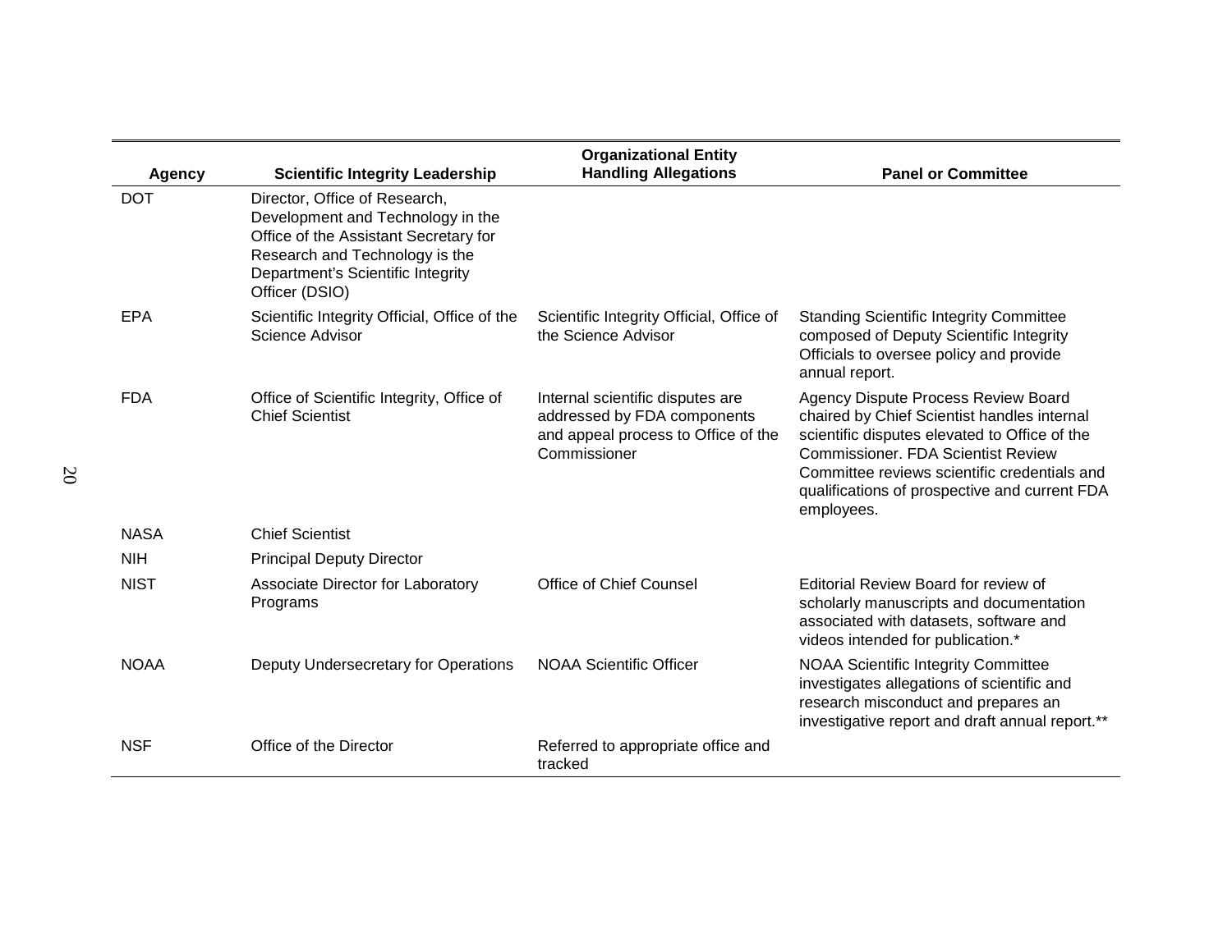| Agency | Scientific Integrity Leadership | Organizational Entity Handling Allegations | Panel or Committee |
|---|---|---|---|
| DOT | Director, Office of Research, Development and Technology in the Office of the Assistant Secretary for Research and Technology is the Department's Scientific Integrity Officer (DSIO) | | |
| EPA | Scientific Integrity Official, Office of the Science Advisor | Scientific Integrity Official, Office of the Science Advisor | Standing Scientific Integrity Committee composed of Deputy Scientific Integrity Officials to oversee policy and provide annual report. |
| FDA | Office of Scientific Integrity, Office of Chief Scientist | Internal scientific disputes are addressed by FDA components and appeal process to Office of the Commissioner | Agency Dispute Process Review Board chaired by Chief Scientist handles internal scientific disputes elevated to Office of the Commissioner. FDA Scientist Review Committee reviews scientific credentials and qualifications of prospective and current FDA employees. |
| NASA | Chief Scientist | | |
| NIH | Principal Deputy Director | | |
| NIST | Associate Director for Laboratory Programs | Office of Chief Counsel | Editorial Review Board for review of scholarly manuscripts and documentation associated with datasets, software and videos intended for publication.* |
| NOAA | Deputy Undersecretary for Operations | NOAA Scientific Officer | NOAA Scientific Integrity Committee investigates allegations of scientific and research misconduct and prepares an investigative report and draft annual report.** |
| NSF | Office of the Director | Referred to appropriate office and tracked | |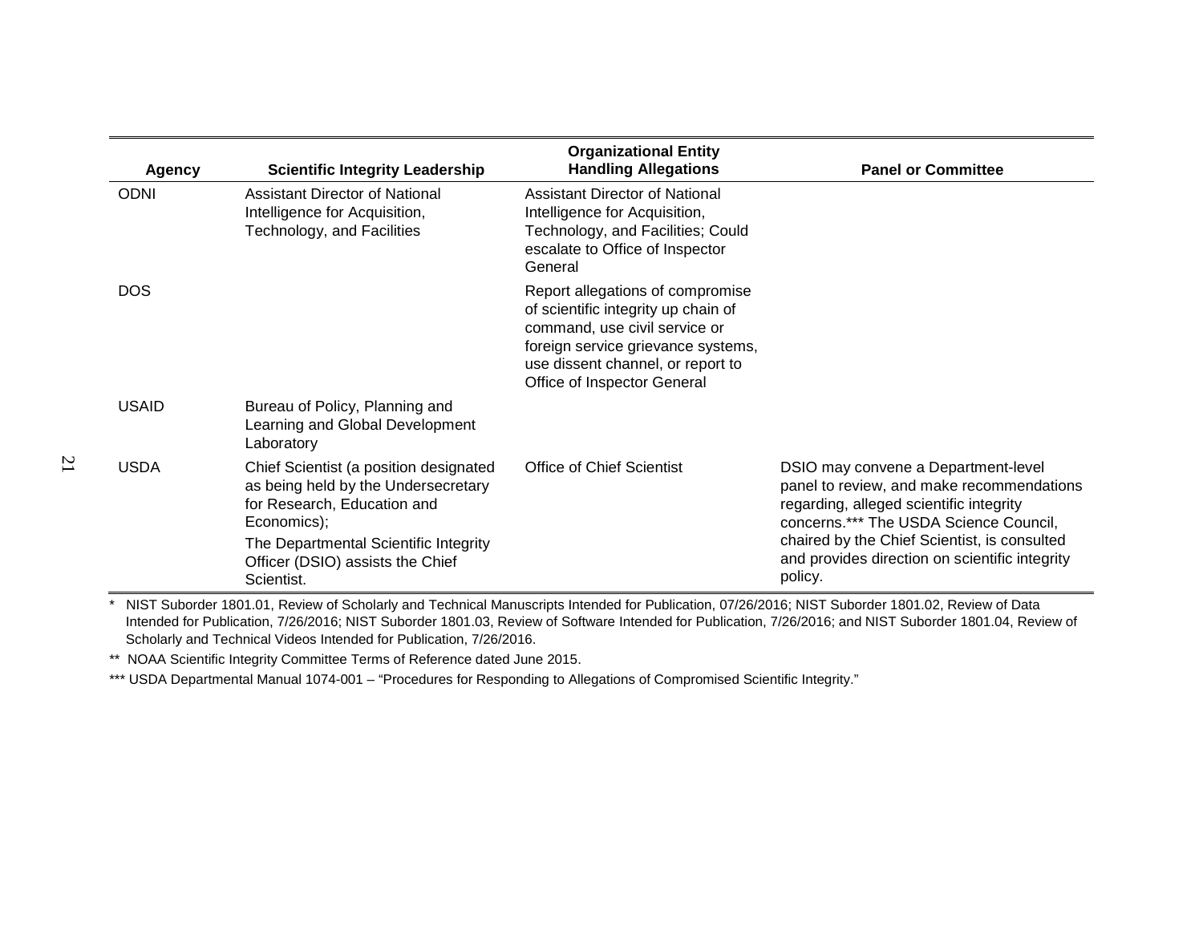| Agency | Scientific Integrity Leadership | Organizational Entity Handling Allegations | Panel or Committee |
|---|---|---|---|
| ODNI | Assistant Director of National Intelligence for Acquisition, Technology, and Facilities | Assistant Director of National Intelligence for Acquisition, Technology, and Facilities; Could escalate to Office of Inspector General | |
| DOS | | Report allegations of compromise of scientific integrity up chain of command, use civil service or foreign service grievance systems, use dissent channel, or report to Office of Inspector General | |
| USAID | Bureau of Policy, Planning and Learning and Global Development Laboratory | | |
| USDA | Chief Scientist (a position designated as being held by the Undersecretary for Research, Education and Economics); The Departmental Scientific Integrity Officer (DSIO) assists the Chief Scientist. | Office of Chief Scientist | DSIO may convene a Department-level panel to review, and make recommendations regarding, alleged scientific integrity concerns.*** The USDA Science Council, chaired by the Chief Scientist, is consulted and provides direction on scientific integrity policy. |

\* NIST Suborder 1801.01, Review of Scholarly and Technical Manuscripts Intended for Publication, 07/26/2016; NIST Suborder 1801.02, Review of Data Intended for Publication, 7/26/2016; NIST Suborder 1801.03, Review of Software Intended for Publication, 7/26/2016; and NIST Suborder 1801.04, Review of Scholarly and Technical Videos Intended for Publication, 7/26/2016.

** NOAA Scientific Integrity Committee Terms of Reference dated June 2015.

*** USDA Departmental Manual 1074-001 – "Procedures for Responding to Allegations of Compromised Scientific Integrity."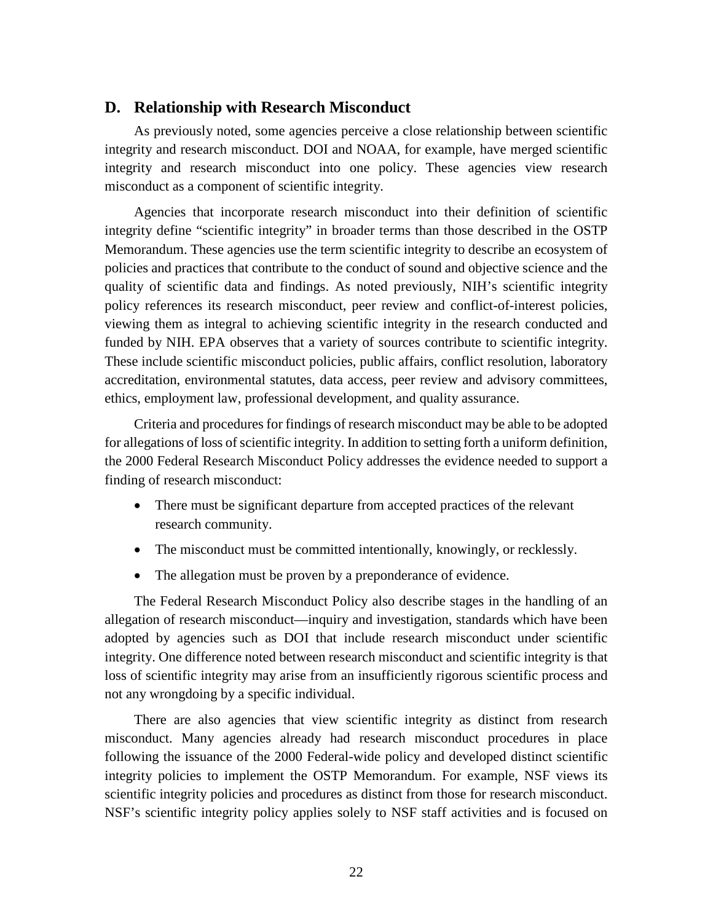## D. Relationship with Research Misconduct

As previously noted, some agencies perceive a close relationship between scientific integrity and research misconduct. DOI and NOAA, for example, have merged scientific integrity and research misconduct into one policy. These agencies view research misconduct as a component of scientific integrity.

Agencies that incorporate research misconduct into their definition of scientific integrity define "scientific integrity" in broader terms than those described in the OSTP Memorandum. These agencies use the term scientific integrity to describe an ecosystem of policies and practices that contribute to the conduct of sound and objective science and the quality of scientific data and findings. As noted previously, NIH's scientific integrity policy references its research misconduct, peer review and conflict-of-interest policies, viewing them as integral to achieving scientific integrity in the research conducted and funded by NIH. EPA observes that a variety of sources contribute to scientific integrity. These include scientific misconduct policies, public affairs, conflict resolution, laboratory accreditation, environmental statutes, data access, peer review and advisory committees, ethics, employment law, professional development, and quality assurance.

Criteria and procedures for findings of research misconduct may be able to be adopted for allegations of loss of scientific integrity. In addition to setting forth a uniform definition, the 2000 Federal Research Misconduct Policy addresses the evidence needed to support a finding of research misconduct:

- There must be significant departure from accepted practices of the relevant research community.
- The misconduct must be committed intentionally, knowingly, or recklessly.
- The allegation must be proven by a preponderance of evidence.

The Federal Research Misconduct Policy also describe stages in the handling of an allegation of research misconduct—inquiry and investigation, standards which have been adopted by agencies such as DOI that include research misconduct under scientific integrity. One difference noted between research misconduct and scientific integrity is that loss of scientific integrity may arise from an insufficiently rigorous scientific process and not any wrongdoing by a specific individual.

There are also agencies that view scientific integrity as distinct from research misconduct. Many agencies already had research misconduct procedures in place following the issuance of the 2000 Federal-wide policy and developed distinct scientific integrity policies to implement the OSTP Memorandum. For example, NSF views its scientific integrity policies and procedures as distinct from those for research misconduct. NSF's scientific integrity policy applies solely to NSF staff activities and is focused on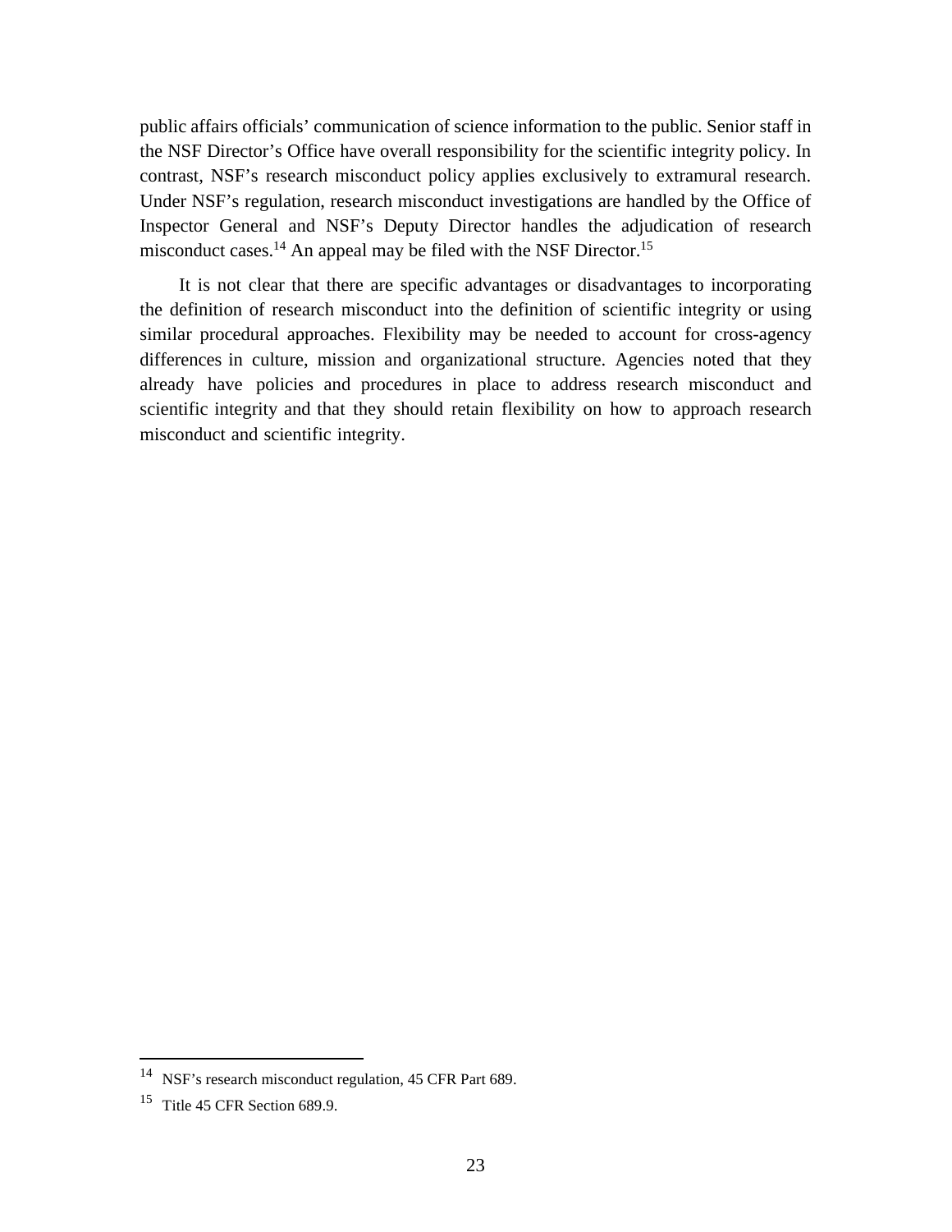public affairs officials' communication of science information to the public. Senior staff in the NSF Director's Office have overall responsibility for the scientific integrity policy. In contrast, NSF's research misconduct policy applies exclusively to extramural research. Under NSF's regulation, research misconduct investigations are handled by the Office of Inspector General and NSF's Deputy Director handles the adjudication of research misconduct cases.[14] An appeal may be filed with the NSF Director.[15]

It is not clear that there are specific advantages or disadvantages to incorporating the definition of research misconduct into the definition of scientific integrity or using similar procedural approaches. Flexibility may be needed to account for cross-agency differences in culture, mission and organizational structure. Agencies noted that they already have policies and procedures in place to address research misconduct and scientific integrity and that they should retain flexibility on how to approach research misconduct and scientific integrity.

[14] NSF's research misconduct regulation, 45 CFR Part 689.

[15] Title 45 CFR Section 689.9.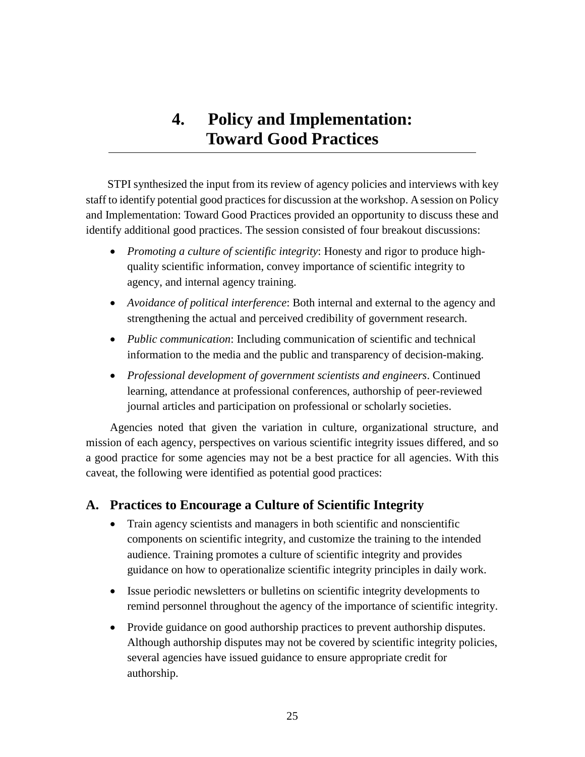# 4. Policy and Implementation: Toward Good Practices

STPI synthesized the input from its review of agency policies and interviews with key staff to identify potential good practices for discussion at the workshop. A session on Policy and Implementation: Toward Good Practices provided an opportunity to discuss these and identify additional good practices. The session consisted of four breakout discussions:

- *Promoting a culture of scientific integrity*: Honesty and rigor to produce high-quality scientific information, convey importance of scientific integrity to agency, and internal agency training.
- *Avoidance of political interference*: Both internal and external to the agency and strengthening the actual and perceived credibility of government research.
- *Public communication*: Including communication of scientific and technical information to the media and the public and transparency of decision-making.
- *Professional development of government scientists and engineers*. Continued learning, attendance at professional conferences, authorship of peer-reviewed journal articles and participation on professional or scholarly societies.

Agencies noted that given the variation in culture, organizational structure, and mission of each agency, perspectives on various scientific integrity issues differed, and so a good practice for some agencies may not be a best practice for all agencies. With this caveat, the following were identified as potential good practices:

## A. Practices to Encourage a Culture of Scientific Integrity

- Train agency scientists and managers in both scientific and nonscientific components on scientific integrity, and customize the training to the intended audience. Training promotes a culture of scientific integrity and provides guidance on how to operationalize scientific integrity principles in daily work.
- Issue periodic newsletters or bulletins on scientific integrity developments to remind personnel throughout the agency of the importance of scientific integrity.
- Provide guidance on good authorship practices to prevent authorship disputes. Although authorship disputes may not be covered by scientific integrity policies, several agencies have issued guidance to ensure appropriate credit for authorship.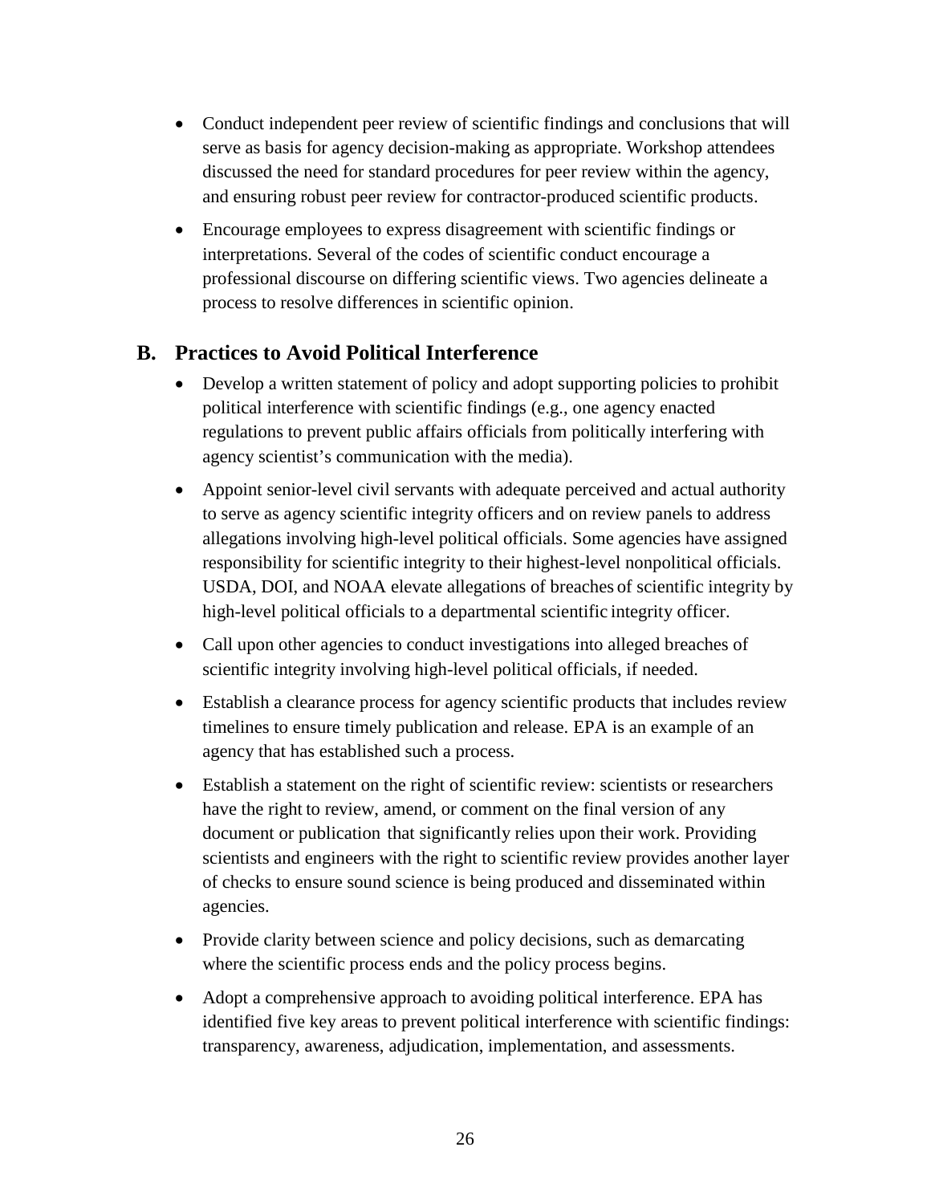- Conduct independent peer review of scientific findings and conclusions that will serve as basis for agency decision-making as appropriate. Workshop attendees discussed the need for standard procedures for peer review within the agency, and ensuring robust peer review for contractor-produced scientific products.
- Encourage employees to express disagreement with scientific findings or interpretations. Several of the codes of scientific conduct encourage a professional discourse on differing scientific views. Two agencies delineate a process to resolve differences in scientific opinion.

## B. Practices to Avoid Political Interference

- Develop a written statement of policy and adopt supporting policies to prohibit political interference with scientific findings (e.g., one agency enacted regulations to prevent public affairs officials from politically interfering with agency scientist's communication with the media).
- Appoint senior-level civil servants with adequate perceived and actual authority to serve as agency scientific integrity officers and on review panels to address allegations involving high-level political officials. Some agencies have assigned responsibility for scientific integrity to their highest-level nonpolitical officials. USDA, DOI, and NOAA elevate allegations of breaches of scientific integrity by high-level political officials to a departmental scientific integrity officer.
- Call upon other agencies to conduct investigations into alleged breaches of scientific integrity involving high-level political officials, if needed.
- Establish a clearance process for agency scientific products that includes review timelines to ensure timely publication and release. EPA is an example of an agency that has established such a process.
- Establish a statement on the right of scientific review: scientists or researchers have the right to review, amend, or comment on the final version of any document or publication that significantly relies upon their work. Providing scientists and engineers with the right to scientific review provides another layer of checks to ensure sound science is being produced and disseminated within agencies.
- Provide clarity between science and policy decisions, such as demarcating where the scientific process ends and the policy process begins.
- Adopt a comprehensive approach to avoiding political interference. EPA has identified five key areas to prevent political interference with scientific findings: transparency, awareness, adjudication, implementation, and assessments.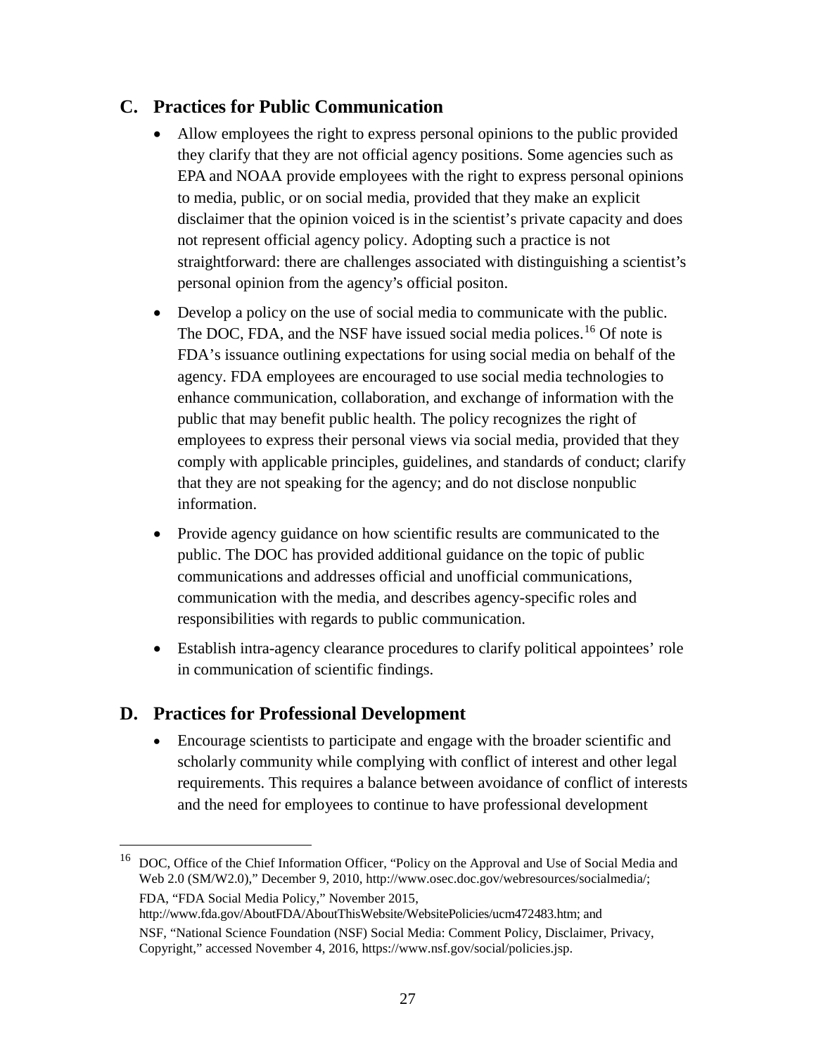## C. Practices for Public Communication

- Allow employees the right to express personal opinions to the public provided they clarify that they are not official agency positions. Some agencies such as EPA and NOAA provide employees with the right to express personal opinions to media, public, or on social media, provided that they make an explicit disclaimer that the opinion voiced is in the scientist's private capacity and does not represent official agency policy. Adopting such a practice is not straightforward: there are challenges associated with distinguishing a scientist's personal opinion from the agency's official positon.
- Develop a policy on the use of social media to communicate with the public. The DOC, FDA, and the NSF have issued social media polices.[16] Of note is FDA's issuance outlining expectations for using social media on behalf of the agency. FDA employees are encouraged to use social media technologies to enhance communication, collaboration, and exchange of information with the public that may benefit public health. The policy recognizes the right of employees to express their personal views via social media, provided that they comply with applicable principles, guidelines, and standards of conduct; clarify that they are not speaking for the agency; and do not disclose nonpublic information.
- Provide agency guidance on how scientific results are communicated to the public. The DOC has provided additional guidance on the topic of public communications and addresses official and unofficial communications, communication with the media, and describes agency-specific roles and responsibilities with regards to public communication.
- Establish intra-agency clearance procedures to clarify political appointees' role in communication of scientific findings.

## D. Practices for Professional Development

- Encourage scientists to participate and engage with the broader scientific and scholarly community while complying with conflict of interest and other legal requirements. This requires a balance between avoidance of conflict of interests and the need for employees to continue to have professional development

---

[16] DOC, Office of the Chief Information Officer, "Policy on the Approval and Use of Social Media and Web 2.0 (SM/W2.0)," December 9, 2010, http://www.osec.doc.gov/webresources/socialmedia/;
FDA, "FDA Social Media Policy," November 2015, http://www.fda.gov/AboutFDA/AboutThisWebsite/WebsitePolicies/ucm472483.htm; and
NSF, "National Science Foundation (NSF) Social Media: Comment Policy, Disclaimer, Privacy, Copyright," accessed November 4, 2016, https://www.nsf.gov/social/policies.jsp.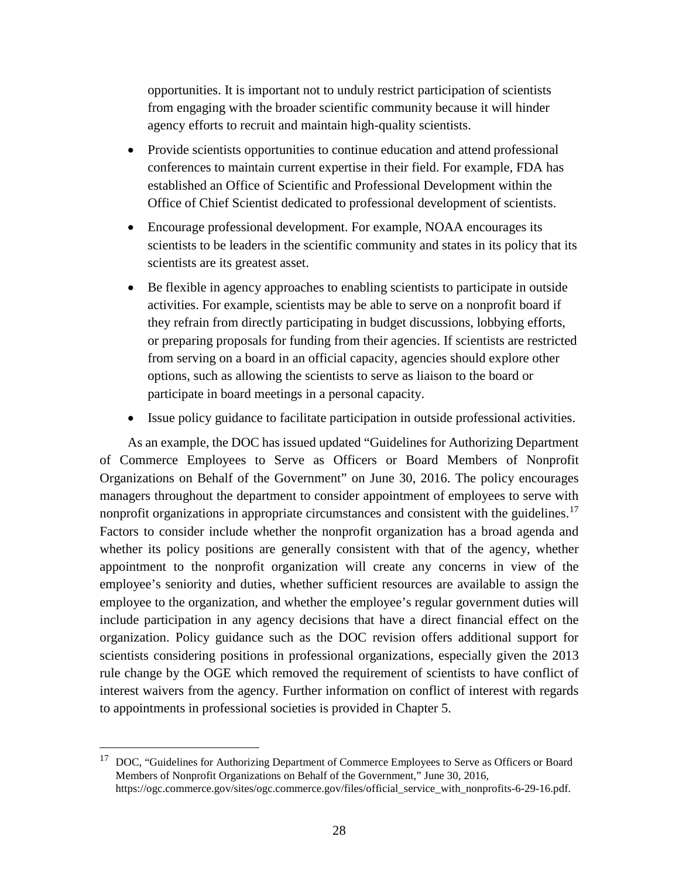opportunities. It is important not to unduly restrict participation of scientists from engaging with the broader scientific community because it will hinder agency efforts to recruit and maintain high-quality scientists.

- Provide scientists opportunities to continue education and attend professional conferences to maintain current expertise in their field. For example, FDA has established an Office of Scientific and Professional Development within the Office of Chief Scientist dedicated to professional development of scientists.
- Encourage professional development. For example, NOAA encourages its scientists to be leaders in the scientific community and states in its policy that its scientists are its greatest asset.
- Be flexible in agency approaches to enabling scientists to participate in outside activities. For example, scientists may be able to serve on a nonprofit board if they refrain from directly participating in budget discussions, lobbying efforts, or preparing proposals for funding from their agencies. If scientists are restricted from serving on a board in an official capacity, agencies should explore other options, such as allowing the scientists to serve as liaison to the board or participate in board meetings in a personal capacity.
- Issue policy guidance to facilitate participation in outside professional activities.

As an example, the DOC has issued updated "Guidelines for Authorizing Department of Commerce Employees to Serve as Officers or Board Members of Nonprofit Organizations on Behalf of the Government" on June 30, 2016. The policy encourages managers throughout the department to consider appointment of employees to serve with nonprofit organizations in appropriate circumstances and consistent with the guidelines.[17] Factors to consider include whether the nonprofit organization has a broad agenda and whether its policy positions are generally consistent with that of the agency, whether appointment to the nonprofit organization will create any concerns in view of the employee's seniority and duties, whether sufficient resources are available to assign the employee to the organization, and whether the employee's regular government duties will include participation in any agency decisions that have a direct financial effect on the organization. Policy guidance such as the DOC revision offers additional support for scientists considering positions in professional organizations, especially given the 2013 rule change by the OGE which removed the requirement of scientists to have conflict of interest waivers from the agency. Further information on conflict of interest with regards to appointments in professional societies is provided in Chapter 5.

[17] DOC, "Guidelines for Authorizing Department of Commerce Employees to Serve as Officers or Board Members of Nonprofit Organizations on Behalf of the Government," June 30, 2016, https://ogc.commerce.gov/sites/ogc.commerce.gov/files/official_service_with_nonprofits-6-29-16.pdf.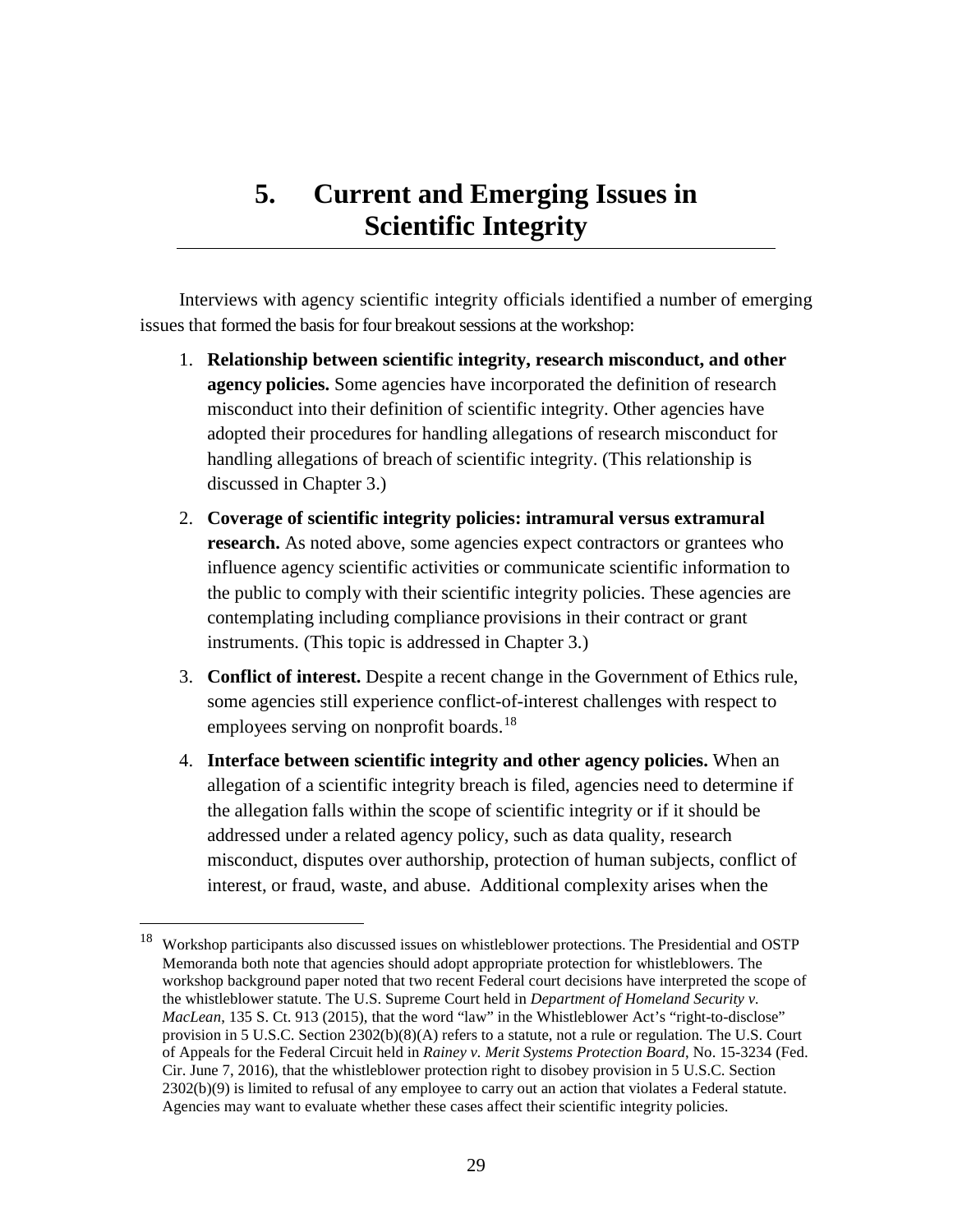# 5. Current and Emerging Issues in Scientific Integrity

Interviews with agency scientific integrity officials identified a number of emerging issues that formed the basis for four breakout sessions at the workshop:

1. **Relationship between scientific integrity, research misconduct, and other agency policies.** Some agencies have incorporated the definition of research misconduct into their definition of scientific integrity. Other agencies have adopted their procedures for handling allegations of research misconduct for handling allegations of breach of scientific integrity. (This relationship is discussed in Chapter 3.)
2. **Coverage of scientific integrity policies: intramural versus extramural research.** As noted above, some agencies expect contractors or grantees who influence agency scientific activities or communicate scientific information to the public to comply with their scientific integrity policies. These agencies are contemplating including compliance provisions in their contract or grant instruments. (This topic is addressed in Chapter 3.)
3. **Conflict of interest.** Despite a recent change in the Government of Ethics rule, some agencies still experience conflict-of-interest challenges with respect to employees serving on nonprofit boards.[18]
4. **Interface between scientific integrity and other agency policies.** When an allegation of a scientific integrity breach is filed, agencies need to determine if the allegation falls within the scope of scientific integrity or if it should be addressed under a related agency policy, such as data quality, research misconduct, disputes over authorship, protection of human subjects, conflict of interest, or fraud, waste, and abuse. Additional complexity arises when the

[18] Workshop participants also discussed issues on whistleblower protections. The Presidential and OSTP Memoranda both note that agencies should adopt appropriate protection for whistleblowers. The workshop background paper noted that two recent Federal court decisions have interpreted the scope of the whistleblower statute. The U.S. Supreme Court held in *Department of Homeland Security v. MacLean*, 135 S. Ct. 913 (2015), that the word "law" in the Whistleblower Act's "right-to-disclose" provision in 5 U.S.C. Section 2302(b)(8)(A) refers to a statute, not a rule or regulation. The U.S. Court of Appeals for the Federal Circuit held in *Rainey v. Merit Systems Protection Board*, No. 15-3234 (Fed. Cir. June 7, 2016), that the whistleblower protection right to disobey provision in 5 U.S.C. Section 2302(b)(9) is limited to refusal of any employee to carry out an action that violates a Federal statute. Agencies may want to evaluate whether these cases affect their scientific integrity policies.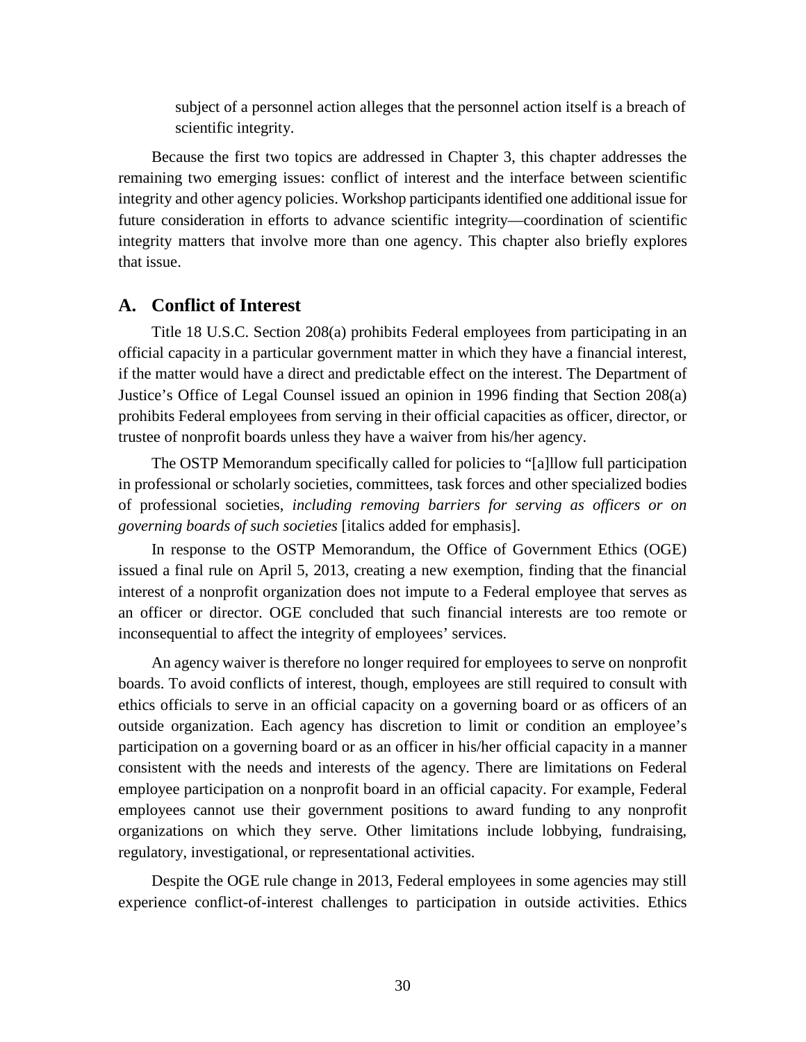subject of a personnel action alleges that the personnel action itself is a breach of scientific integrity.

Because the first two topics are addressed in Chapter 3, this chapter addresses the remaining two emerging issues: conflict of interest and the interface between scientific integrity and other agency policies. Workshop participants identified one additional issue for future consideration in efforts to advance scientific integrity—coordination of scientific integrity matters that involve more than one agency. This chapter also briefly explores that issue.

## A. Conflict of Interest

Title 18 U.S.C. Section 208(a) prohibits Federal employees from participating in an official capacity in a particular government matter in which they have a financial interest, if the matter would have a direct and predictable effect on the interest. The Department of Justice's Office of Legal Counsel issued an opinion in 1996 finding that Section 208(a) prohibits Federal employees from serving in their official capacities as officer, director, or trustee of nonprofit boards unless they have a waiver from his/her agency.

The OSTP Memorandum specifically called for policies to "[a]llow full participation in professional or scholarly societies, committees, task forces and other specialized bodies of professional societies, *including removing barriers for serving as officers or on governing boards of such societies* [italics added for emphasis].

In response to the OSTP Memorandum, the Office of Government Ethics (OGE) issued a final rule on April 5, 2013, creating a new exemption, finding that the financial interest of a nonprofit organization does not impute to a Federal employee that serves as an officer or director. OGE concluded that such financial interests are too remote or inconsequential to affect the integrity of employees' services.

An agency waiver is therefore no longer required for employees to serve on nonprofit boards. To avoid conflicts of interest, though, employees are still required to consult with ethics officials to serve in an official capacity on a governing board or as officers of an outside organization. Each agency has discretion to limit or condition an employee's participation on a governing board or as an officer in his/her official capacity in a manner consistent with the needs and interests of the agency. There are limitations on Federal employee participation on a nonprofit board in an official capacity. For example, Federal employees cannot use their government positions to award funding to any nonprofit organizations on which they serve. Other limitations include lobbying, fundraising, regulatory, investigational, or representational activities.

Despite the OGE rule change in 2013, Federal employees in some agencies may still experience conflict-of-interest challenges to participation in outside activities. Ethics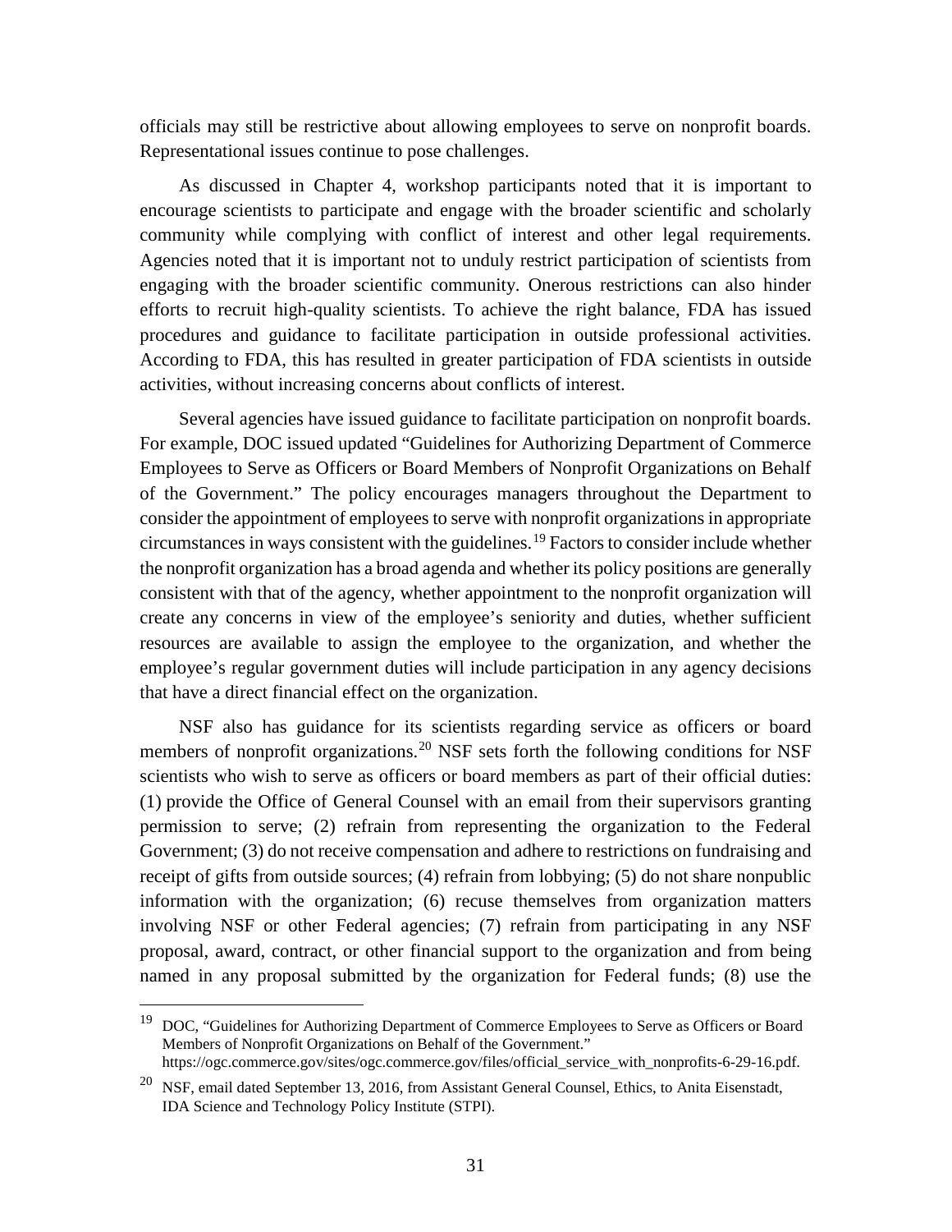officials may still be restrictive about allowing employees to serve on nonprofit boards. Representational issues continue to pose challenges.

As discussed in Chapter 4, workshop participants noted that it is important to encourage scientists to participate and engage with the broader scientific and scholarly community while complying with conflict of interest and other legal requirements. Agencies noted that it is important not to unduly restrict participation of scientists from engaging with the broader scientific community. Onerous restrictions can also hinder efforts to recruit high-quality scientists. To achieve the right balance, FDA has issued procedures and guidance to facilitate participation in outside professional activities. According to FDA, this has resulted in greater participation of FDA scientists in outside activities, without increasing concerns about conflicts of interest.

Several agencies have issued guidance to facilitate participation on nonprofit boards. For example, DOC issued updated "Guidelines for Authorizing Department of Commerce Employees to Serve as Officers or Board Members of Nonprofit Organizations on Behalf of the Government." The policy encourages managers throughout the Department to consider the appointment of employees to serve with nonprofit organizations in appropriate circumstances in ways consistent with the guidelines.[19] Factors to consider include whether the nonprofit organization has a broad agenda and whether its policy positions are generally consistent with that of the agency, whether appointment to the nonprofit organization will create any concerns in view of the employee's seniority and duties, whether sufficient resources are available to assign the employee to the organization, and whether the employee's regular government duties will include participation in any agency decisions that have a direct financial effect on the organization.

NSF also has guidance for its scientists regarding service as officers or board members of nonprofit organizations.[20] NSF sets forth the following conditions for NSF scientists who wish to serve as officers or board members as part of their official duties: (1) provide the Office of General Counsel with an email from their supervisors granting permission to serve; (2) refrain from representing the organization to the Federal Government; (3) do not receive compensation and adhere to restrictions on fundraising and receipt of gifts from outside sources; (4) refrain from lobbying; (5) do not share nonpublic information with the organization; (6) recuse themselves from organization matters involving NSF or other Federal agencies; (7) refrain from participating in any NSF proposal, award, contract, or other financial support to the organization and from being named in any proposal submitted by the organization for Federal funds; (8) use the

---

[19] DOC, "Guidelines for Authorizing Department of Commerce Employees to Serve as Officers or Board Members of Nonprofit Organizations on Behalf of the Government." https://ogc.commerce.gov/sites/ogc.commerce.gov/files/official_service_with_nonprofits-6-29-16.pdf.

[20] NSF, email dated September 13, 2016, from Assistant General Counsel, Ethics, to Anita Eisenstadt, IDA Science and Technology Policy Institute (STPI).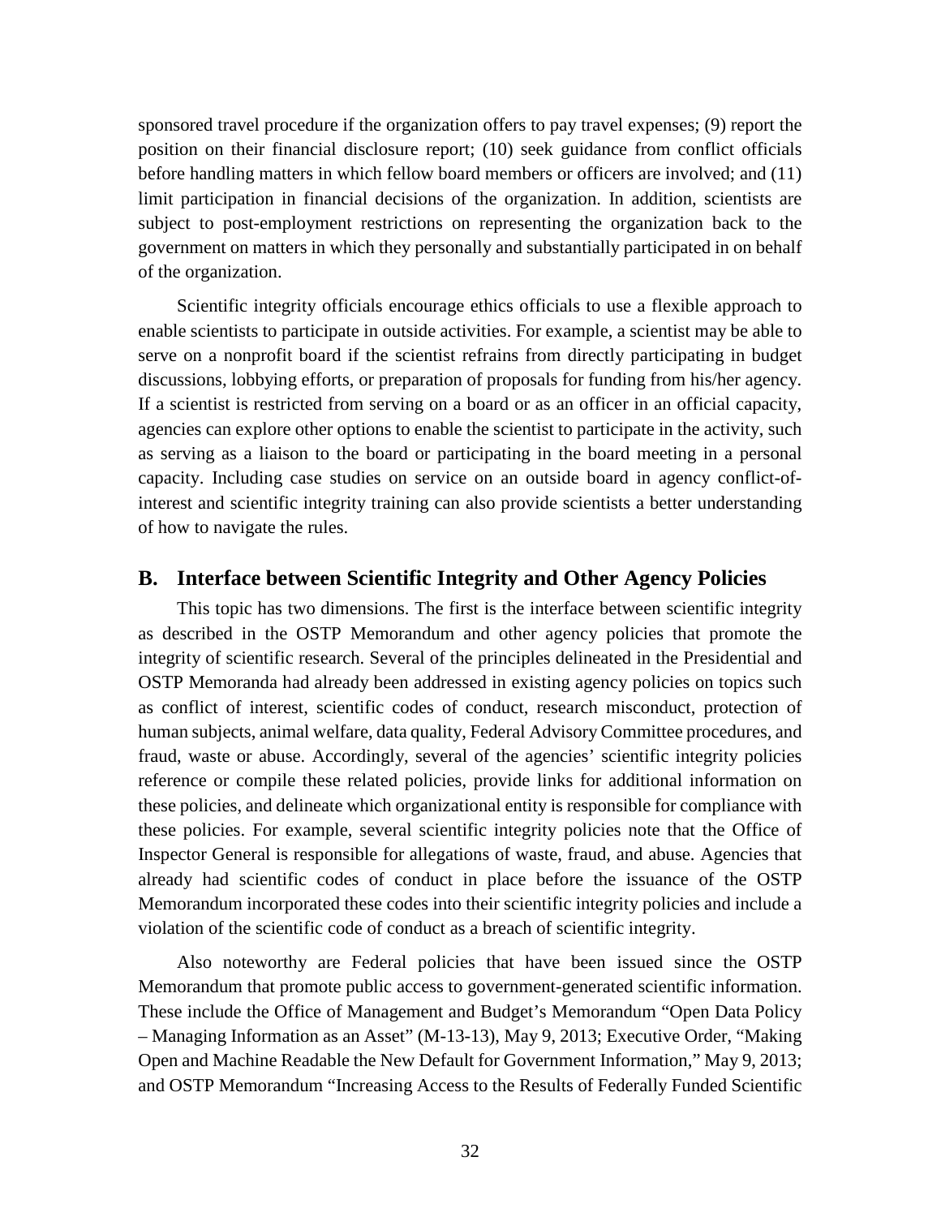sponsored travel procedure if the organization offers to pay travel expenses; (9) report the position on their financial disclosure report; (10) seek guidance from conflict officials before handling matters in which fellow board members or officers are involved; and (11) limit participation in financial decisions of the organization. In addition, scientists are subject to post-employment restrictions on representing the organization back to the government on matters in which they personally and substantially participated in on behalf of the organization.

Scientific integrity officials encourage ethics officials to use a flexible approach to enable scientists to participate in outside activities. For example, a scientist may be able to serve on a nonprofit board if the scientist refrains from directly participating in budget discussions, lobbying efforts, or preparation of proposals for funding from his/her agency. If a scientist is restricted from serving on a board or as an officer in an official capacity, agencies can explore other options to enable the scientist to participate in the activity, such as serving as a liaison to the board or participating in the board meeting in a personal capacity. Including case studies on service on an outside board in agency conflict-of-interest and scientific integrity training can also provide scientists a better understanding of how to navigate the rules.

## B. Interface between Scientific Integrity and Other Agency Policies

This topic has two dimensions. The first is the interface between scientific integrity as described in the OSTP Memorandum and other agency policies that promote the integrity of scientific research. Several of the principles delineated in the Presidential and OSTP Memoranda had already been addressed in existing agency policies on topics such as conflict of interest, scientific codes of conduct, research misconduct, protection of human subjects, animal welfare, data quality, Federal Advisory Committee procedures, and fraud, waste or abuse. Accordingly, several of the agencies' scientific integrity policies reference or compile these related policies, provide links for additional information on these policies, and delineate which organizational entity is responsible for compliance with these policies. For example, several scientific integrity policies note that the Office of Inspector General is responsible for allegations of waste, fraud, and abuse. Agencies that already had scientific codes of conduct in place before the issuance of the OSTP Memorandum incorporated these codes into their scientific integrity policies and include a violation of the scientific code of conduct as a breach of scientific integrity.

Also noteworthy are Federal policies that have been issued since the OSTP Memorandum that promote public access to government-generated scientific information. These include the Office of Management and Budget's Memorandum "Open Data Policy – Managing Information as an Asset" (M-13-13), May 9, 2013; Executive Order, "Making Open and Machine Readable the New Default for Government Information," May 9, 2013; and OSTP Memorandum "Increasing Access to the Results of Federally Funded Scientific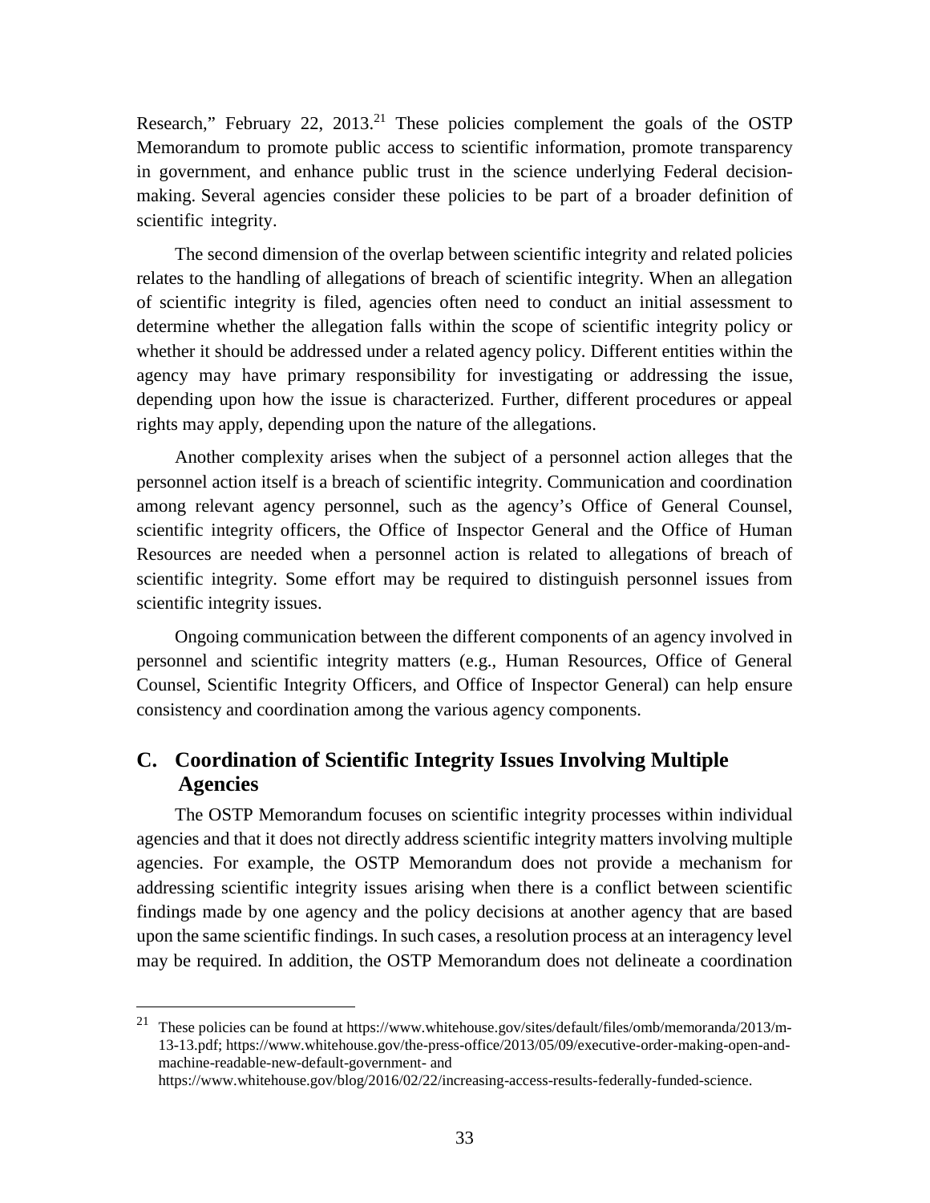Research," February 22, 2013.[21] These policies complement the goals of the OSTP Memorandum to promote public access to scientific information, promote transparency in government, and enhance public trust in the science underlying Federal decision-making. Several agencies consider these policies to be part of a broader definition of scientific integrity.

The second dimension of the overlap between scientific integrity and related policies relates to the handling of allegations of breach of scientific integrity. When an allegation of scientific integrity is filed, agencies often need to conduct an initial assessment to determine whether the allegation falls within the scope of scientific integrity policy or whether it should be addressed under a related agency policy. Different entities within the agency may have primary responsibility for investigating or addressing the issue, depending upon how the issue is characterized. Further, different procedures or appeal rights may apply, depending upon the nature of the allegations.

Another complexity arises when the subject of a personnel action alleges that the personnel action itself is a breach of scientific integrity. Communication and coordination among relevant agency personnel, such as the agency's Office of General Counsel, scientific integrity officers, the Office of Inspector General and the Office of Human Resources are needed when a personnel action is related to allegations of breach of scientific integrity. Some effort may be required to distinguish personnel issues from scientific integrity issues.

Ongoing communication between the different components of an agency involved in personnel and scientific integrity matters (e.g., Human Resources, Office of General Counsel, Scientific Integrity Officers, and Office of Inspector General) can help ensure consistency and coordination among the various agency components.

## C. Coordination of Scientific Integrity Issues Involving Multiple Agencies

The OSTP Memorandum focuses on scientific integrity processes within individual agencies and that it does not directly address scientific integrity matters involving multiple agencies. For example, the OSTP Memorandum does not provide a mechanism for addressing scientific integrity issues arising when there is a conflict between scientific findings made by one agency and the policy decisions at another agency that are based upon the same scientific findings. In such cases, a resolution process at an interagency level may be required. In addition, the OSTP Memorandum does not delineate a coordination

[21] These policies can be found at https://www.whitehouse.gov/sites/default/files/omb/memoranda/2013/m-13-13.pdf; https://www.whitehouse.gov/the-press-office/2013/05/09/executive-order-making-open-and-machine-readable-new-default-government- and https://www.whitehouse.gov/blog/2016/02/22/increasing-access-results-federally-funded-science.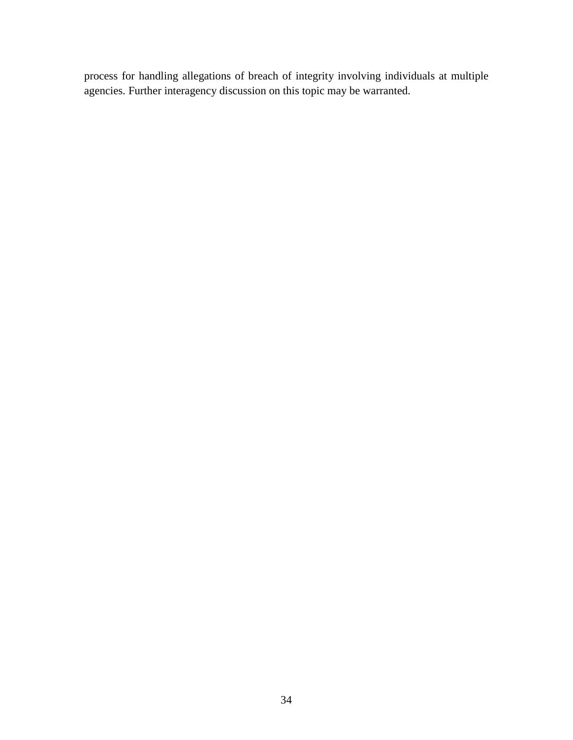process for handling allegations of breach of integrity involving individuals at multiple agencies. Further interagency discussion on this topic may be warranted.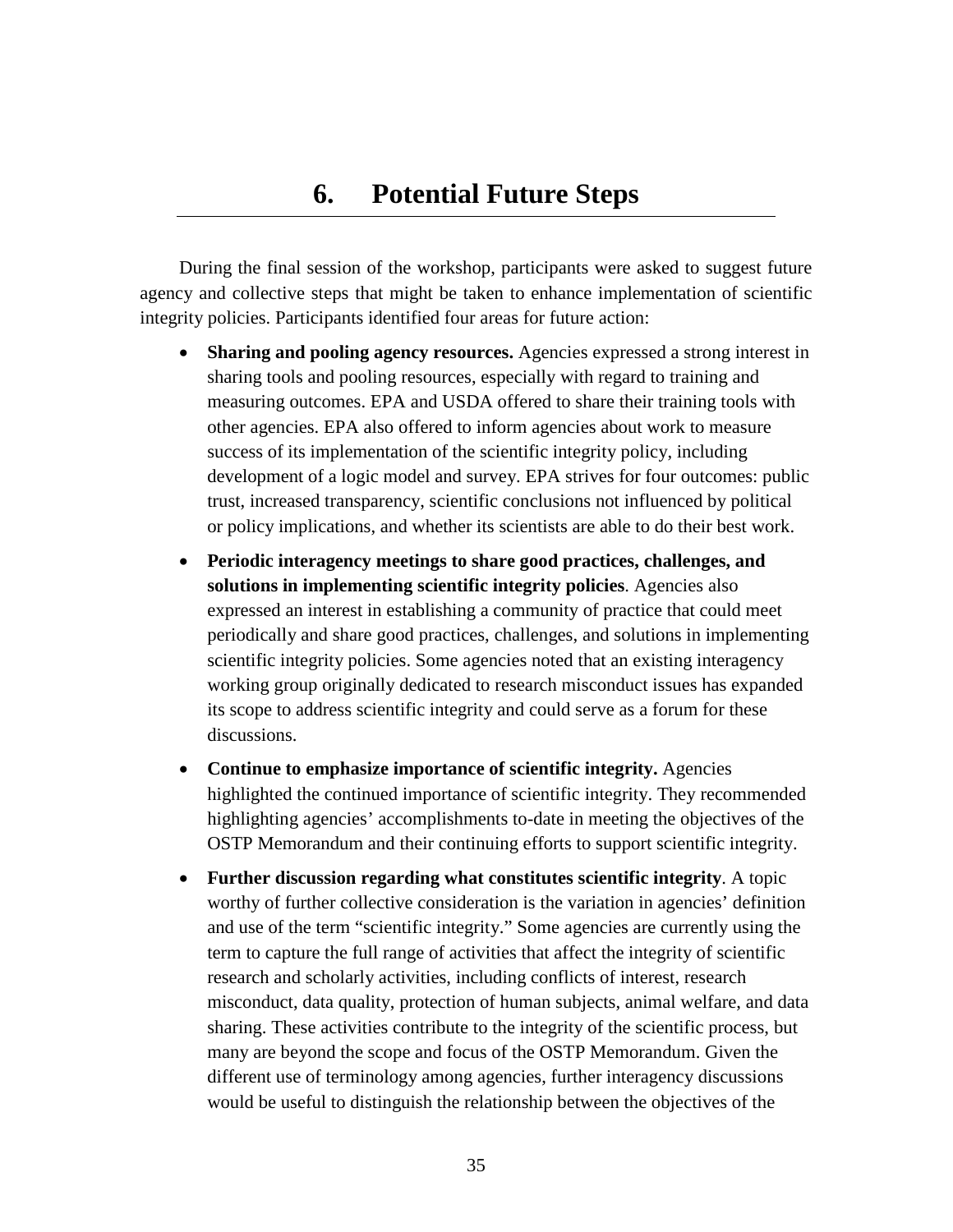# 6. Potential Future Steps

During the final session of the workshop, participants were asked to suggest future agency and collective steps that might be taken to enhance implementation of scientific integrity policies. Participants identified four areas for future action:

- **Sharing and pooling agency resources.** Agencies expressed a strong interest in sharing tools and pooling resources, especially with regard to training and measuring outcomes. EPA and USDA offered to share their training tools with other agencies. EPA also offered to inform agencies about work to measure success of its implementation of the scientific integrity policy, including development of a logic model and survey. EPA strives for four outcomes: public trust, increased transparency, scientific conclusions not influenced by political or policy implications, and whether its scientists are able to do their best work.
- **Periodic interagency meetings to share good practices, challenges, and solutions in implementing scientific integrity policies**. Agencies also expressed an interest in establishing a community of practice that could meet periodically and share good practices, challenges, and solutions in implementing scientific integrity policies. Some agencies noted that an existing interagency working group originally dedicated to research misconduct issues has expanded its scope to address scientific integrity and could serve as a forum for these discussions.
- **Continue to emphasize importance of scientific integrity.** Agencies highlighted the continued importance of scientific integrity. They recommended highlighting agencies' accomplishments to-date in meeting the objectives of the OSTP Memorandum and their continuing efforts to support scientific integrity.
- **Further discussion regarding what constitutes scientific integrity**. A topic worthy of further collective consideration is the variation in agencies' definition and use of the term "scientific integrity." Some agencies are currently using the term to capture the full range of activities that affect the integrity of scientific research and scholarly activities, including conflicts of interest, research misconduct, data quality, protection of human subjects, animal welfare, and data sharing. These activities contribute to the integrity of the scientific process, but many are beyond the scope and focus of the OSTP Memorandum. Given the different use of terminology among agencies, further interagency discussions would be useful to distinguish the relationship between the objectives of the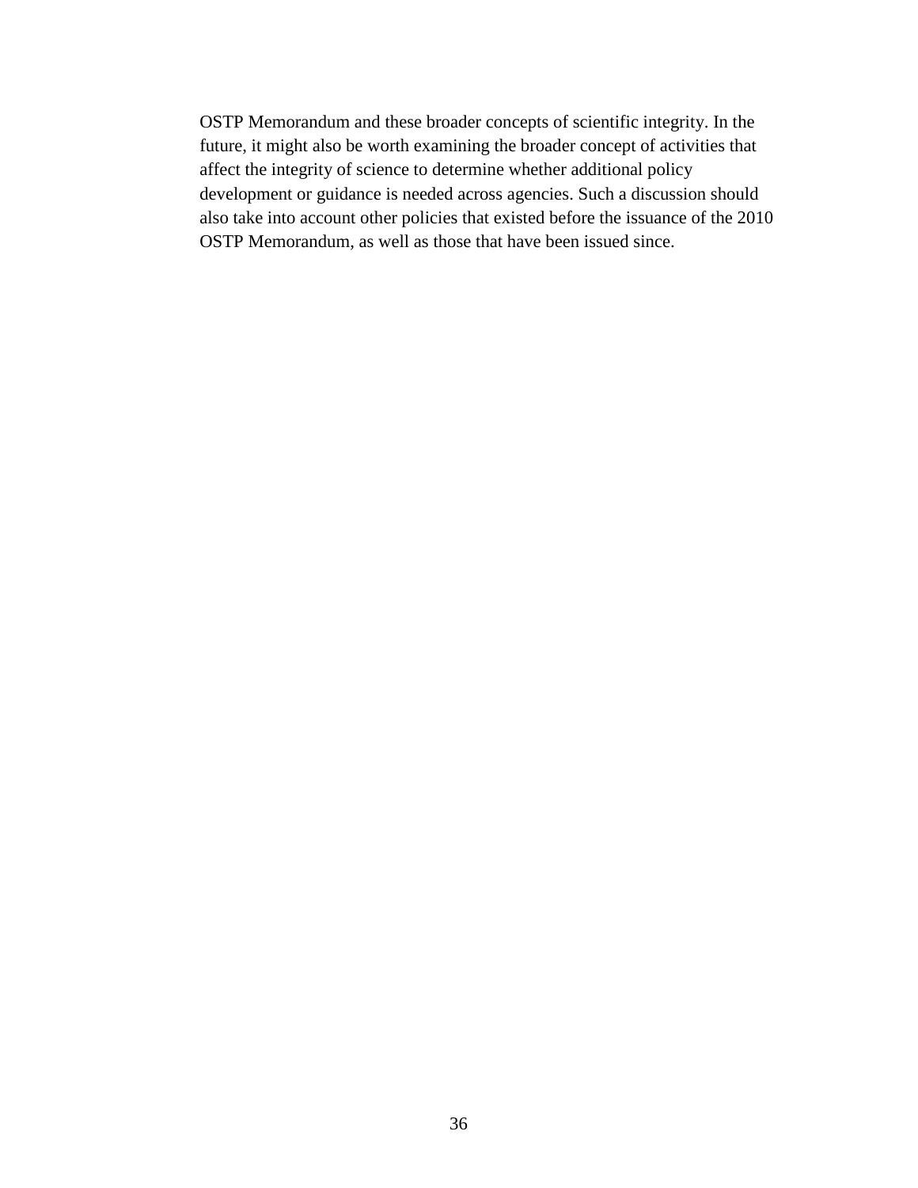OSTP Memorandum and these broader concepts of scientific integrity. In the future, it might also be worth examining the broader concept of activities that affect the integrity of science to determine whether additional policy development or guidance is needed across agencies. Such a discussion should also take into account other policies that existed before the issuance of the 2010 OSTP Memorandum, as well as those that have been issued since.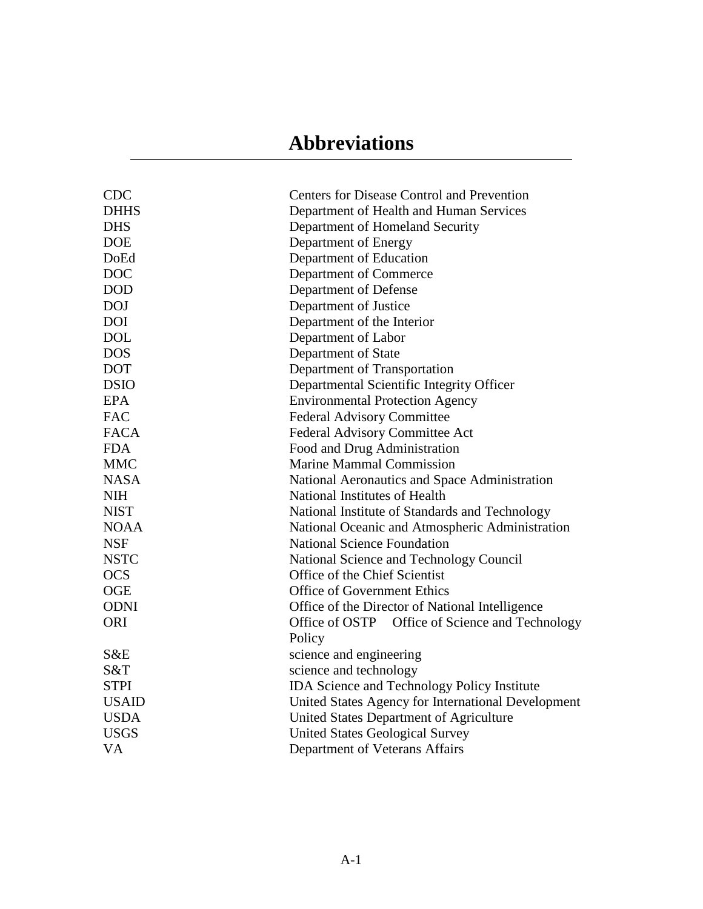# Abbreviations

| | |
|---|---|
| CDC | Centers for Disease Control and Prevention |
| DHHS | Department of Health and Human Services |
| DHS | Department of Homeland Security |
| DOE | Department of Energy |
| DoEd | Department of Education |
| DOC | Department of Commerce |
| DOD | Department of Defense |
| DOJ | Department of Justice |
| DOI | Department of the Interior |
| DOL | Department of Labor |
| DOS | Department of State |
| DOT | Department of Transportation |
| DSIO | Departmental Scientific Integrity Officer |
| EPA | Environmental Protection Agency |
| FAC | Federal Advisory Committee |
| FACA | Federal Advisory Committee Act |
| FDA | Food and Drug Administration |
| MMC | Marine Mammal Commission |
| NASA | National Aeronautics and Space Administration |
| NIH | National Institutes of Health |
| NIST | National Institute of Standards and Technology |
| NOAA | National Oceanic and Atmospheric Administration |
| NSF | National Science Foundation |
| NSTC | National Science and Technology Council |
| OCS | Office of the Chief Scientist |
| OGE | Office of Government Ethics |
| ODNI | Office of the Director of National Intelligence |
| ORI | Office of OSTP Office of Science and Technology Policy |
| S&E | science and engineering |
| S&T | science and technology |
| STPI | IDA Science and Technology Policy Institute |
| USAID | United States Agency for International Development |
| USDA | United States Department of Agriculture |
| USGS | United States Geological Survey |
| VA | Department of Veterans Affairs |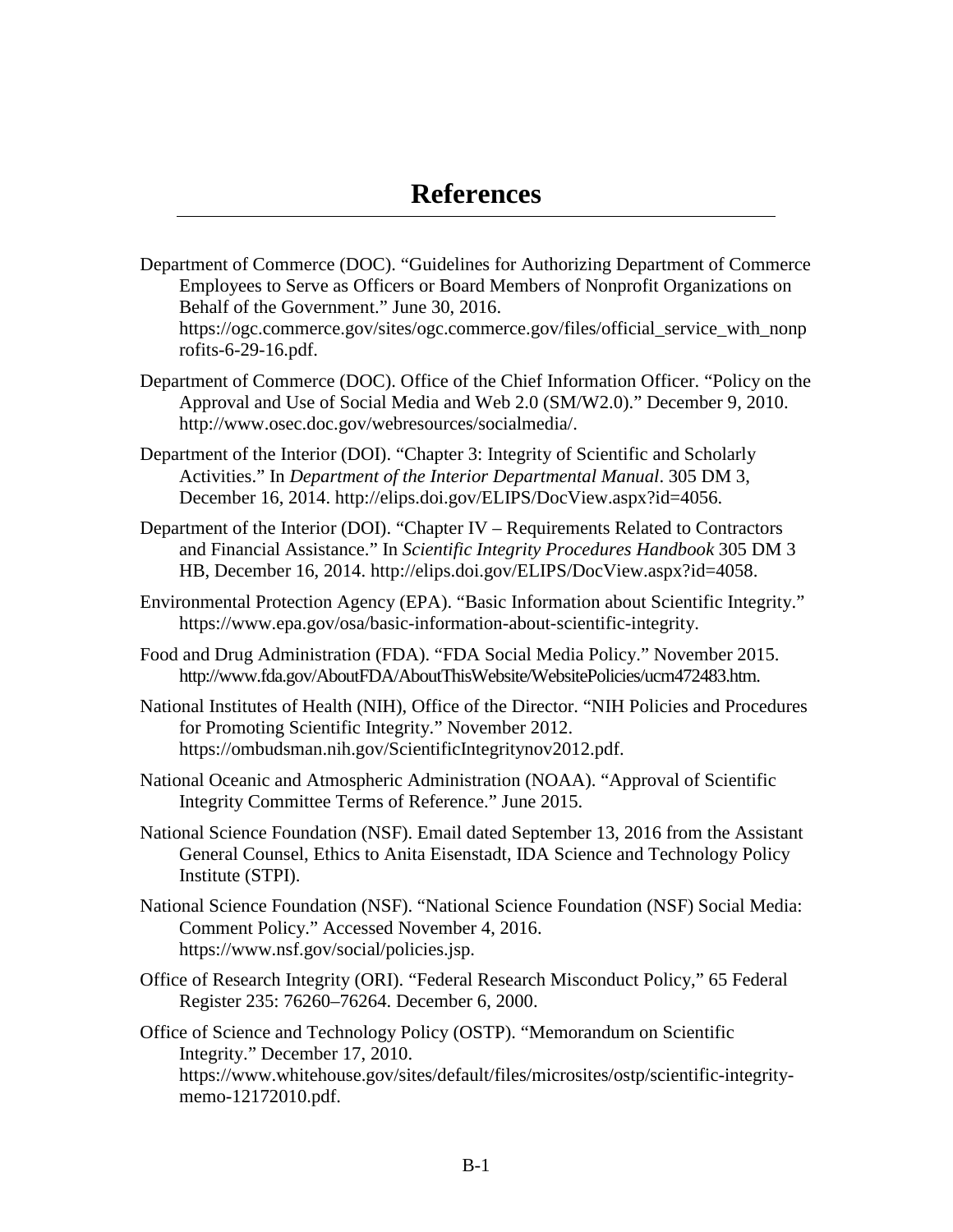# References

Department of Commerce (DOC). "Guidelines for Authorizing Department of Commerce Employees to Serve as Officers or Board Members of Nonprofit Organizations on Behalf of the Government." June 30, 2016. https://ogc.commerce.gov/sites/ogc.commerce.gov/files/official_service_with_nonprofits-6-29-16.pdf.

Department of Commerce (DOC). Office of the Chief Information Officer. "Policy on the Approval and Use of Social Media and Web 2.0 (SM/W2.0)." December 9, 2010. http://www.osec.doc.gov/webresources/socialmedia/.

Department of the Interior (DOI). "Chapter 3: Integrity of Scientific and Scholarly Activities." In *Department of the Interior Departmental Manual*. 305 DM 3, December 16, 2014. http://elips.doi.gov/ELIPS/DocView.aspx?id=4056.

Department of the Interior (DOI). "Chapter IV – Requirements Related to Contractors and Financial Assistance." In *Scientific Integrity Procedures Handbook* 305 DM 3 HB, December 16, 2014. http://elips.doi.gov/ELIPS/DocView.aspx?id=4058.

Environmental Protection Agency (EPA). "Basic Information about Scientific Integrity." https://www.epa.gov/osa/basic-information-about-scientific-integrity.

Food and Drug Administration (FDA). "FDA Social Media Policy." November 2015. http://www.fda.gov/AboutFDA/AboutThisWebsite/WebsitePolicies/ucm472483.htm.

National Institutes of Health (NIH), Office of the Director. "NIH Policies and Procedures for Promoting Scientific Integrity." November 2012. https://ombudsman.nih.gov/ScientificIntegritynov2012.pdf.

National Oceanic and Atmospheric Administration (NOAA). "Approval of Scientific Integrity Committee Terms of Reference." June 2015.

National Science Foundation (NSF). Email dated September 13, 2016 from the Assistant General Counsel, Ethics to Anita Eisenstadt, IDA Science and Technology Policy Institute (STPI).

National Science Foundation (NSF). "National Science Foundation (NSF) Social Media: Comment Policy." Accessed November 4, 2016. https://www.nsf.gov/social/policies.jsp.

Office of Research Integrity (ORI). "Federal Research Misconduct Policy," 65 Federal Register 235: 76260–76264. December 6, 2000.

Office of Science and Technology Policy (OSTP). "Memorandum on Scientific Integrity." December 17, 2010. https://www.whitehouse.gov/sites/default/files/microsites/ostp/scientific-integrity-memo-12172010.pdf.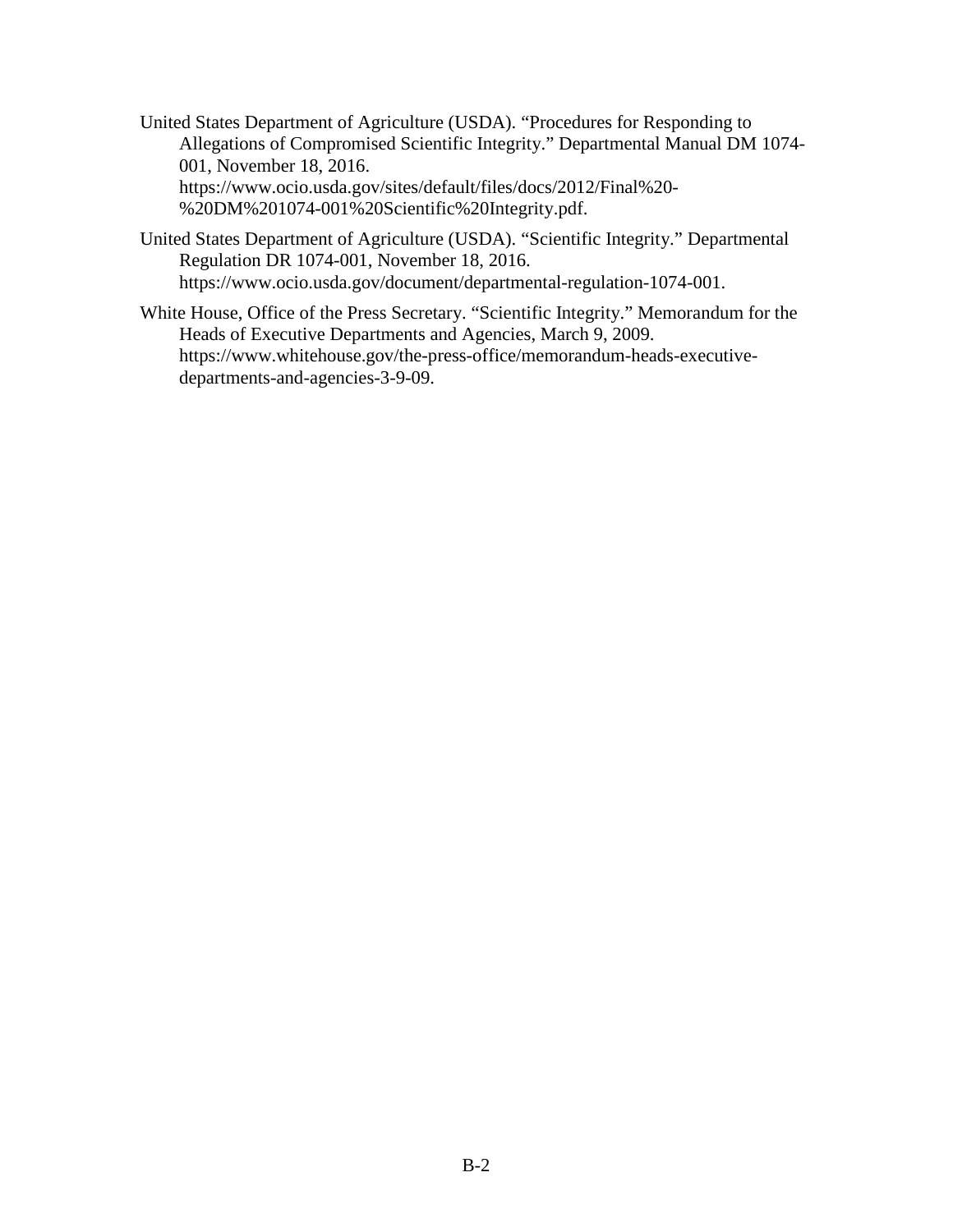United States Department of Agriculture (USDA). "Procedures for Responding to Allegations of Compromised Scientific Integrity." Departmental Manual DM 1074-001, November 18, 2016. https://www.ocio.usda.gov/sites/default/files/docs/2012/Final%20-%20DM%201074-001%20Scientific%20Integrity.pdf.

United States Department of Agriculture (USDA). "Scientific Integrity." Departmental Regulation DR 1074-001, November 18, 2016. https://www.ocio.usda.gov/document/departmental-regulation-1074-001.

White House, Office of the Press Secretary. "Scientific Integrity." Memorandum for the Heads of Executive Departments and Agencies, March 9, 2009. https://www.whitehouse.gov/the-press-office/memorandum-heads-executive-departments-and-agencies-3-9-09.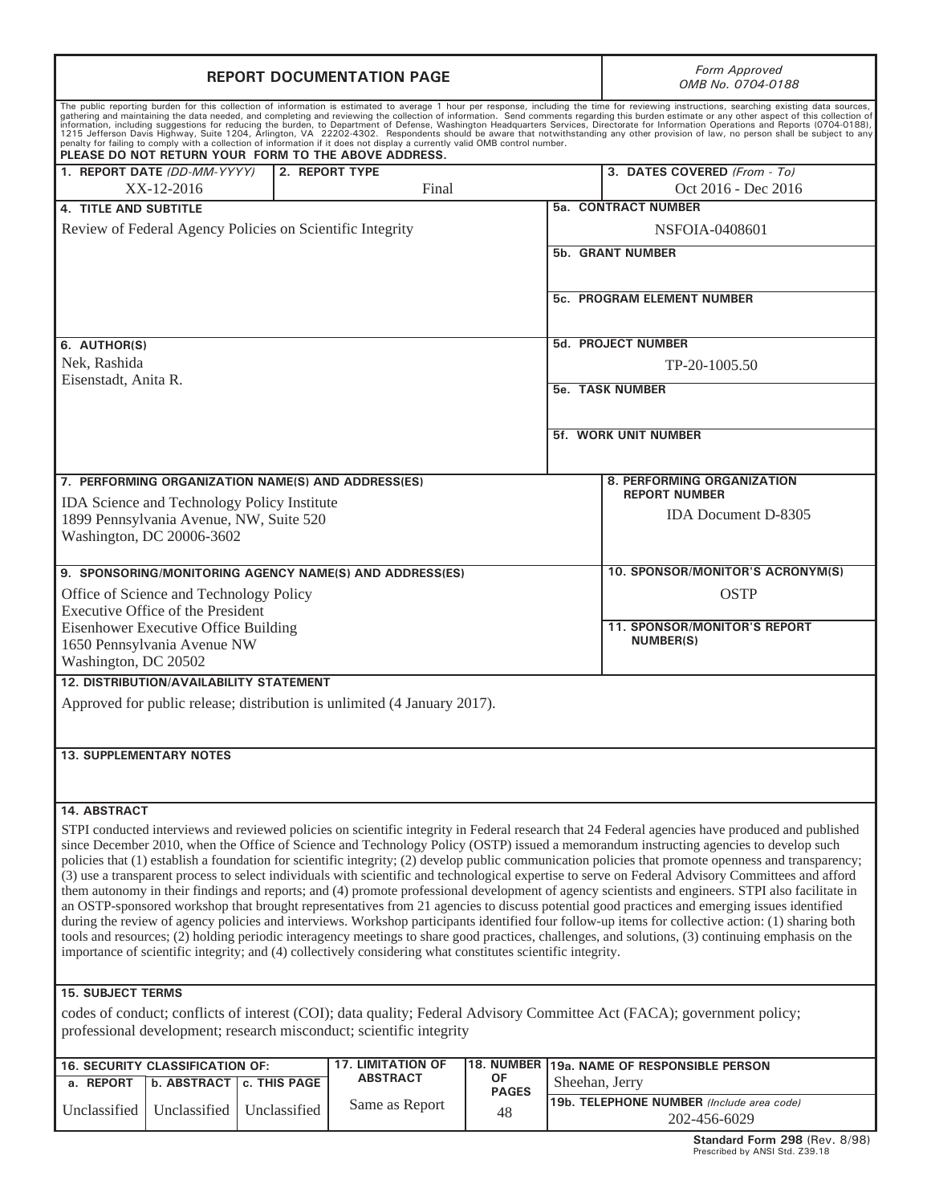# REPORT DOCUMENTATION PAGE

*Form Approved*
*OMB No. 0704-0188*

The public reporting burden for this collection of information is estimated to average 1 hour per response, including the time for reviewing instructions, searching existing data sources, gathering and maintaining the data needed, and completing and reviewing the collection of information. Send comments regarding this burden estimate or any other aspect of this collection of information, including suggestions for reducing the burden, to Department of Defense, Washington Headquarters Services, Directorate for Information Operations and Reports (0704-0188), 1215 Jefferson Davis Highway, Suite 1204, Arlington, VA 22202-4302. Respondents should be aware that notwithstanding any other provision of law, no person shall be subject to any penalty for failing to comply with a collection of information if it does not display a currently valid OMB control number.

**PLEASE DO NOT RETURN YOUR FORM TO THE ABOVE ADDRESS.**

| 1. REPORT DATE (DD-MM-YYYY) | 2. REPORT TYPE | 3. DATES COVERED (From - To) |
|---|---|---|
| XX-12-2016 | Final | Oct 2016 - Dec 2016 |

**4. TITLE AND SUBTITLE**
Review of Federal Agency Policies on Scientific Integrity

**5a. CONTRACT NUMBER**
NSFOIA-0408601

**5b. GRANT NUMBER**

**5c. PROGRAM ELEMENT NUMBER**

**6. AUTHOR(S)**
Nek, Rashida
Eisenstadt, Anita R.

**5d. PROJECT NUMBER**
TP-20-1005.50

**5e. TASK NUMBER**

**5f. WORK UNIT NUMBER**

**7. PERFORMING ORGANIZATION NAME(S) AND ADDRESS(ES)**
IDA Science and Technology Policy Institute
1899 Pennsylvania Avenue, NW, Suite 520
Washington, DC 20006-3602

**8. PERFORMING ORGANIZATION REPORT NUMBER**
IDA Document D-8305

**9. SPONSORING/MONITORING AGENCY NAME(S) AND ADDRESS(ES)**
Office of Science and Technology Policy
Executive Office of the President
Eisenhower Executive Office Building
1650 Pennsylvania Avenue NW
Washington, DC 20502

**10. SPONSOR/MONITOR'S ACRONYM(S)**
OSTP

**11. SPONSOR/MONITOR'S REPORT NUMBER(S)**

**12. DISTRIBUTION/AVAILABILITY STATEMENT**
Approved for public release; distribution is unlimited (4 January 2017).

**13. SUPPLEMENTARY NOTES**

**14. ABSTRACT**
STPI conducted interviews and reviewed policies on scientific integrity in Federal research that 24 Federal agencies have produced and published since December 2010, when the Office of Science and Technology Policy (OSTP) issued a memorandum instructing agencies to develop such policies that (1) establish a foundation for scientific integrity; (2) develop public communication policies that promote openness and transparency; (3) use a transparent process to select individuals with scientific and technological expertise to serve on Federal Advisory Committees and afford them autonomy in their findings and reports; and (4) promote professional development of agency scientists and engineers. STPI also facilitate in an OSTP-sponsored workshop that brought representatives from 21 agencies to discuss potential good practices and emerging issues identified during the review of agency policies and interviews. Workshop participants identified four follow-up items for collective action: (1) sharing both tools and resources; (2) holding periodic interagency meetings to share good practices, challenges, and solutions, (3) continuing emphasis on the importance of scientific integrity; and (4) collectively considering what constitutes scientific integrity.

**15. SUBJECT TERMS**
codes of conduct; conflicts of interest (COI); data quality; Federal Advisory Committee Act (FACA); government policy; professional development; research misconduct; scientific integrity

| 16. SECURITY CLASSIFICATION OF: | | | 17. LIMITATION OF ABSTRACT | 18. NUMBER OF PAGES | 19a. NAME OF RESPONSIBLE PERSON |
|---|---|---|---|---|---|
| a. REPORT | b. ABSTRACT | c. THIS PAGE | | | Sheehan, Jerry |
| Unclassified | Unclassified | Unclassified | Same as Report | 48 | 19b. TELEPHONE NUMBER (Include area code) 202-456-6029 |

**Standard Form 298** (Rev. 8/98)
Prescribed by ANSI Std. Z39.18